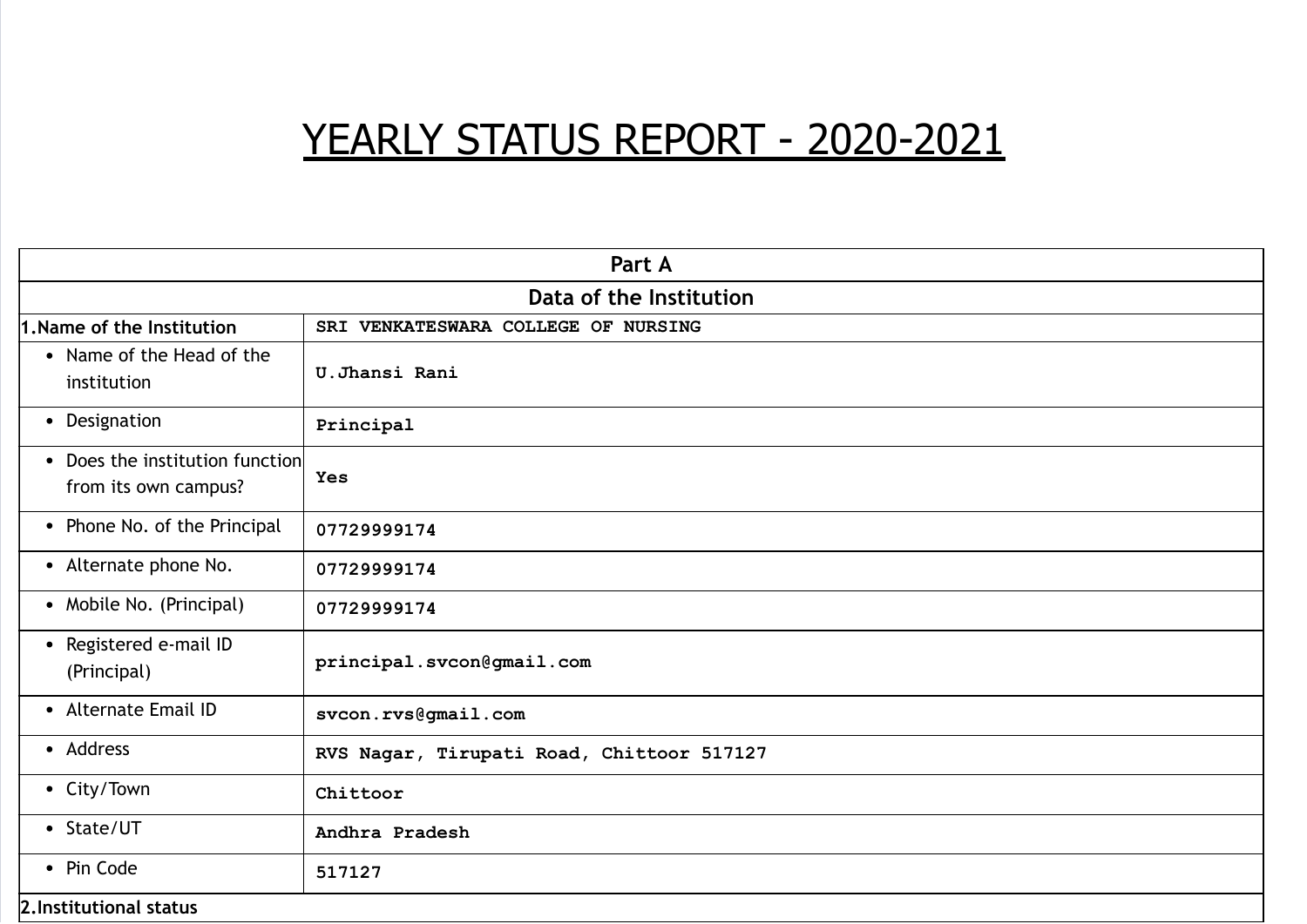# YEARLY STATUS REPORT - 2020-2021

| Part A | |
|---|---|
| **Data of the Institution** | |
| **1.Name of the Institution** | SRI VENKATESWARA COLLEGE OF NURSING |
| • Name of the Head of the institution | U.Jhansi Rani |
| • Designation | Principal |
| • Does the institution function from its own campus? | Yes |
| • Phone No. of the Principal | 07729999174 |
| • Alternate phone No. | 07729999174 |
| • Mobile No. (Principal) | 07729999174 |
| • Registered e-mail ID (Principal) | principal.svcon@gmail.com |
| • Alternate Email ID | svcon.rvs@gmail.com |
| • Address | RVS Nagar, Tirupati Road, Chittoor 517127 |
| • City/Town | Chittoor |
| • State/UT | Andhra Pradesh |
| • Pin Code | 517127 |
| **2.Institutional status** | |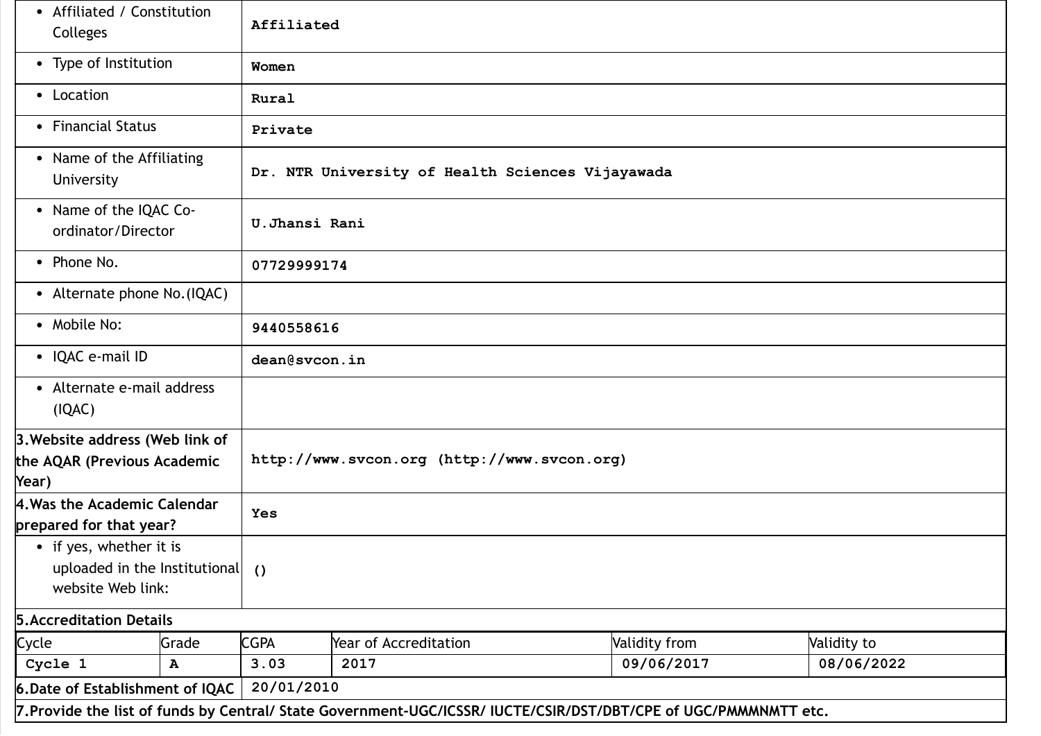| | |
|---|---|
| • Affiliated / Constitution Colleges | Affiliated |
| • Type of Institution | Women |
| • Location | Rural |
| • Financial Status | Private |
| • Name of the Affiliating University | Dr. NTR University of Health Sciences Vijayawada |
| • Name of the IQAC Co-ordinator/Director | U.Jhansi Rani |
| • Phone No. | 07729999174 |
| • Alternate phone No.(IQAC) | |
| • Mobile No: | 9440558616 |
| • IQAC e-mail ID | dean@svcon.in |
| • Alternate e-mail address (IQAC) | |
| **3.Website address (Web link of the AQAR (Previous Academic Year)** | http://www.svcon.org (http://www.svcon.org) |
| **4.Was the Academic Calendar prepared for that year?** | Yes |
| • if yes, whether it is uploaded in the Institutional website Web link: | () |

**5.Accreditation Details**

| Cycle | Grade | CGPA | Year of Accreditation | Validity from | Validity to |
|---|---|---|---|---|---|
| Cycle 1 | A | 3.03 | 2017 | 09/06/2017 | 08/06/2022 |

| | |
|---|---|
| **6.Date of Establishment of IQAC** | 20/01/2010 |

**7.Provide the list of funds by Central/ State Government-UGC/ICSSR/ IUCTE/CSIR/DST/DBT/CPE of UGC/PMMMNMTT etc.**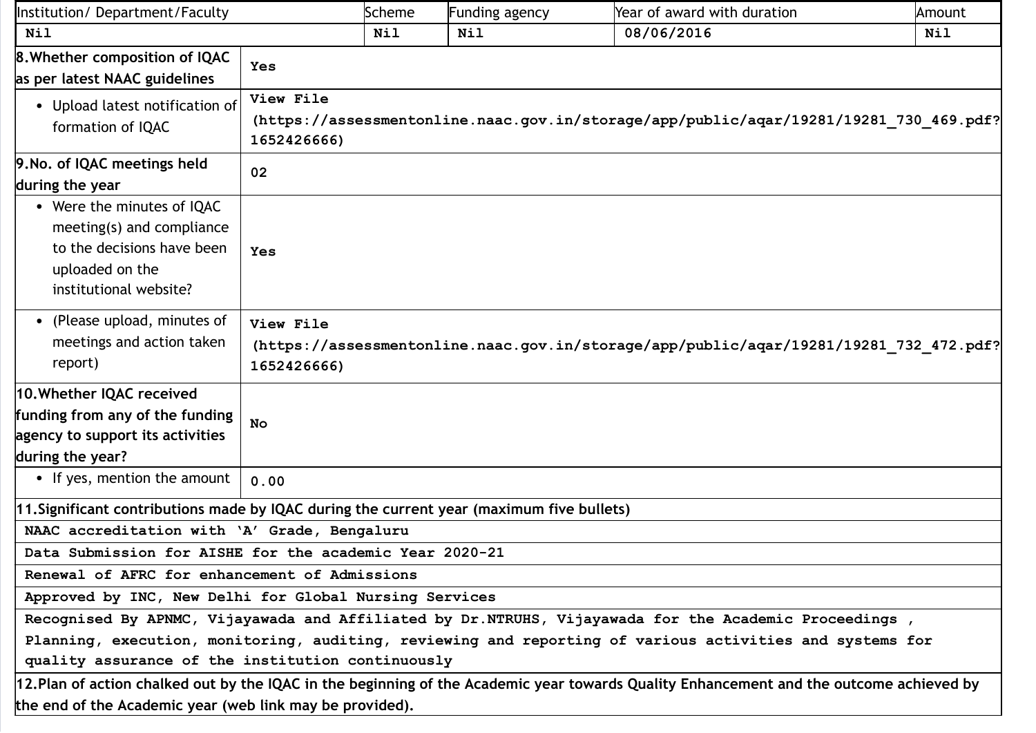| Institution/ Department/Faculty | Scheme | Funding agency | Year of award with duration | Amount |
|---|---|---|---|---|
| Nil | Nil | Nil | 08/06/2016 | Nil |

| | |
|---|---|
| **8.Whether composition of IQAC as per latest NAAC guidelines** | Yes |
| • Upload latest notification of formation of IQAC | View File (https://assessmentonline.naac.gov.in/storage/app/public/aqar/19281/19281_730_469.pdf?1652426666) |
| **9.No. of IQAC meetings held during the year** | 02 |
| • Were the minutes of IQAC meeting(s) and compliance to the decisions have been uploaded on the institutional website? | Yes |
| • (Please upload, minutes of meetings and action taken report) | View File (https://assessmentonline.naac.gov.in/storage/app/public/aqar/19281/19281_732_472.pdf?1652426666) |
| **10.Whether IQAC received funding from any of the funding agency to support its activities during the year?** | No |
| • If yes, mention the amount | 0.00 |

**11.Significant contributions made by IQAC during the current year (maximum five bullets)**

- NAAC accreditation with 'A' Grade, Bengaluru
- Data Submission for AISHE for the academic Year 2020-21
- Renewal of AFRC for enhancement of Admissions
- Approved by INC, New Delhi for Global Nursing Services
- Recognised By APNMC, Vijayawada and Affiliated by Dr.NTRUHS, Vijayawada for the Academic Proceedings , Planning, execution, monitoring, auditing, reviewing and reporting of various activities and systems for quality assurance of the institution continuously

**12.Plan of action chalked out by the IQAC in the beginning of the Academic year towards Quality Enhancement and the outcome achieved by the end of the Academic year (web link may be provided).**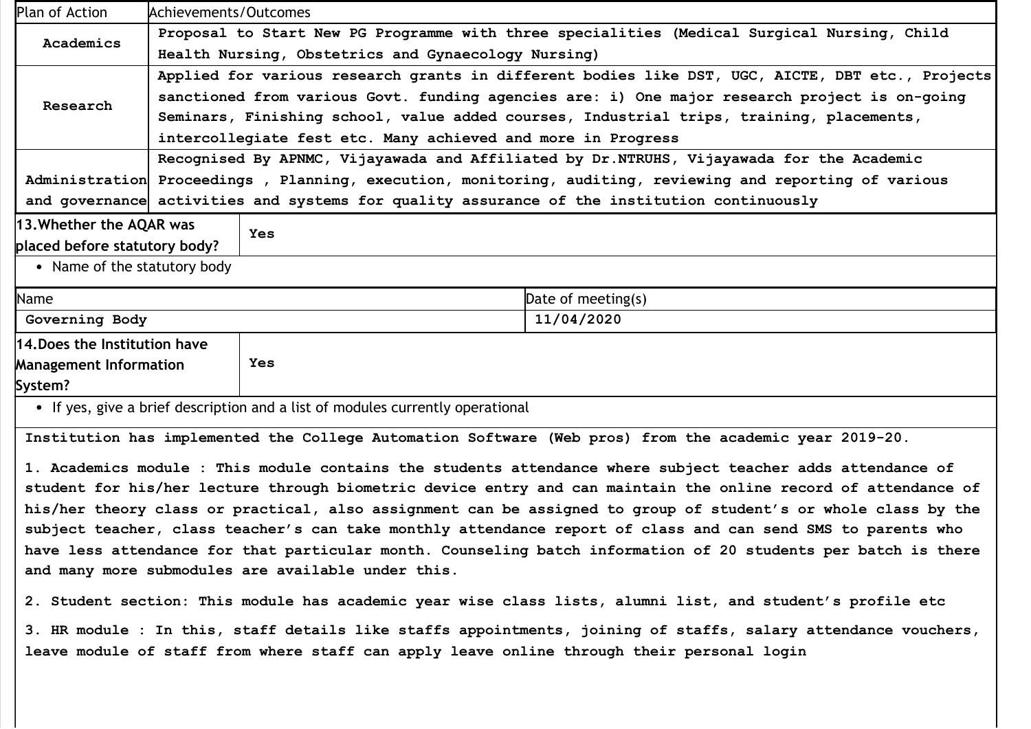| Plan of Action | Achievements/Outcomes |
|---|---|
| Academics | Proposal to Start New PG Programme with three specialities (Medical Surgical Nursing, Child Health Nursing, Obstetrics and Gynaecology Nursing) |
| Research | Applied for various research grants in different bodies like DST, UGC, AICTE, DBT etc., Projects sanctioned from various Govt. funding agencies are: i) One major research project is on-going Seminars, Finishing school, value added courses, Industrial trips, training, placements, intercollegiate fest etc. Many achieved and more in Progress |
| Administration and governance | Recognised By APNMC, Vijayawada and Affiliated by Dr.NTRUHS, Vijayawada for the Academic Proceedings , Planning, execution, monitoring, auditing, reviewing and reporting of various activities and systems for quality assurance of the institution continuously |

| 13.Whether the AQAR was placed before statutory body? | Yes |
|---|---|

- Name of the statutory body

| Name | Date of meeting(s) |
|---|---|
| Governing Body | 11/04/2020 |

| 14.Does the Institution have Management Information System? | Yes |
|---|---|

- If yes, give a brief description and a list of modules currently operational

Institution has implemented the College Automation Software (Web pros) from the academic year 2019-20.

1. Academics module : This module contains the students attendance where subject teacher adds attendance of student for his/her lecture through biometric device entry and can maintain the online record of attendance of his/her theory class or practical, also assignment can be assigned to group of student's or whole class by the subject teacher, class teacher's can take monthly attendance report of class and can send SMS to parents who have less attendance for that particular month. Counseling batch information of 20 students per batch is there and many more submodules are available under this.

2. Student section: This module has academic year wise class lists, alumni list, and student's profile etc

3. HR module : In this, staff details like staffs appointments, joining of staffs, salary attendance vouchers, leave module of staff from where staff can apply leave online through their personal login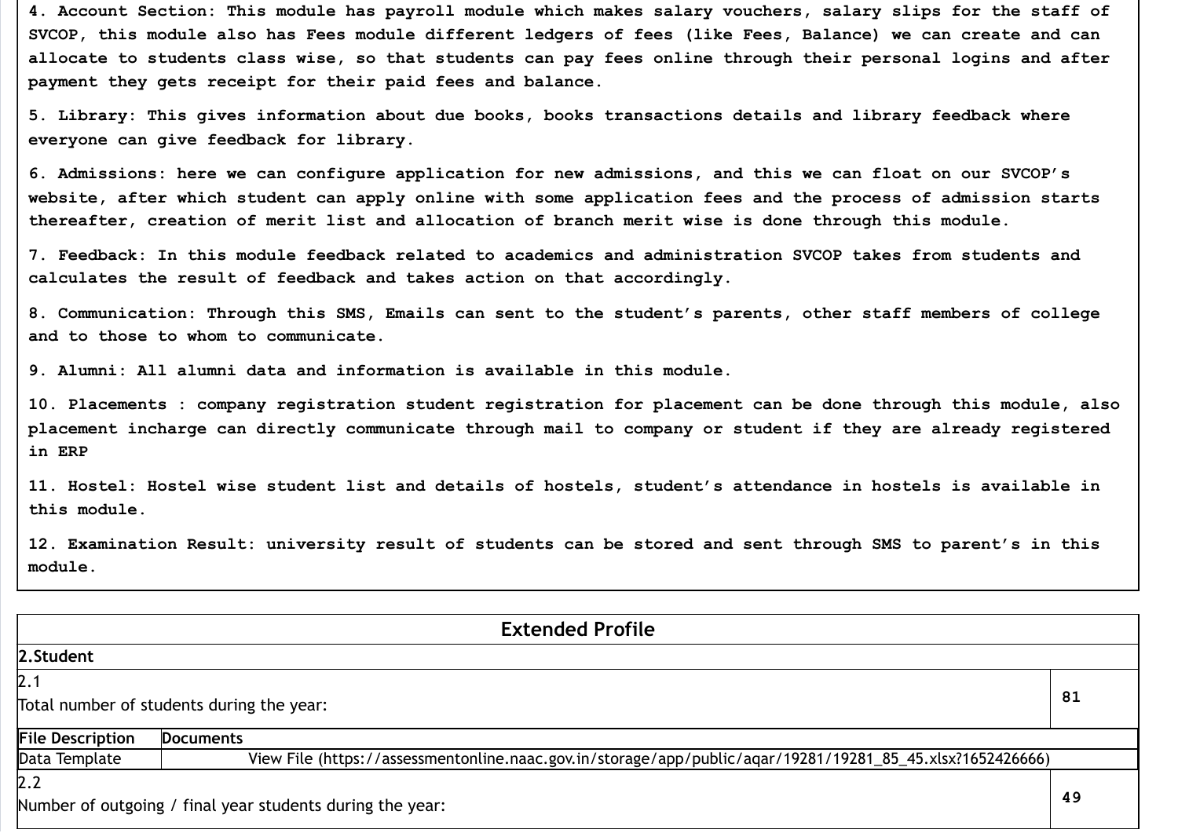4. Account Section: This module has payroll module which makes salary vouchers, salary slips for the staff of SVCOP, this module also has Fees module different ledgers of fees (like Fees, Balance) we can create and can allocate to students class wise, so that students can pay fees online through their personal logins and after payment they gets receipt for their paid fees and balance.

5. Library: This gives information about due books, books transactions details and library feedback where everyone can give feedback for library.

6. Admissions: here we can configure application for new admissions, and this we can float on our SVCOP's website, after which student can apply online with some application fees and the process of admission starts thereafter, creation of merit list and allocation of branch merit wise is done through this module.

7. Feedback: In this module feedback related to academics and administration SVCOP takes from students and calculates the result of feedback and takes action on that accordingly.

8. Communication: Through this SMS, Emails can sent to the student's parents, other staff members of college and to those to whom to communicate.

9. Alumni: All alumni data and information is available in this module.

10. Placements : company registration student registration for placement can be done through this module, also placement incharge can directly communicate through mail to company or student if they are already registered in ERP

11. Hostel: Hostel wise student list and details of hostels, student's attendance in hostels is available in this module.

12. Examination Result: university result of students can be stored and sent through SMS to parent's in this module.

## Extended Profile

**2.Student**

| 2.1 Total number of students during the year: | 81 |
|---|---|

| File Description | Documents |
|---|---|
| Data Template | View File (https://assessmentonline.naac.gov.in/storage/app/public/aqar/19281/19281_85_45.xlsx?1652426666) |

| 2.2 Number of outgoing / final year students during the year: | 49 |
|---|---|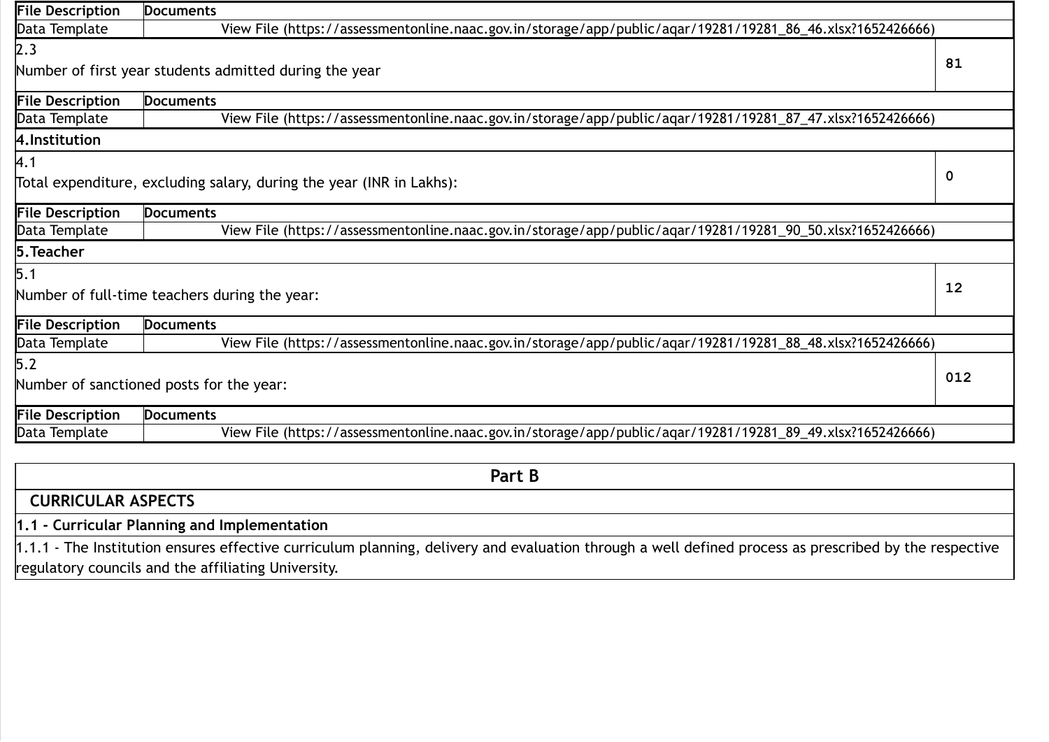| File Description | Documents |
| --- | --- |
| Data Template | View File (https://assessmentonline.naac.gov.in/storage/app/public/aqar/19281/19281_86_46.xlsx?1652426666) |

| 2.3 Number of first year students admitted during the year | 81 |
| --- | --- |

| File Description | Documents |
| --- | --- |
| Data Template | View File (https://assessmentonline.naac.gov.in/storage/app/public/aqar/19281/19281_87_47.xlsx?1652426666) |

**4.Institution**

| 4.1 Total expenditure, excluding salary, during the year (INR in Lakhs): | 0 |
| --- | --- |

| File Description | Documents |
| --- | --- |
| Data Template | View File (https://assessmentonline.naac.gov.in/storage/app/public/aqar/19281/19281_90_50.xlsx?1652426666) |

**5.Teacher**

| 5.1 Number of full-time teachers during the year: | 12 |
| --- | --- |

| File Description | Documents |
| --- | --- |
| Data Template | View File (https://assessmentonline.naac.gov.in/storage/app/public/aqar/19281/19281_88_48.xlsx?1652426666) |

| 5.2 Number of sanctioned posts for the year: | 012 |
| --- | --- |

| File Description | Documents |
| --- | --- |
| Data Template | View File (https://assessmentonline.naac.gov.in/storage/app/public/aqar/19281/19281_89_49.xlsx?1652426666) |

## Part B

### CURRICULAR ASPECTS

**1.1 - Curricular Planning and Implementation**

1.1.1 - The Institution ensures effective curriculum planning, delivery and evaluation through a well defined process as prescribed by the respective regulatory councils and the affiliating University.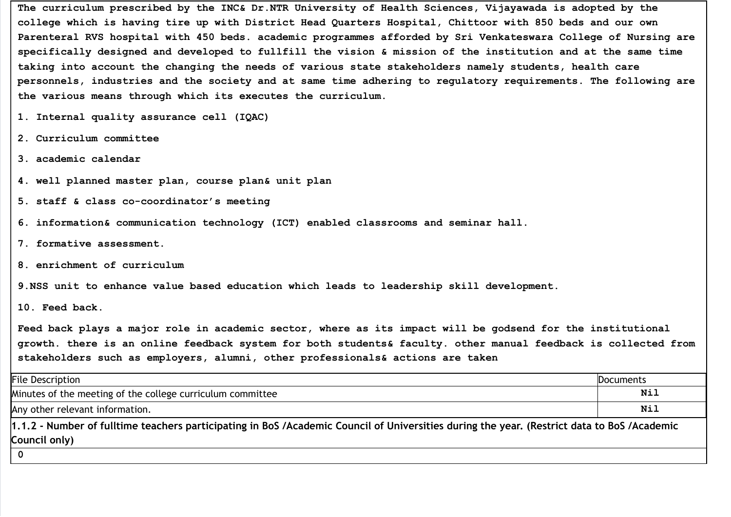The curriculum prescribed by the INC& Dr.NTR University of Health Sciences, Vijayawada is adopted by the college which is having tire up with District Head Quarters Hospital, Chittoor with 850 beds and our own Parenteral RVS hospital with 450 beds. academic programmes afforded by Sri Venkateswara College of Nursing are specifically designed and developed to fullfill the vision & mission of the institution and at the same time taking into account the changing the needs of various state stakeholders namely students, health care personnels, industries and the society and at same time adhering to regulatory requirements. The following are the various means through which its executes the curriculum.

1. Internal quality assurance cell (IQAC)
2. Curriculum committee
3. academic calendar
4. well planned master plan, course plan& unit plan
5. staff & class co-coordinator's meeting
6. information& communication technology (ICT) enabled classrooms and seminar hall.
7. formative assessment.
8. enrichment of curriculum
9. NSS unit to enhance value based education which leads to leadership skill development.
10. Feed back.

Feed back plays a major role in academic sector, where as its impact will be godsend for the institutional growth. there is an online feedback system for both students& faculty. other manual feedback is collected from stakeholders such as employers, alumni, other professionals& actions are taken

| File Description | Documents |
|---|---|
| Minutes of the meeting of the college curriculum committee | Nil |
| Any other relevant information. | Nil |

**1.1.2 - Number of fulltime teachers participating in BoS /Academic Council of Universities during the year. (Restrict data to BoS /Academic Council only)**

0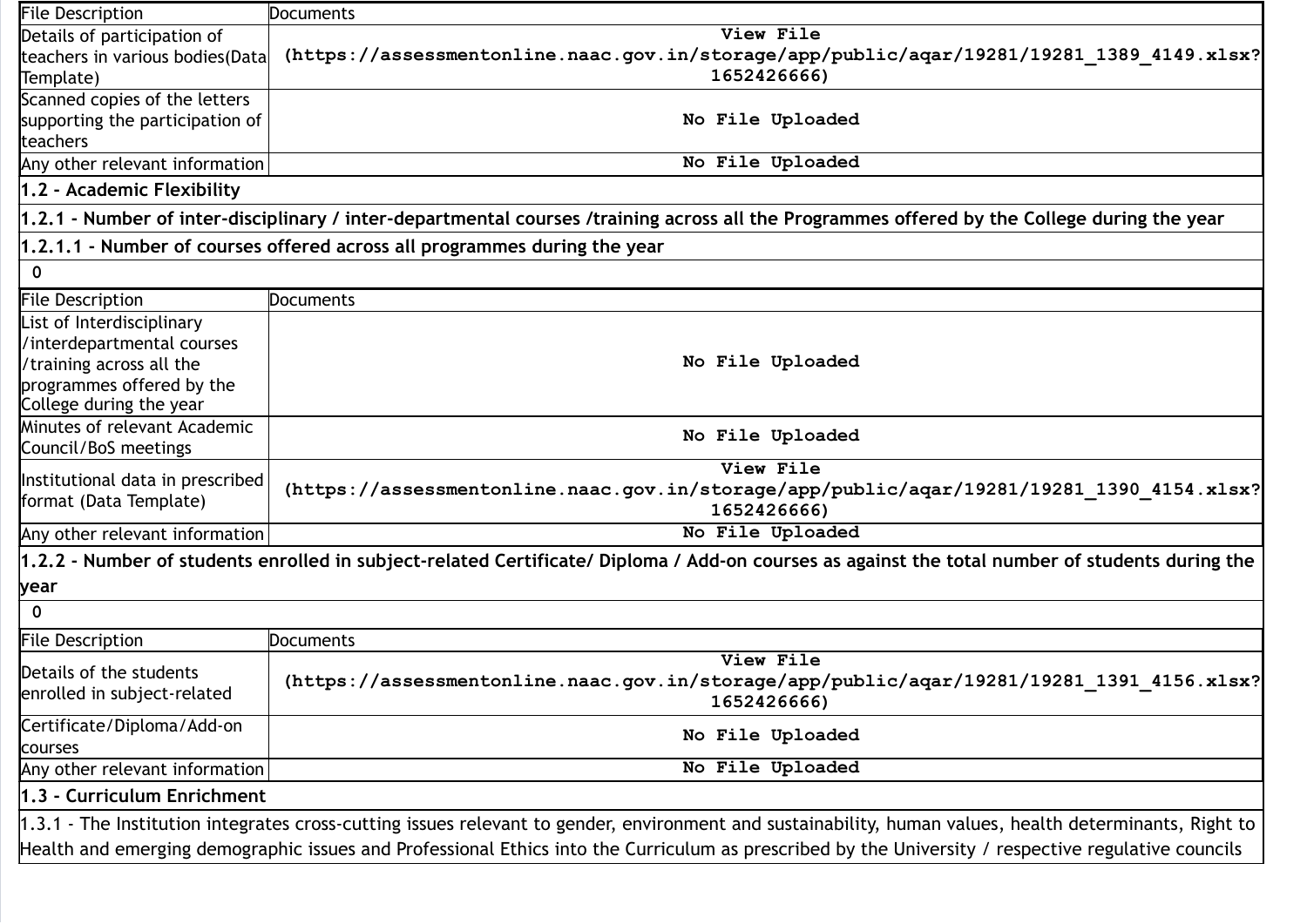| File Description | Documents |
|---|---|
| Details of participation of teachers in various bodies(Data Template) | View File (https://assessmentonline.naac.gov.in/storage/app/public/aqar/19281/19281_1389_4149.xlsx?1652426666) |
| Scanned copies of the letters supporting the participation of teachers | No File Uploaded |
| Any other relevant information | No File Uploaded |

**1.2 - Academic Flexibility**

**1.2.1 - Number of inter-disciplinary / inter-departmental courses /training across all the Programmes offered by the College during the year**

**1.2.1.1 - Number of courses offered across all programmes during the year**

0

| File Description | Documents |
|---|---|
| List of Interdisciplinary /interdepartmental courses /training across all the programmes offered by the College during the year | No File Uploaded |
| Minutes of relevant Academic Council/BoS meetings | No File Uploaded |
| Institutional data in prescribed format (Data Template) | View File (https://assessmentonline.naac.gov.in/storage/app/public/aqar/19281/19281_1390_4154.xlsx?1652426666) |
| Any other relevant information | No File Uploaded |

**1.2.2 - Number of students enrolled in subject-related Certificate/ Diploma / Add-on courses as against the total number of students during the year**

0

| File Description | Documents |
|---|---|
| Details of the students enrolled in subject-related | View File (https://assessmentonline.naac.gov.in/storage/app/public/aqar/19281/19281_1391_4156.xlsx?1652426666) |
| Certificate/Diploma/Add-on courses | No File Uploaded |
| Any other relevant information | No File Uploaded |

**1.3 - Curriculum Enrichment**

1.3.1 - The Institution integrates cross-cutting issues relevant to gender, environment and sustainability, human values, health determinants, Right to Health and emerging demographic issues and Professional Ethics into the Curriculum as prescribed by the University / respective regulative councils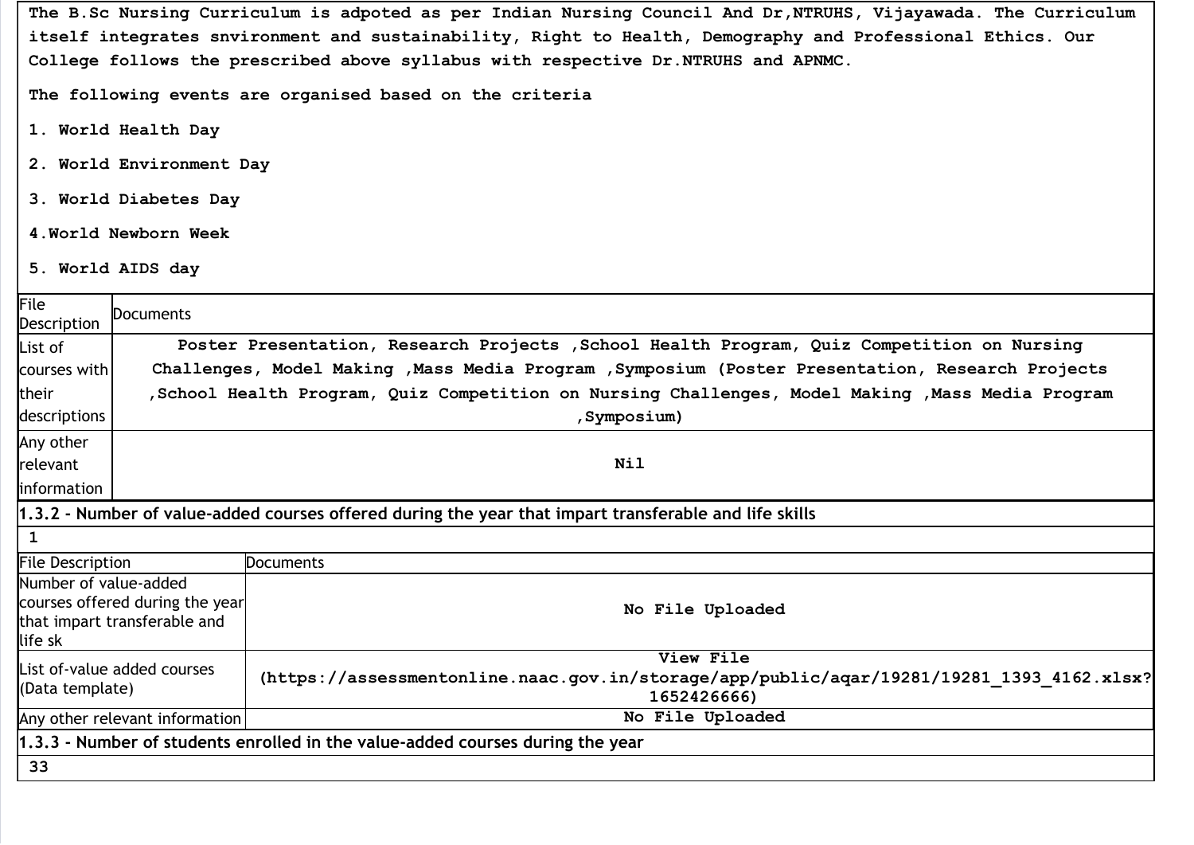The B.Sc Nursing Curriculum is adpoted as per Indian Nursing Council And Dr,NTRUHS, Vijayawada. The Curriculum itself integrates snvironment and sustainability, Right to Health, Demography and Professional Ethics. Our College follows the prescribed above syllabus with respective Dr.NTRUHS and APNMC.

The following events are organised based on the criteria

1. World Health Day
2. World Environment Day
3. World Diabetes Day
4. World Newborn Week
5. World AIDS day

| File Description | Documents |
|---|---|
| List of courses with their descriptions | Poster Presentation, Research Projects ,School Health Program, Quiz Competition on Nursing Challenges, Model Making ,Mass Media Program ,Symposium (Poster Presentation, Research Projects ,School Health Program, Quiz Competition on Nursing Challenges, Model Making ,Mass Media Program ,Symposium) |
| Any other relevant information | Nil |

**1.3.2 - Number of value-added courses offered during the year that impart transferable and life skills**

1

| File Description | Documents |
|---|---|
| Number of value-added courses offered during the year that impart transferable and life sk | No File Uploaded |
| List of-value added courses (Data template) | View File (https://assessmentonline.naac.gov.in/storage/app/public/aqar/19281/19281_1393_4162.xlsx?1652426666) |
| Any other relevant information | No File Uploaded |

**1.3.3 - Number of students enrolled in the value-added courses during the year**

33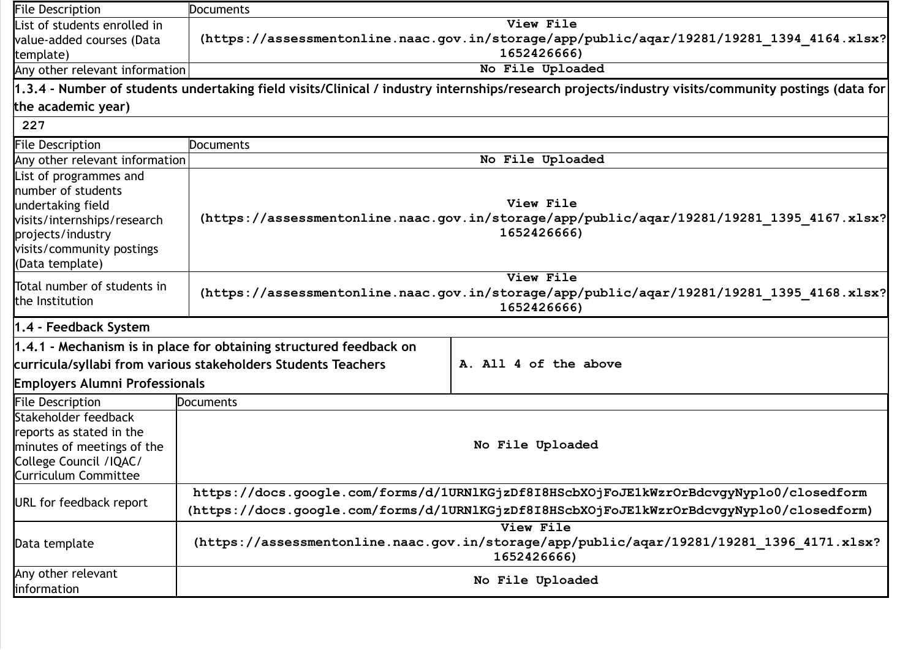| File Description | Documents |
|---|---|
| List of students enrolled in value-added courses (Data template) | **View File (https://assessmentonline.naac.gov.in/storage/app/public/aqar/19281/19281_1394_4164.xlsx?1652426666)** |
| Any other relevant information | **No File Uploaded** |

**1.3.4 - Number of students undertaking field visits/Clinical / industry internships/research projects/industry visits/community postings (data for the academic year)**

**227**

| File Description | Documents |
|---|---|
| Any other relevant information | **No File Uploaded** |
| List of programmes and number of students undertaking field visits/internships/research projects/industry visits/community postings (Data template) | **View File (https://assessmentonline.naac.gov.in/storage/app/public/aqar/19281/19281_1395_4167.xlsx?1652426666)** |
| Total number of students in the Institution | **View File (https://assessmentonline.naac.gov.in/storage/app/public/aqar/19281/19281_1395_4168.xlsx?1652426666)** |

**1.4 - Feedback System**

| **1.4.1 - Mechanism is in place for obtaining structured feedback on curricula/syllabi from various stakeholders Students Teachers Employers Alumni Professionals** | **A. All 4 of the above** |
|---|---|

| File Description | Documents |
|---|---|
| Stakeholder feedback reports as stated in the minutes of meetings of the College Council /IQAC/ Curriculum Committee | **No File Uploaded** |
| URL for feedback report | **https://docs.google.com/forms/d/1URNlKGjzDf8I8HScbXOjFoJE1kWzrOrBdcvgyNyplo0/closedform (https://docs.google.com/forms/d/1URNlKGjzDf8I8HScbXOjFoJE1kWzrOrBdcvgyNyplo0/closedform)** |
| Data template | **View File (https://assessmentonline.naac.gov.in/storage/app/public/aqar/19281/19281_1396_4171.xlsx?1652426666)** |
| Any other relevant information | **No File Uploaded** |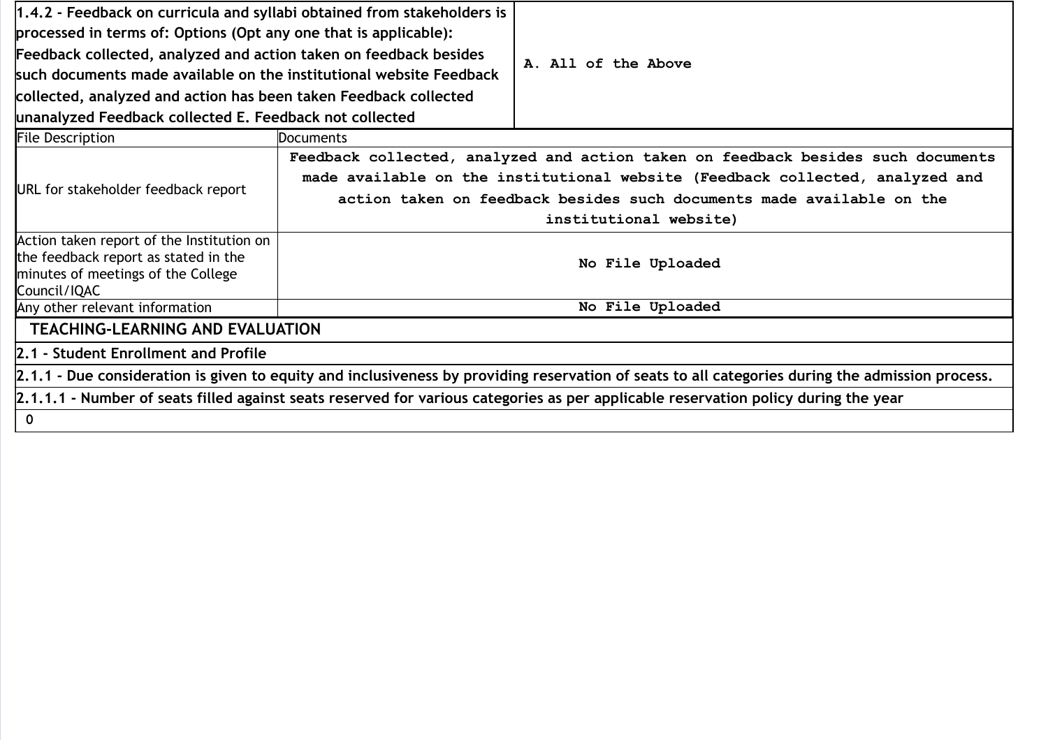| 1.4.2 - Feedback on curricula and syllabi obtained from stakeholders is processed in terms of: Options (Opt any one that is applicable): Feedback collected, analyzed and action taken on feedback besides such documents made available on the institutional website Feedback collected, analyzed and action has been taken Feedback collected unanalyzed Feedback collected E. Feedback not collected | A. All of the Above |
|---|---|

| File Description | Documents |
|---|---|
| URL for stakeholder feedback report | Feedback collected, analyzed and action taken on feedback besides such documents made available on the institutional website (Feedback collected, analyzed and action taken on feedback besides such documents made available on the institutional website) |
| Action taken report of the Institution on the feedback report as stated in the minutes of meetings of the College Council/IQAC | No File Uploaded |
| Any other relevant information | No File Uploaded |

## TEACHING-LEARNING AND EVALUATION

### 2.1 - Student Enrollment and Profile

**2.1.1 - Due consideration is given to equity and inclusiveness by providing reservation of seats to all categories during the admission process.**

**2.1.1.1 - Number of seats filled against seats reserved for various categories as per applicable reservation policy during the year**

0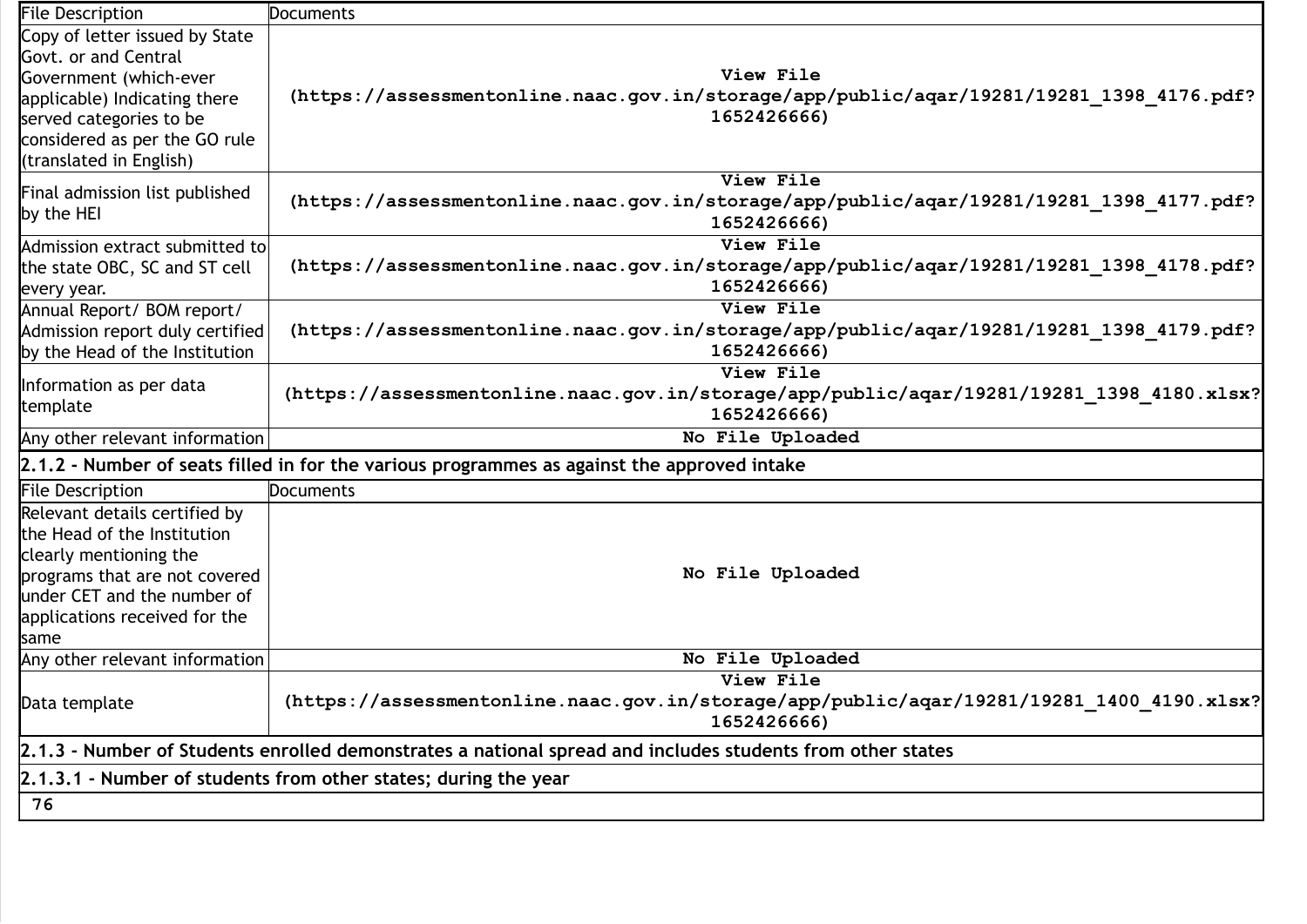| File Description | Documents |
|---|---|
| Copy of letter issued by State Govt. or and Central Government (which-ever applicable) Indicating there served categories to be considered as per the GO rule (translated in English) | View File (https://assessmentonline.naac.gov.in/storage/app/public/aqar/19281/19281_1398_4176.pdf?1652426666) |
| Final admission list published by the HEI | View File (https://assessmentonline.naac.gov.in/storage/app/public/aqar/19281/19281_1398_4177.pdf?1652426666) |
| Admission extract submitted to the state OBC, SC and ST cell every year. | View File (https://assessmentonline.naac.gov.in/storage/app/public/aqar/19281/19281_1398_4178.pdf?1652426666) |
| Annual Report/ BOM report/ Admission report duly certified by the Head of the Institution | View File (https://assessmentonline.naac.gov.in/storage/app/public/aqar/19281/19281_1398_4179.pdf?1652426666) |
| Information as per data template | View File (https://assessmentonline.naac.gov.in/storage/app/public/aqar/19281/19281_1398_4180.xlsx?1652426666) |
| Any other relevant information | No File Uploaded |

**2.1.2 - Number of seats filled in for the various programmes as against the approved intake**

| File Description | Documents |
|---|---|
| Relevant details certified by the Head of the Institution clearly mentioning the programs that are not covered under CET and the number of applications received for the same | No File Uploaded |
| Any other relevant information | No File Uploaded |
| Data template | View File (https://assessmentonline.naac.gov.in/storage/app/public/aqar/19281/19281_1400_4190.xlsx?1652426666) |

**2.1.3 - Number of Students enrolled demonstrates a national spread and includes students from other states**

**2.1.3.1 - Number of students from other states; during the year**

76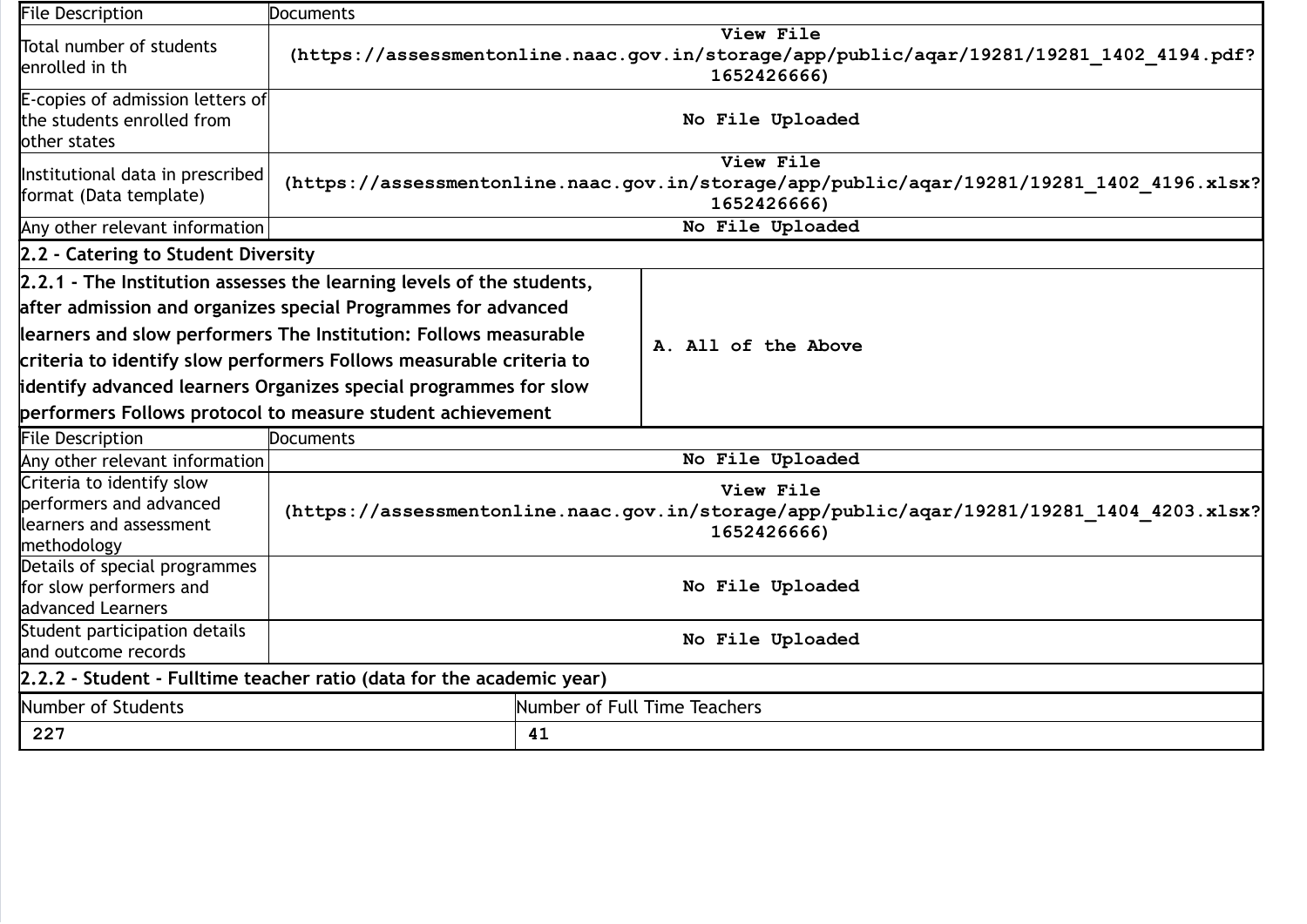| File Description | Documents |
| --- | --- |
| Total number of students enrolled in th | View File (https://assessmentonline.naac.gov.in/storage/app/public/aqar/19281/19281_1402_4194.pdf?1652426666) |
| E-copies of admission letters of the students enrolled from other states | No File Uploaded |
| Institutional data in prescribed format (Data template) | View File (https://assessmentonline.naac.gov.in/storage/app/public/aqar/19281/19281_1402_4196.xlsx?1652426666) |
| Any other relevant information | No File Uploaded |

## 2.2 - Catering to Student Diversity

| 2.2.1 - The Institution assesses the learning levels of the students, after admission and organizes special Programmes for advanced learners and slow performers The Institution: Follows measurable criteria to identify slow performers Follows measurable criteria to identify advanced learners Organizes special programmes for slow performers Follows protocol to measure student achievement | A. All of the Above |
| --- | --- |

| File Description | Documents |
| --- | --- |
| Any other relevant information | No File Uploaded |
| Criteria to identify slow performers and advanced learners and assessment methodology | View File (https://assessmentonline.naac.gov.in/storage/app/public/aqar/19281/19281_1404_4203.xlsx?1652426666) |
| Details of special programmes for slow performers and advanced Learners | No File Uploaded |
| Student participation details and outcome records | No File Uploaded |

## 2.2.2 - Student - Fulltime teacher ratio (data for the academic year)

| Number of Students | Number of Full Time Teachers |
| --- | --- |
| 227 | 41 |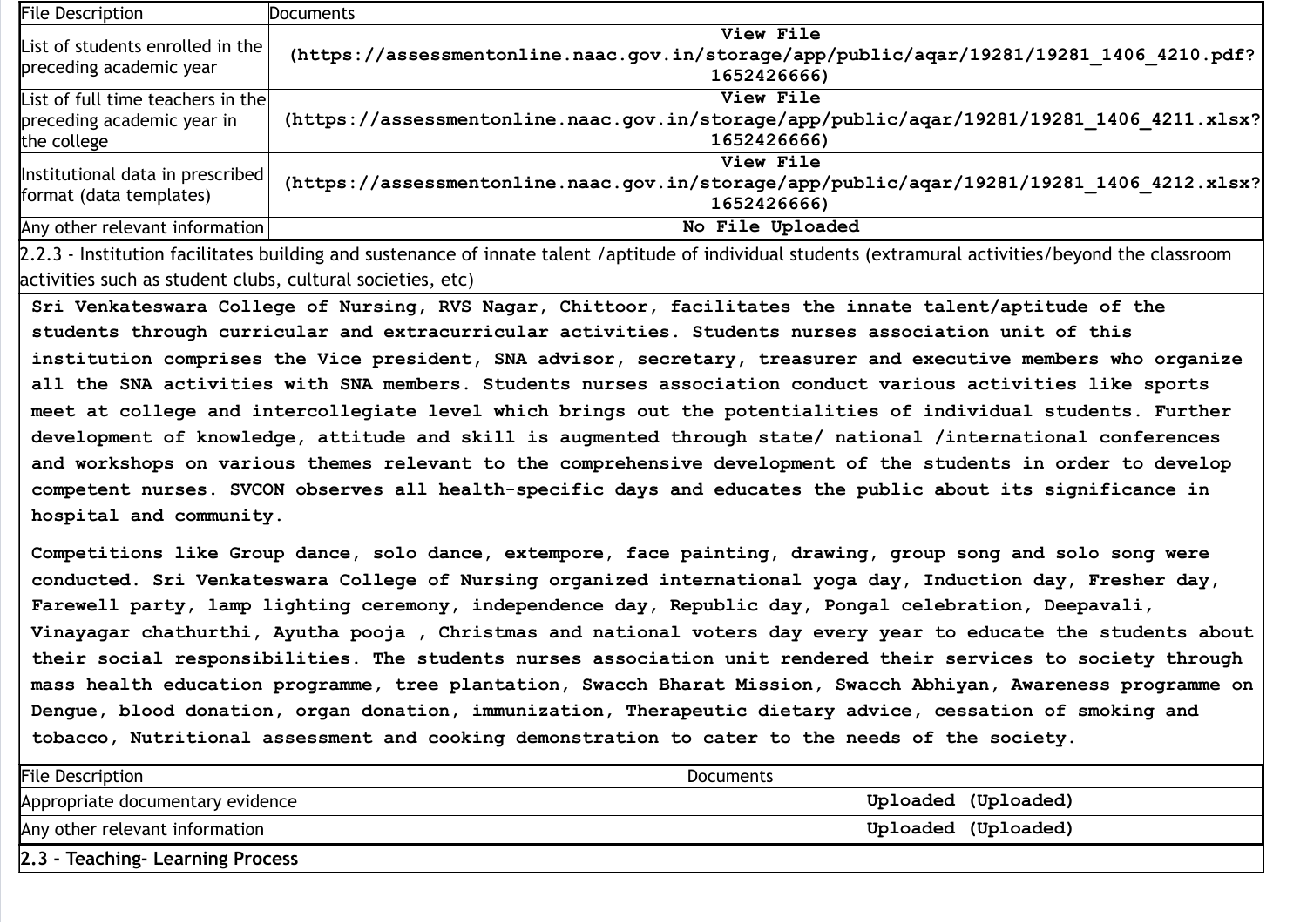| File Description | Documents |
| --- | --- |
| List of students enrolled in the preceding academic year | View File (https://assessmentonline.naac.gov.in/storage/app/public/aqar/19281/19281_1406_4210.pdf?1652426666) |
| List of full time teachers in the preceding academic year in the college | View File (https://assessmentonline.naac.gov.in/storage/app/public/aqar/19281/19281_1406_4211.xlsx?1652426666) |
| Institutional data in prescribed format (data templates) | View File (https://assessmentonline.naac.gov.in/storage/app/public/aqar/19281/19281_1406_4212.xlsx?1652426666) |
| Any other relevant information | No File Uploaded |

2.2.3 - Institution facilitates building and sustenance of innate talent /aptitude of individual students (extramural activities/beyond the classroom activities such as student clubs, cultural societies, etc)

Sri Venkateswara College of Nursing, RVS Nagar, Chittoor, facilitates the innate talent/aptitude of the students through curricular and extracurricular activities. Students nurses association unit of this institution comprises the Vice president, SNA advisor, secretary, treasurer and executive members who organize all the SNA activities with SNA members. Students nurses association conduct various activities like sports meet at college and intercollegiate level which brings out the potentialities of individual students. Further development of knowledge, attitude and skill is augmented through state/ national /international conferences and workshops on various themes relevant to the comprehensive development of the students in order to develop competent nurses. SVCON observes all health-specific days and educates the public about its significance in hospital and community.

Competitions like Group dance, solo dance, extempore, face painting, drawing, group song and solo song were conducted. Sri Venkateswara College of Nursing organized international yoga day, Induction day, Fresher day, Farewell party, lamp lighting ceremony, independence day, Republic day, Pongal celebration, Deepavali, Vinayagar chathurthi, Ayutha pooja , Christmas and national voters day every year to educate the students about their social responsibilities. The students nurses association unit rendered their services to society through mass health education programme, tree plantation, Swacch Bharat Mission, Swacch Abhiyan, Awareness programme on Dengue, blood donation, organ donation, immunization, Therapeutic dietary advice, cessation of smoking and tobacco, Nutritional assessment and cooking demonstration to cater to the needs of the society.

| File Description | Documents |
| --- | --- |
| Appropriate documentary evidence | Uploaded (Uploaded) |
| Any other relevant information | Uploaded (Uploaded) |

**2.3 - Teaching- Learning Process**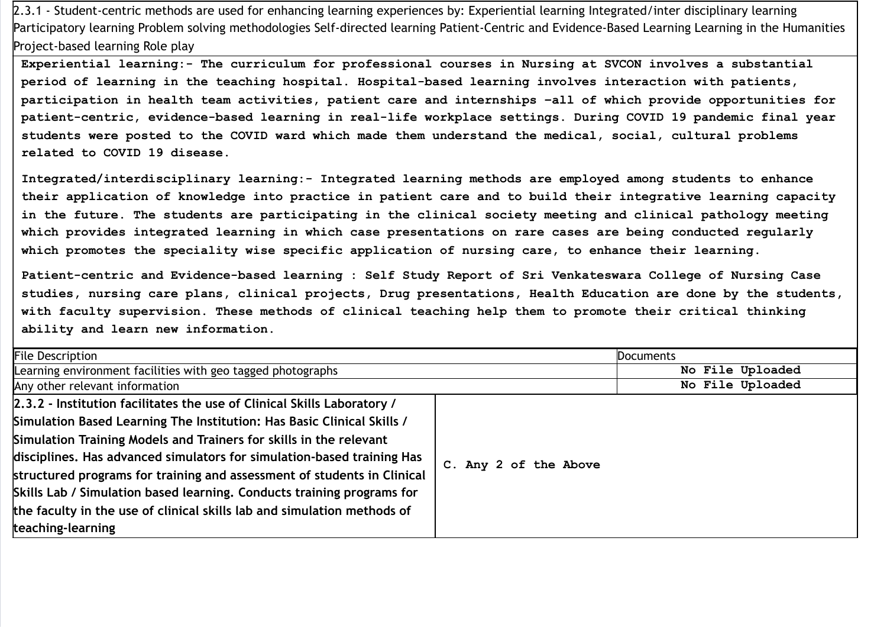2.3.1 - Student-centric methods are used for enhancing learning experiences by: Experiential learning Integrated/inter disciplinary learning Participatory learning Problem solving methodologies Self-directed learning Patient-Centric and Evidence-Based Learning Learning in the Humanities Project-based learning Role play

**Experiential learning:-** The curriculum for professional courses in Nursing at SVCON involves a substantial period of learning in the teaching hospital. Hospital-based learning involves interaction with patients, participation in health team activities, patient care and internships –all of which provide opportunities for patient-centric, evidence-based learning in real-life workplace settings. During COVID 19 pandemic final year students were posted to the COVID ward which made them understand the medical, social, cultural problems related to COVID 19 disease.

**Integrated/interdisciplinary learning:-** Integrated learning methods are employed among students to enhance their application of knowledge into practice in patient care and to build their integrative learning capacity in the future. The students are participating in the clinical society meeting and clinical pathology meeting which provides integrated learning in which case presentations on rare cases are being conducted regularly which promotes the speciality wise specific application of nursing care, to enhance their learning.

**Patient-centric and Evidence-based learning :** Self Study Report of Sri Venkateswara College of Nursing Case studies, nursing care plans, clinical projects, Drug presentations, Health Education are done by the students, with faculty supervision. These methods of clinical teaching help them to promote their critical thinking ability and learn new information.

| File Description | Documents |
| --- | --- |
| Learning environment facilities with geo tagged photographs | No File Uploaded |
| Any other relevant information | No File Uploaded |

| **2.3.2 - Institution facilitates the use of Clinical Skills Laboratory / Simulation Based Learning The Institution: Has Basic Clinical Skills / Simulation Training Models and Trainers for skills in the relevant disciplines. Has advanced simulators for simulation-based training Has structured programs for training and assessment of students in Clinical Skills Lab / Simulation based learning. Conducts training programs for the faculty in the use of clinical skills lab and simulation methods of teaching-learning** | C. Any 2 of the Above |
| --- | --- |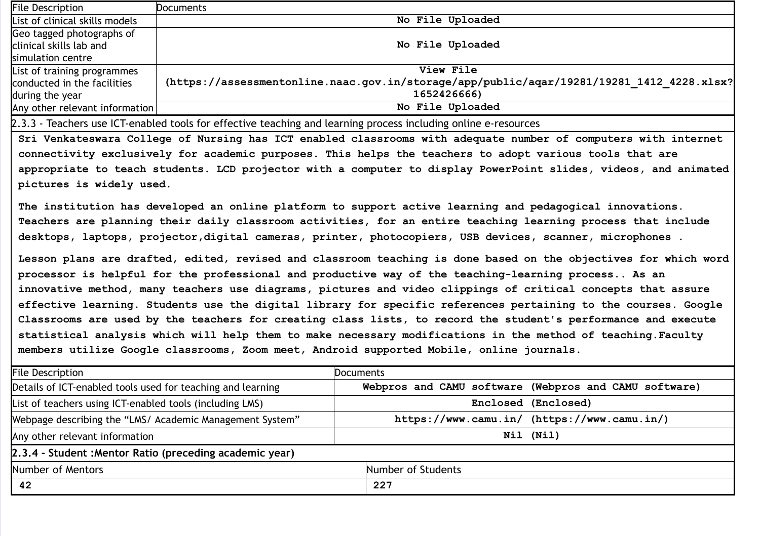| File Description | Documents |
|---|---|
| List of clinical skills models | No File Uploaded |
| Geo tagged photographs of clinical skills lab and simulation centre | No File Uploaded |
| List of training programmes conducted in the facilities during the year | View File (https://assessmentonline.naac.gov.in/storage/app/public/aqar/19281/19281_1412_4228.xlsx?1652426666) |
| Any other relevant information | No File Uploaded |

2.3.3 - Teachers use ICT-enabled tools for effective teaching and learning process including online e-resources

Sri Venkateswara College of Nursing has ICT enabled classrooms with adequate number of computers with internet connectivity exclusively for academic purposes. This helps the teachers to adopt various tools that are appropriate to teach students. LCD projector with a computer to display PowerPoint slides, videos, and animated pictures is widely used.

The institution has developed an online platform to support active learning and pedagogical innovations. Teachers are planning their daily classroom activities, for an entire teaching learning process that include desktops, laptops, projector,digital cameras, printer, photocopiers, USB devices, scanner, microphones .

Lesson plans are drafted, edited, revised and classroom teaching is done based on the objectives for which word processor is helpful for the professional and productive way of the teaching-learning process.. As an innovative method, many teachers use diagrams, pictures and video clippings of critical concepts that assure effective learning. Students use the digital library for specific references pertaining to the courses. Google Classrooms are used by the teachers for creating class lists, to record the student's performance and execute statistical analysis which will help them to make necessary modifications in the method of teaching.Faculty members utilize Google classrooms, Zoom meet, Android supported Mobile, online journals.

| File Description | Documents |
|---|---|
| Details of ICT-enabled tools used for teaching and learning | Webpros and CAMU software (Webpros and CAMU software) |
| List of teachers using ICT-enabled tools (including LMS) | Enclosed (Enclosed) |
| Webpage describing the "LMS/ Academic Management System" | https://www.camu.in/ (https://www.camu.in/) |
| Any other relevant information | Nil (Nil) |

**2.3.4 - Student :Mentor Ratio (preceding academic year)**

| Number of Mentors | Number of Students |
|---|---|
| 42 | 227 |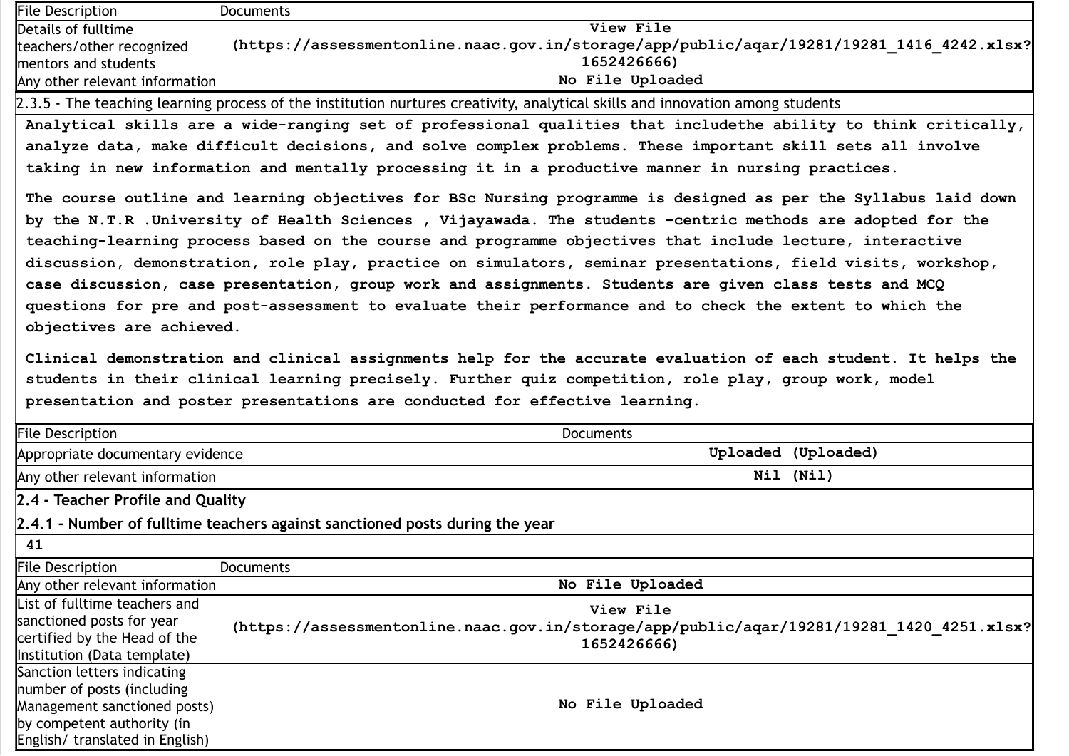| File Description | Documents |
| --- | --- |
| Details of fulltime teachers/other recognized mentors and students | View File (https://assessmentonline.naac.gov.in/storage/app/public/aqar/19281/19281_1416_4242.xlsx?1652426666) |
| Any other relevant information | No File Uploaded |

2.3.5 - The teaching learning process of the institution nurtures creativity, analytical skills and innovation among students

Analytical skills are a wide-ranging set of professional qualities that includethe ability to think critically, analyze data, make difficult decisions, and solve complex problems. These important skill sets all involve taking in new information and mentally processing it in a productive manner in nursing practices.

The course outline and learning objectives for BSc Nursing programme is designed as per the Syllabus laid down by the N.T.R .University of Health Sciences , Vijayawada. The students –centric methods are adopted for the teaching-learning process based on the course and programme objectives that include lecture, interactive discussion, demonstration, role play, practice on simulators, seminar presentations, field visits, workshop, case discussion, case presentation, group work and assignments. Students are given class tests and MCQ questions for pre and post-assessment to evaluate their performance and to check the extent to which the objectives are achieved.

Clinical demonstration and clinical assignments help for the accurate evaluation of each student. It helps the students in their clinical learning precisely. Further quiz competition, role play, group work, model presentation and poster presentations are conducted for effective learning.

| File Description | Documents |
| --- | --- |
| Appropriate documentary evidence | Uploaded (Uploaded) |
| Any other relevant information | Nil (Nil) |

**2.4 - Teacher Profile and Quality**

**2.4.1 - Number of fulltime teachers against sanctioned posts during the year**

41

| File Description | Documents |
| --- | --- |
| Any other relevant information | No File Uploaded |
| List of fulltime teachers and sanctioned posts for year certified by the Head of the Institution (Data template) | View File (https://assessmentonline.naac.gov.in/storage/app/public/aqar/19281/19281_1420_4251.xlsx?1652426666) |
| Sanction letters indicating number of posts (including Management sanctioned posts) by competent authority (in English/ translated in English) | No File Uploaded |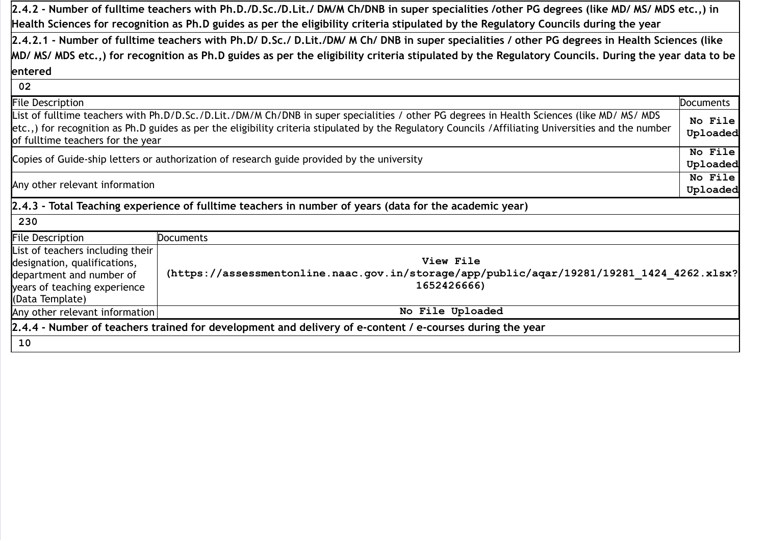**2.4.2 - Number of fulltime teachers with Ph.D./D.Sc./D.Lit./ DM/M Ch/DNB in super specialities /other PG degrees (like MD/ MS/ MDS etc.,) in Health Sciences for recognition as Ph.D guides as per the eligibility criteria stipulated by the Regulatory Councils during the year**

**2.4.2.1 - Number of fulltime teachers with Ph.D/ D.Sc./ D.Lit./DM/ M Ch/ DNB in super specialities / other PG degrees in Health Sciences (like MD/ MS/ MDS etc.,) for recognition as Ph.D guides as per the eligibility criteria stipulated by the Regulatory Councils. During the year data to be entered**

02

| File Description | Documents |
| --- | --- |
| List of fulltime teachers with Ph.D/D.Sc./D.Lit./DM/M Ch/DNB in super specialities / other PG degrees in Health Sciences (like MD/ MS/ MDS etc.,) for recognition as Ph.D guides as per the eligibility criteria stipulated by the Regulatory Councils /Affiliating Universities and the number of fulltime teachers for the year | No File Uploaded |
| Copies of Guide-ship letters or authorization of research guide provided by the university | No File Uploaded |
| Any other relevant information | No File Uploaded |

**2.4.3 - Total Teaching experience of fulltime teachers in number of years (data for the academic year)**

230

| File Description | Documents |
| --- | --- |
| List of teachers including their designation, qualifications, department and number of years of teaching experience (Data Template) | View File (https://assessmentonline.naac.gov.in/storage/app/public/aqar/19281/19281_1424_4262.xlsx?1652426666) |
| Any other relevant information | No File Uploaded |

**2.4.4 - Number of teachers trained for development and delivery of e-content / e-courses during the year**

10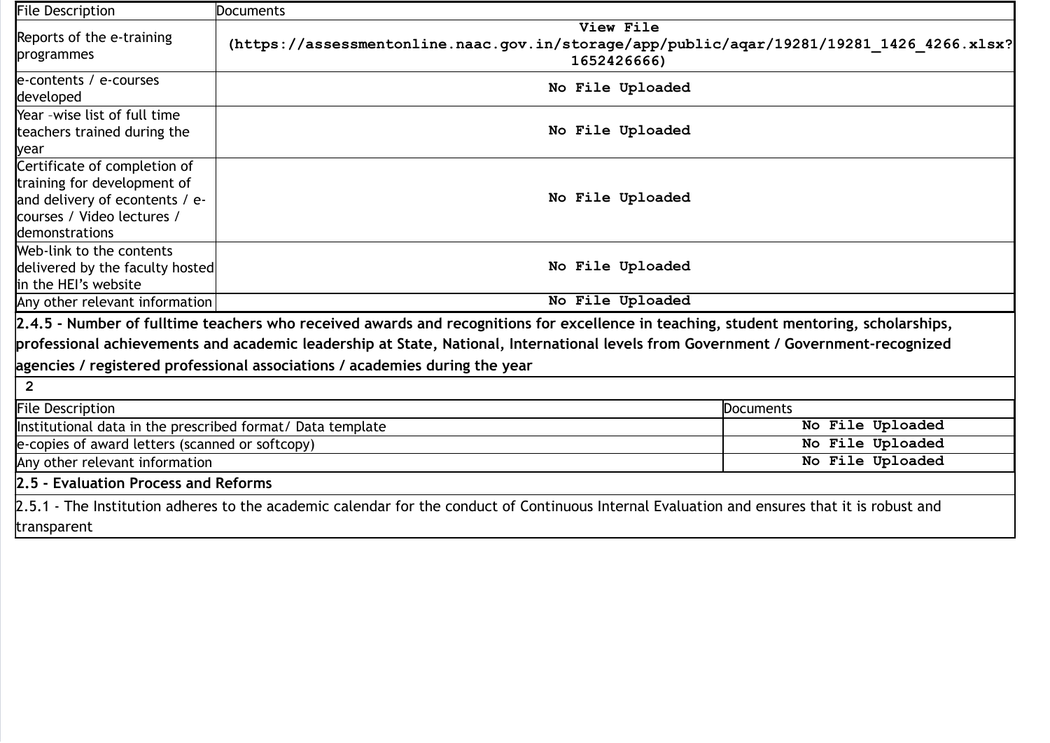| File Description | Documents |
| --- | --- |
| Reports of the e-training programmes | View File (https://assessmentonline.naac.gov.in/storage/app/public/aqar/19281/19281_1426_4266.xlsx?1652426666) |
| e-contents / e-courses developed | No File Uploaded |
| Year –wise list of full time teachers trained during the year | No File Uploaded |
| Certificate of completion of training for development of and delivery of econtents / e-courses / Video lectures / demonstrations | No File Uploaded |
| Web-link to the contents delivered by the faculty hosted in the HEI's website | No File Uploaded |
| Any other relevant information | No File Uploaded |

**2.4.5 - Number of fulltime teachers who received awards and recognitions for excellence in teaching, student mentoring, scholarships, professional achievements and academic leadership at State, National, International levels from Government / Government-recognized agencies / registered professional associations / academies during the year**

2

| File Description | Documents |
| --- | --- |
| Institutional data in the prescribed format/ Data template | No File Uploaded |
| e-copies of award letters (scanned or softcopy) | No File Uploaded |
| Any other relevant information | No File Uploaded |

**2.5 - Evaluation Process and Reforms**

2.5.1 - The Institution adheres to the academic calendar for the conduct of Continuous Internal Evaluation and ensures that it is robust and transparent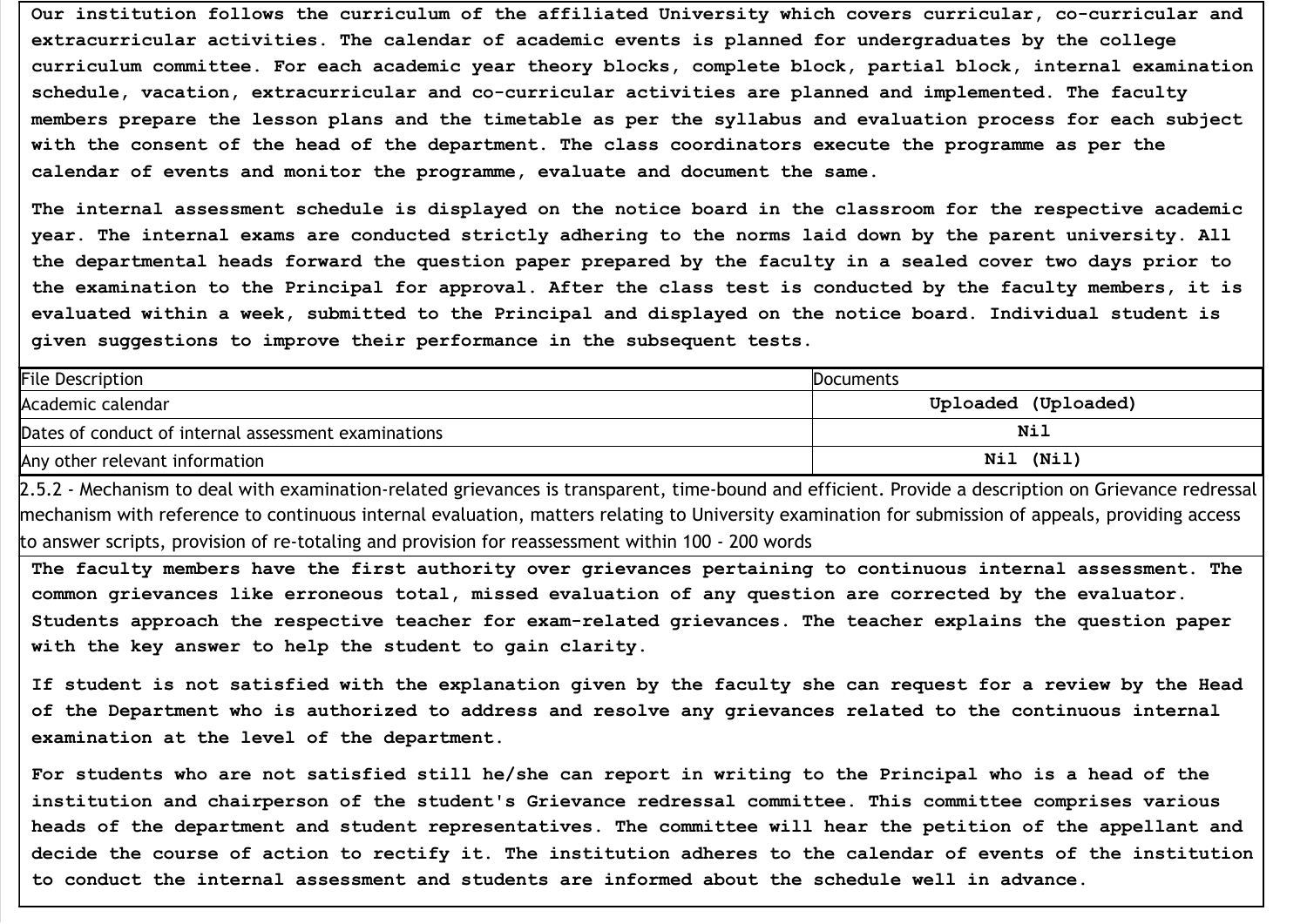Our institution follows the curriculum of the affiliated University which covers curricular, co-curricular and extracurricular activities. The calendar of academic events is planned for undergraduates by the college curriculum committee. For each academic year theory blocks, complete block, partial block, internal examination schedule, vacation, extracurricular and co-curricular activities are planned and implemented. The faculty members prepare the lesson plans and the timetable as per the syllabus and evaluation process for each subject with the consent of the head of the department. The class coordinators execute the programme as per the calendar of events and monitor the programme, evaluate and document the same.

The internal assessment schedule is displayed on the notice board in the classroom for the respective academic year. The internal exams are conducted strictly adhering to the norms laid down by the parent university. All the departmental heads forward the question paper prepared by the faculty in a sealed cover two days prior to the examination to the Principal for approval. After the class test is conducted by the faculty members, it is evaluated within a week, submitted to the Principal and displayed on the notice board. Individual student is given suggestions to improve their performance in the subsequent tests.

| File Description | Documents |
| --- | --- |
| Academic calendar | Uploaded (Uploaded) |
| Dates of conduct of internal assessment examinations | Nil |
| Any other relevant information | Nil (Nil) |

2.5.2 - Mechanism to deal with examination-related grievances is transparent, time-bound and efficient. Provide a description on Grievance redressal mechanism with reference to continuous internal evaluation, matters relating to University examination for submission of appeals, providing access to answer scripts, provision of re-totaling and provision for reassessment within 100 - 200 words

The faculty members have the first authority over grievances pertaining to continuous internal assessment. The common grievances like erroneous total, missed evaluation of any question are corrected by the evaluator. Students approach the respective teacher for exam-related grievances. The teacher explains the question paper with the key answer to help the student to gain clarity.

If student is not satisfied with the explanation given by the faculty she can request for a review by the Head of the Department who is authorized to address and resolve any grievances related to the continuous internal examination at the level of the department.

For students who are not satisfied still he/she can report in writing to the Principal who is a head of the institution and chairperson of the student's Grievance redressal committee. This committee comprises various heads of the department and student representatives. The committee will hear the petition of the appellant and decide the course of action to rectify it. The institution adheres to the calendar of events of the institution to conduct the internal assessment and students are informed about the schedule well in advance.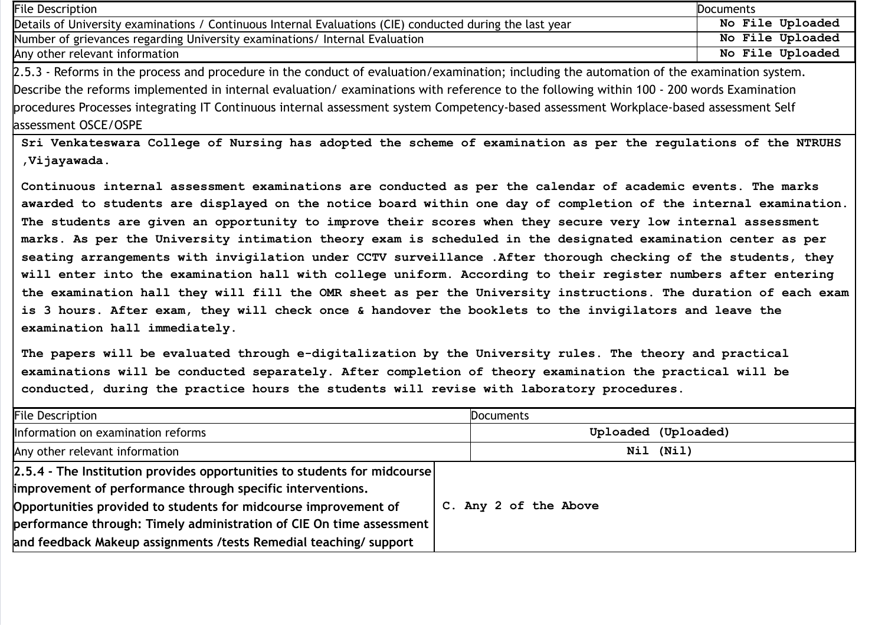| File Description | Documents |
|---|---|
| Details of University examinations / Continuous Internal Evaluations (CIE) conducted during the last year | No File Uploaded |
| Number of grievances regarding University examinations/ Internal Evaluation | No File Uploaded |
| Any other relevant information | No File Uploaded |

2.5.3 - Reforms in the process and procedure in the conduct of evaluation/examination; including the automation of the examination system. Describe the reforms implemented in internal evaluation/ examinations with reference to the following within 100 - 200 words Examination procedures Processes integrating IT Continuous internal assessment system Competency-based assessment Workplace-based assessment Self assessment OSCE/OSPE

**Sri Venkateswara College of Nursing has adopted the scheme of examination as per the regulations of the NTRUHS ,Vijayawada.**

**Continuous internal assessment examinations are conducted as per the calendar of academic events. The marks awarded to students are displayed on the notice board within one day of completion of the internal examination. The students are given an opportunity to improve their scores when they secure very low internal assessment marks. As per the University intimation theory exam is scheduled in the designated examination center as per seating arrangements with invigilation under CCTV surveillance .After thorough checking of the students, they will enter into the examination hall with college uniform. According to their register numbers after entering the examination hall they will fill the OMR sheet as per the University instructions. The duration of each exam is 3 hours. After exam, they will check once & handover the booklets to the invigilators and leave the examination hall immediately.**

**The papers will be evaluated through e-digitalization by the University rules. The theory and practical examinations will be conducted separately. After completion of theory examination the practical will be conducted, during the practice hours the students will revise with laboratory procedures.**

| File Description | Documents |
|---|---|
| Information on examination reforms | Uploaded (Uploaded) |
| Any other relevant information | Nil (Nil) |

| **2.5.4 - The Institution provides opportunities to students for midcourse improvement of performance through specific interventions. Opportunities provided to students for midcourse improvement of performance through: Timely administration of CIE On time assessment and feedback Makeup assignments /tests Remedial teaching/ support** | C. Any 2 of the Above |
|---|---|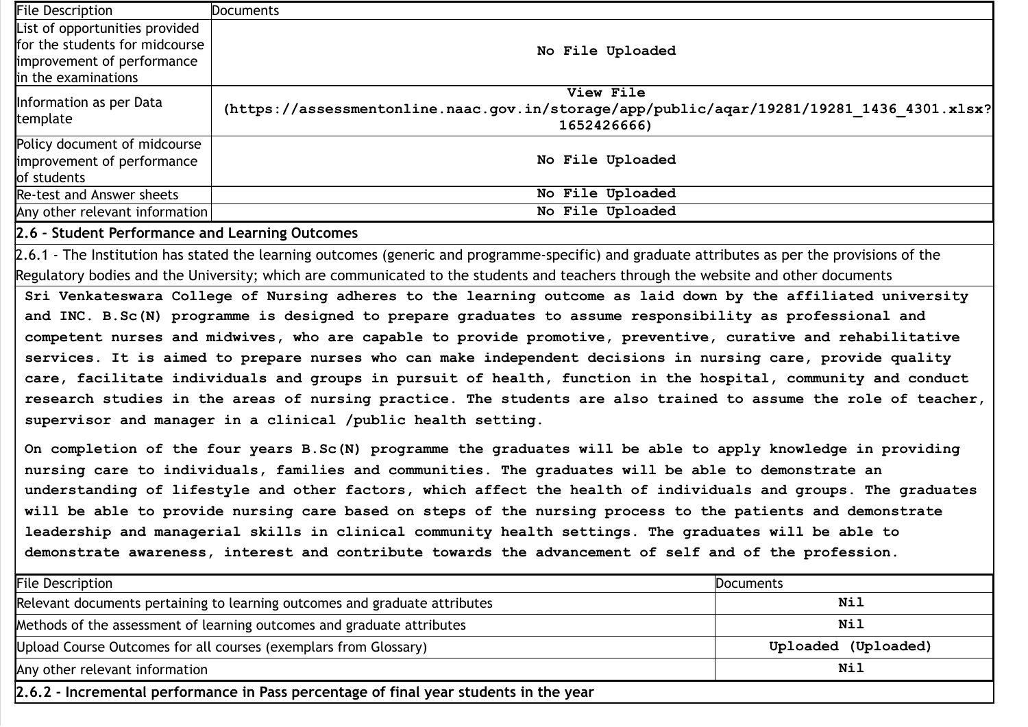| File Description | Documents |
|---|---|
| List of opportunities provided for the students for midcourse improvement of performance in the examinations | No File Uploaded |
| Information as per Data template | View File (https://assessmentonline.naac.gov.in/storage/app/public/aqar/19281/19281_1436_4301.xlsx?1652426666) |
| Policy document of midcourse improvement of performance of students | No File Uploaded |
| Re-test and Answer sheets | No File Uploaded |
| Any other relevant information | No File Uploaded |

**2.6 - Student Performance and Learning Outcomes**

2.6.1 - The Institution has stated the learning outcomes (generic and programme-specific) and graduate attributes as per the provisions of the Regulatory bodies and the University; which are communicated to the students and teachers through the website and other documents

Sri Venkateswara College of Nursing adheres to the learning outcome as laid down by the affiliated university and INC. B.Sc(N) programme is designed to prepare graduates to assume responsibility as professional and competent nurses and midwives, who are capable to provide promotive, preventive, curative and rehabilitative services. It is aimed to prepare nurses who can make independent decisions in nursing care, provide quality care, facilitate individuals and groups in pursuit of health, function in the hospital, community and conduct research studies in the areas of nursing practice. The students are also trained to assume the role of teacher, supervisor and manager in a clinical /public health setting.

On completion of the four years B.Sc(N) programme the graduates will be able to apply knowledge in providing nursing care to individuals, families and communities. The graduates will be able to demonstrate an understanding of lifestyle and other factors, which affect the health of individuals and groups. The graduates will be able to provide nursing care based on steps of the nursing process to the patients and demonstrate leadership and managerial skills in clinical community health settings. The graduates will be able to demonstrate awareness, interest and contribute towards the advancement of self and of the profession.

| File Description | Documents |
|---|---|
| Relevant documents pertaining to learning outcomes and graduate attributes | Nil |
| Methods of the assessment of learning outcomes and graduate attributes | Nil |
| Upload Course Outcomes for all courses (exemplars from Glossary) | Uploaded (Uploaded) |
| Any other relevant information | Nil |

**2.6.2 - Incremental performance in Pass percentage of final year students in the year**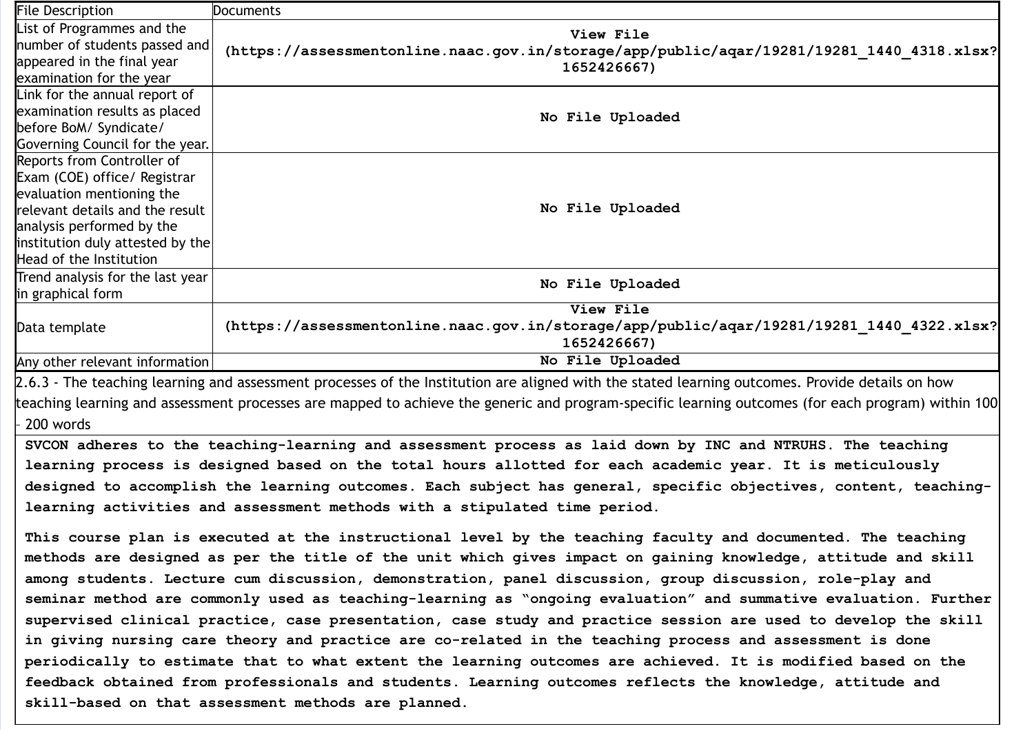| File Description | Documents |
| --- | --- |
| List of Programmes and the number of students passed and appeared in the final year examination for the year | View File (https://assessmentonline.naac.gov.in/storage/app/public/aqar/19281/19281_1440_4318.xlsx?1652426667) |
| Link for the annual report of examination results as placed before BoM/ Syndicate/ Governing Council for the year. | No File Uploaded |
| Reports from Controller of Exam (COE) office/ Registrar evaluation mentioning the relevant details and the result analysis performed by the institution duly attested by the Head of the Institution | No File Uploaded |
| Trend analysis for the last year in graphical form | No File Uploaded |
| Data template | View File (https://assessmentonline.naac.gov.in/storage/app/public/aqar/19281/19281_1440_4322.xlsx?1652426667) |
| Any other relevant information | No File Uploaded |

2.6.3 - The teaching learning and assessment processes of the Institution are aligned with the stated learning outcomes. Provide details on how teaching learning and assessment processes are mapped to achieve the generic and program-specific learning outcomes (for each program) within 100 - 200 words

SVCON adheres to the teaching-learning and assessment process as laid down by INC and NTRUHS. The teaching learning process is designed based on the total hours allotted for each academic year. It is meticulously designed to accomplish the learning outcomes. Each subject has general, specific objectives, content, teaching-learning activities and assessment methods with a stipulated time period.

This course plan is executed at the instructional level by the teaching faculty and documented. The teaching methods are designed as per the title of the unit which gives impact on gaining knowledge, attitude and skill among students. Lecture cum discussion, demonstration, panel discussion, group discussion, role-play and seminar method are commonly used as teaching-learning as "ongoing evaluation" and summative evaluation. Further supervised clinical practice, case presentation, case study and practice session are used to develop the skill in giving nursing care theory and practice are co-related in the teaching process and assessment is done periodically to estimate that to what extent the learning outcomes are achieved. It is modified based on the feedback obtained from professionals and students. Learning outcomes reflects the knowledge, attitude and skill-based on that assessment methods are planned.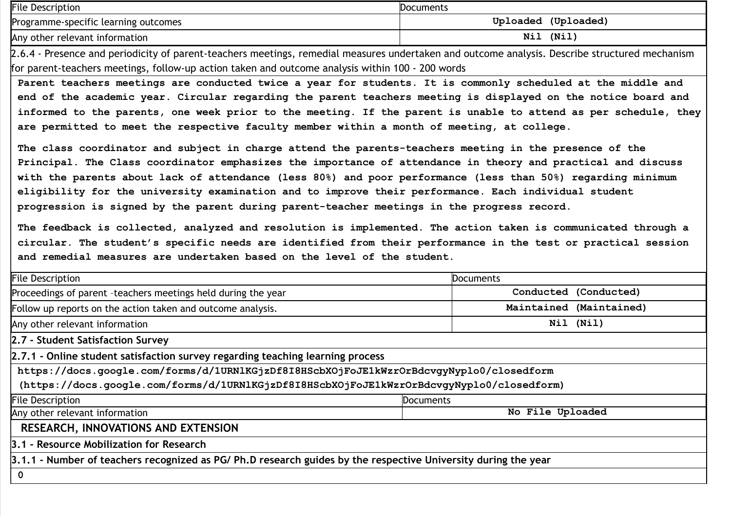| File Description | Documents |
|---|---|
| Programme-specific learning outcomes | Uploaded (Uploaded) |
| Any other relevant information | Nil (Nil) |

2.6.4 - Presence and periodicity of parent-teachers meetings, remedial measures undertaken and outcome analysis. Describe structured mechanism for parent-teachers meetings, follow-up action taken and outcome analysis within 100 - 200 words

Parent teachers meetings are conducted twice a year for students. It is commonly scheduled at the middle and end of the academic year. Circular regarding the parent teachers meeting is displayed on the notice board and informed to the parents, one week prior to the meeting. If the parent is unable to attend as per schedule, they are permitted to meet the respective faculty member within a month of meeting, at college.

The class coordinator and subject in charge attend the parents-teachers meeting in the presence of the Principal. The Class coordinator emphasizes the importance of attendance in theory and practical and discuss with the parents about lack of attendance (less 80%) and poor performance (less than 50%) regarding minimum eligibility for the university examination and to improve their performance. Each individual student progression is signed by the parent during parent-teacher meetings in the progress record.

The feedback is collected, analyzed and resolution is implemented. The action taken is communicated through a circular. The student's specific needs are identified from their performance in the test or practical session and remedial measures are undertaken based on the level of the student.

| File Description | Documents |
|---|---|
| Proceedings of parent –teachers meetings held during the year | Conducted (Conducted) |
| Follow up reports on the action taken and outcome analysis. | Maintained (Maintained) |
| Any other relevant information | Nil (Nil) |

**2.7 - Student Satisfaction Survey**

**2.7.1 - Online student satisfaction survey regarding teaching learning process**

https://docs.google.com/forms/d/1URNlKGjzDf8I8HScbXOjFoJE1kWzrOrBdcvgyNyplo0/closedform (https://docs.google.com/forms/d/1URNlKGjzDf8I8HScbXOjFoJE1kWzrOrBdcvgyNyplo0/closedform)

| File Description | Documents |
|---|---|
| Any other relevant information | No File Uploaded |

## RESEARCH, INNOVATIONS AND EXTENSION

**3.1 - Resource Mobilization for Research**

**3.1.1 - Number of teachers recognized as PG/ Ph.D research guides by the respective University during the year**

0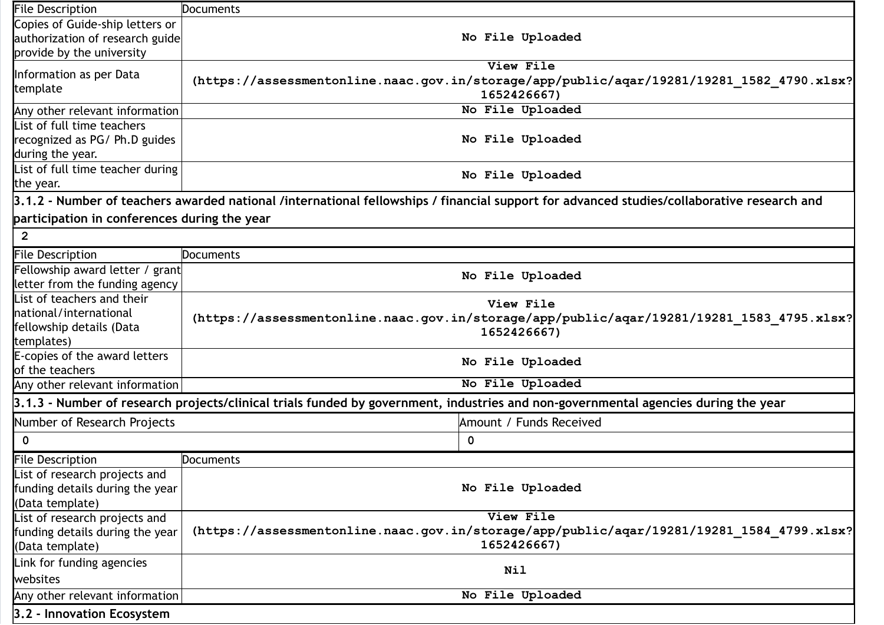| File Description | Documents |
| --- | --- |
| Copies of Guide-ship letters or authorization of research guide provide by the university | No File Uploaded |
| Information as per Data template | View File (https://assessmentonline.naac.gov.in/storage/app/public/aqar/19281/19281_1582_4790.xlsx?1652426667) |
| Any other relevant information | No File Uploaded |
| List of full time teachers recognized as PG/ Ph.D guides during the year. | No File Uploaded |
| List of full time teacher during the year. | No File Uploaded |

**3.1.2 - Number of teachers awarded national /international fellowships / financial support for advanced studies/collaborative research and participation in conferences during the year**

2

| File Description | Documents |
| --- | --- |
| Fellowship award letter / grant letter from the funding agency | No File Uploaded |
| List of teachers and their national/international fellowship details (Data templates) | View File (https://assessmentonline.naac.gov.in/storage/app/public/aqar/19281/19281_1583_4795.xlsx?1652426667) |
| E-copies of the award letters of the teachers | No File Uploaded |
| Any other relevant information | No File Uploaded |

**3.1.3 - Number of research projects/clinical trials funded by government, industries and non-governmental agencies during the year**

| Number of Research Projects | Amount / Funds Received |
| --- | --- |
| 0 | 0 |

| File Description | Documents |
| --- | --- |
| List of research projects and funding details during the year (Data template) | No File Uploaded |
| List of research projects and funding details during the year (Data template) | View File (https://assessmentonline.naac.gov.in/storage/app/public/aqar/19281/19281_1584_4799.xlsx?1652426667) |
| Link for funding agencies websites | Nil |
| Any other relevant information | No File Uploaded |

**3.2 - Innovation Ecosystem**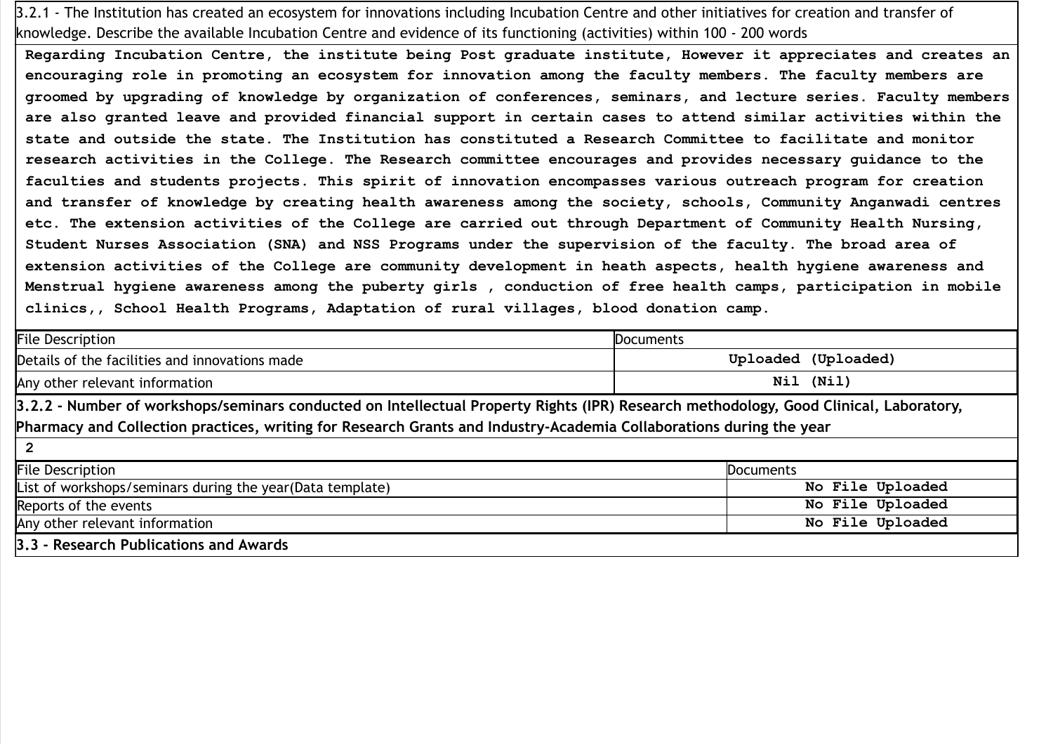3.2.1 - The Institution has created an ecosystem for innovations including Incubation Centre and other initiatives for creation and transfer of knowledge. Describe the available Incubation Centre and evidence of its functioning (activities) within 100 - 200 words

Regarding Incubation Centre, the institute being Post graduate institute, However it appreciates and creates an encouraging role in promoting an ecosystem for innovation among the faculty members. The faculty members are groomed by upgrading of knowledge by organization of conferences, seminars, and lecture series. Faculty members are also granted leave and provided financial support in certain cases to attend similar activities within the state and outside the state. The Institution has constituted a Research Committee to facilitate and monitor research activities in the College. The Research committee encourages and provides necessary guidance to the faculties and students projects. This spirit of innovation encompasses various outreach program for creation and transfer of knowledge by creating health awareness among the society, schools, Community Anganwadi centres etc. The extension activities of the College are carried out through Department of Community Health Nursing, Student Nurses Association (SNA) and NSS Programs under the supervision of the faculty. The broad area of extension activities of the College are community development in heath aspects, health hygiene awareness and Menstrual hygiene awareness among the puberty girls , conduction of free health camps, participation in mobile clinics,, School Health Programs, Adaptation of rural villages, blood donation camp.

| File Description | Documents |
| --- | --- |
| Details of the facilities and innovations made | Uploaded (Uploaded) |
| Any other relevant information | Nil (Nil) |

**3.2.2 - Number of workshops/seminars conducted on Intellectual Property Rights (IPR) Research methodology, Good Clinical, Laboratory, Pharmacy and Collection practices, writing for Research Grants and Industry-Academia Collaborations during the year**

2

| File Description | Documents |
| --- | --- |
| List of workshops/seminars during the year(Data template) | No File Uploaded |
| Reports of the events | No File Uploaded |
| Any other relevant information | No File Uploaded |

**3.3 - Research Publications and Awards**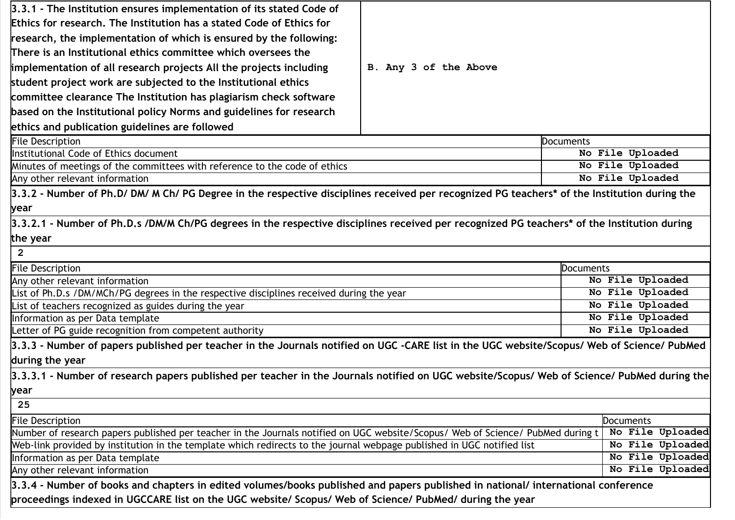| 3.3.1 - The Institution ensures implementation of its stated Code of Ethics for research. The Institution has a stated Code of Ethics for research, the implementation of which is ensured by the following: There is an Institutional ethics committee which oversees the implementation of all research projects All the projects including student project work are subjected to the Institutional ethics committee clearance The Institution has plagiarism check software based on the Institutional policy Norms and guidelines for research ethics and publication guidelines are followed | B. Any 3 of the Above |
|---|---|

| File Description | Documents |
|---|---|
| Institutional Code of Ethics document | No File Uploaded |
| Minutes of meetings of the committees with reference to the code of ethics | No File Uploaded |
| Any other relevant information | No File Uploaded |

**3.3.2 - Number of Ph.D/ DM/ M Ch/ PG Degree in the respective disciplines received per recognized PG teachers* of the Institution during the year**

**3.3.2.1 - Number of Ph.D.s /DM/M Ch/PG degrees in the respective disciplines received per recognized PG teachers* of the Institution during the year**

2

| File Description | Documents |
|---|---|
| Any other relevant information | No File Uploaded |
| List of Ph.D.s /DM/MCh/PG degrees in the respective disciplines received during the year | No File Uploaded |
| List of teachers recognized as guides during the year | No File Uploaded |
| Information as per Data template | No File Uploaded |
| Letter of PG guide recognition from competent authority | No File Uploaded |

**3.3.3 - Number of papers published per teacher in the Journals notified on UGC -CARE list in the UGC website/Scopus/ Web of Science/ PubMed during the year**

**3.3.3.1 - Number of research papers published per teacher in the Journals notified on UGC website/Scopus/ Web of Science/ PubMed during the year**

25

| File Description | Documents |
|---|---|
| Number of research papers published per teacher in the Journals notified on UGC website/Scopus/ Web of Science/ PubMed during t | No File Uploaded |
| Web-link provided by institution in the template which redirects to the journal webpage published in UGC notified list | No File Uploaded |
| Information as per Data template | No File Uploaded |
| Any other relevant information | No File Uploaded |

**3.3.4 - Number of books and chapters in edited volumes/books published and papers published in national/ international conference proceedings indexed in UGCCARE list on the UGC website/ Scopus/ Web of Science/ PubMed/ during the year**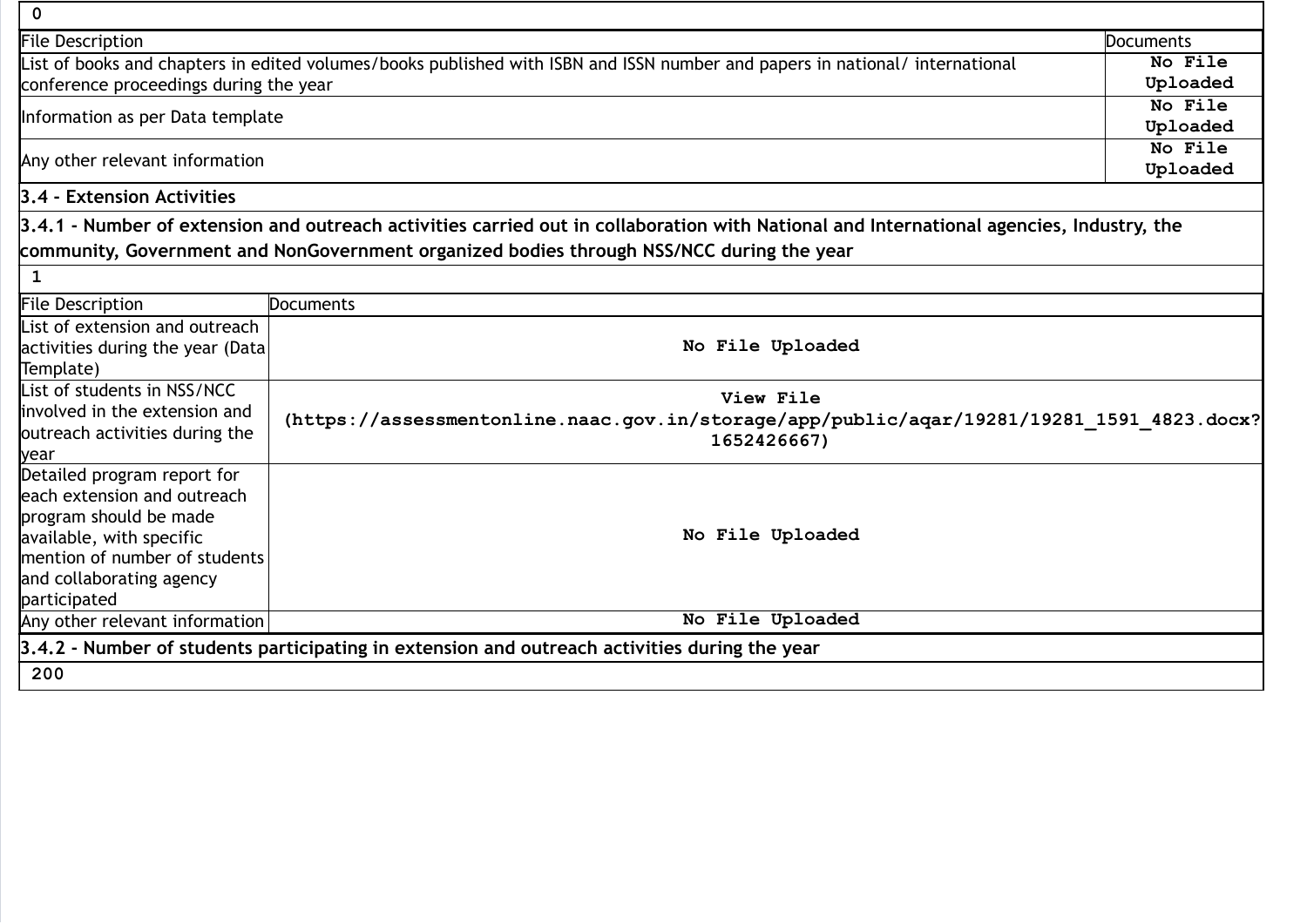0

| File Description | Documents |
| --- | --- |
| List of books and chapters in edited volumes/books published with ISBN and ISSN number and papers in national/ international conference proceedings during the year | No File Uploaded |
| Information as per Data template | No File Uploaded |
| Any other relevant information | No File Uploaded |

### 3.4 - Extension Activities

**3.4.1 - Number of extension and outreach activities carried out in collaboration with National and International agencies, Industry, the community, Government and NonGovernment organized bodies through NSS/NCC during the year**

1

| File Description | Documents |
| --- | --- |
| List of extension and outreach activities during the year (Data Template) | No File Uploaded |
| List of students in NSS/NCC involved in the extension and outreach activities during the year | View File (https://assessmentonline.naac.gov.in/storage/app/public/aqar/19281/19281_1591_4823.docx?1652426667) |
| Detailed program report for each extension and outreach program should be made available, with specific mention of number of students and collaborating agency participated | No File Uploaded |
| Any other relevant information | No File Uploaded |

**3.4.2 - Number of students participating in extension and outreach activities during the year**

200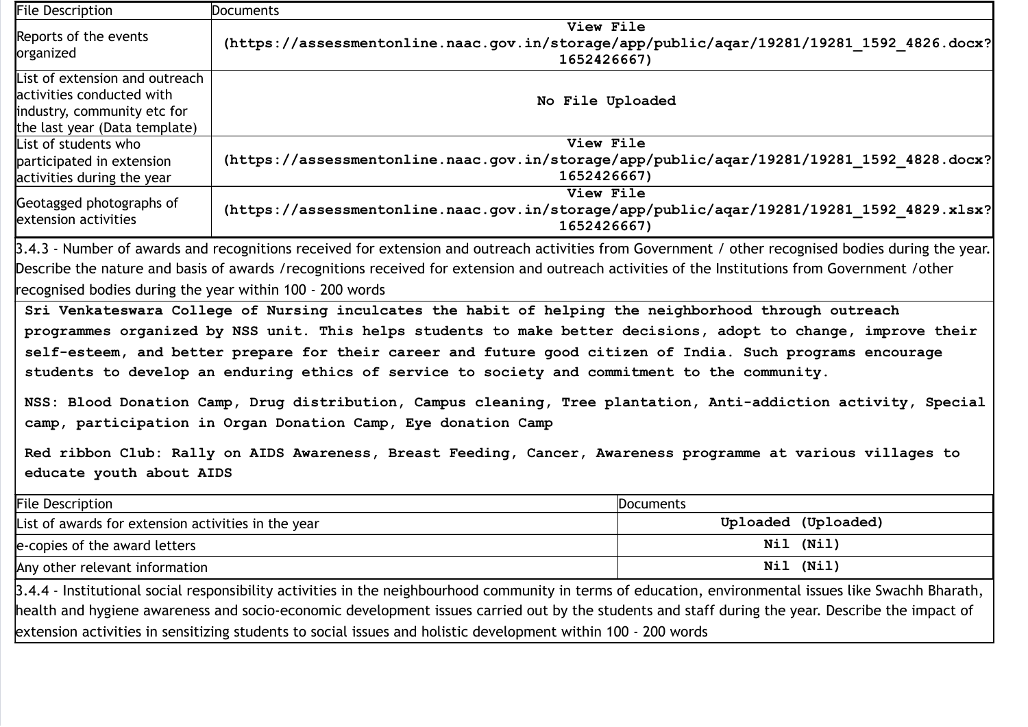| File Description | Documents |
|---|---|
| Reports of the events organized | View File (https://assessmentonline.naac.gov.in/storage/app/public/aqar/19281/19281_1592_4826.docx?1652426667) |
| List of extension and outreach activities conducted with industry, community etc for the last year (Data template) | No File Uploaded |
| List of students who participated in extension activities during the year | View File (https://assessmentonline.naac.gov.in/storage/app/public/aqar/19281/19281_1592_4828.docx?1652426667) |
| Geotagged photographs of extension activities | View File (https://assessmentonline.naac.gov.in/storage/app/public/aqar/19281/19281_1592_4829.xlsx?1652426667) |

3.4.3 - Number of awards and recognitions received for extension and outreach activities from Government / other recognised bodies during the year. Describe the nature and basis of awards /recognitions received for extension and outreach activities of the Institutions from Government /other recognised bodies during the year within 100 - 200 words

Sri Venkateswara College of Nursing inculcates the habit of helping the neighborhood through outreach programmes organized by NSS unit. This helps students to make better decisions, adopt to change, improve their self-esteem, and better prepare for their career and future good citizen of India. Such programs encourage students to develop an enduring ethics of service to society and commitment to the community.

NSS: Blood Donation Camp, Drug distribution, Campus cleaning, Tree plantation, Anti-addiction activity, Special camp, participation in Organ Donation Camp, Eye donation Camp

Red ribbon Club: Rally on AIDS Awareness, Breast Feeding, Cancer, Awareness programme at various villages to educate youth about AIDS

| File Description | Documents |
|---|---|
| List of awards for extension activities in the year | Uploaded (Uploaded) |
| e-copies of the award letters | Nil (Nil) |
| Any other relevant information | Nil (Nil) |

3.4.4 - Institutional social responsibility activities in the neighbourhood community in terms of education, environmental issues like Swachh Bharath, health and hygiene awareness and socio-economic development issues carried out by the students and staff during the year. Describe the impact of extension activities in sensitizing students to social issues and holistic development within 100 - 200 words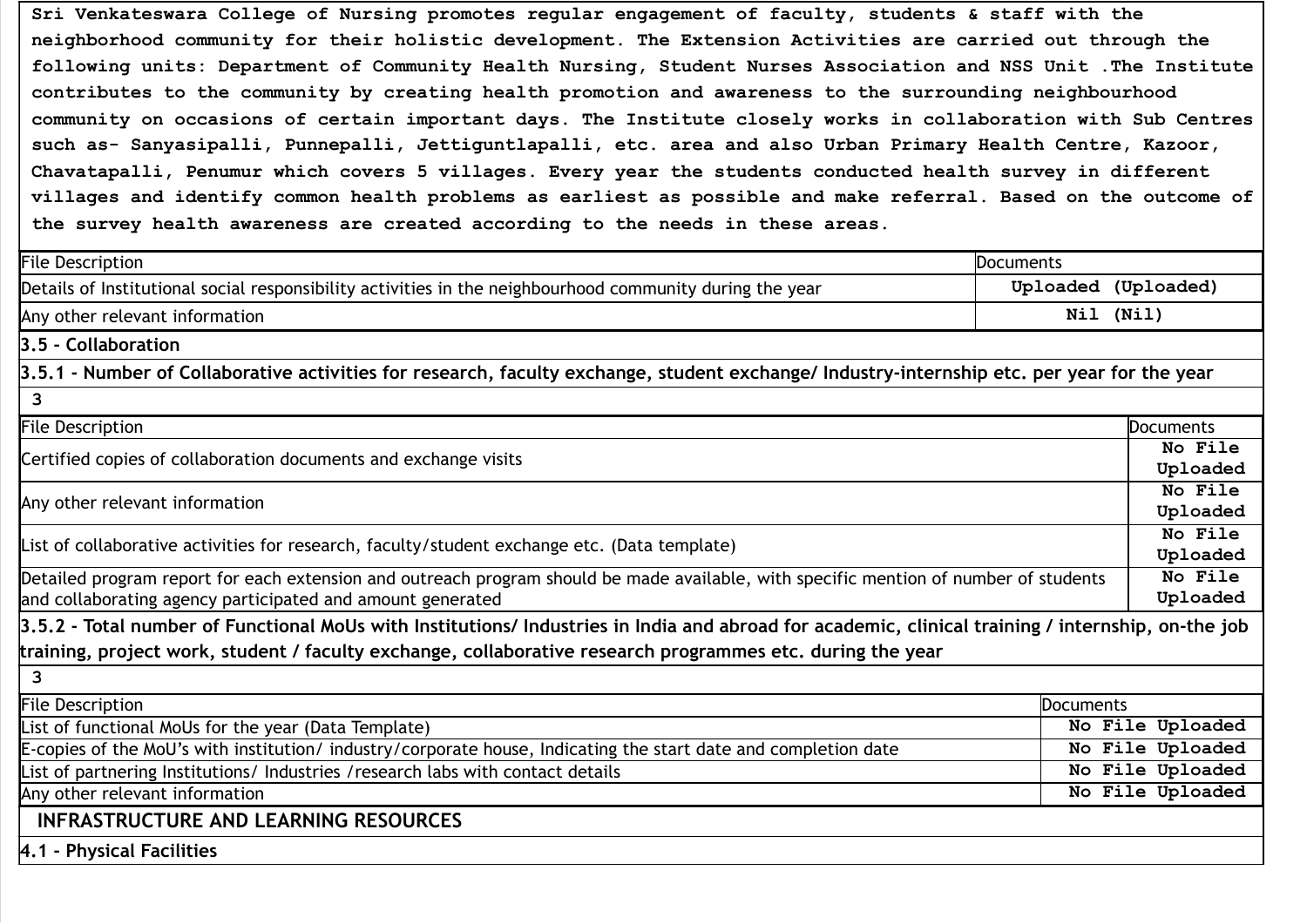Sri Venkateswara College of Nursing promotes regular engagement of faculty, students & staff with the neighborhood community for their holistic development. The Extension Activities are carried out through the following units: Department of Community Health Nursing, Student Nurses Association and NSS Unit .The Institute contributes to the community by creating health promotion and awareness to the surrounding neighbourhood community on occasions of certain important days. The Institute closely works in collaboration with Sub Centres such as- Sanyasipalli, Punnepalli, Jettiguntlapalli, etc. area and also Urban Primary Health Centre, Kazoor, Chavatapalli, Penumur which covers 5 villages. Every year the students conducted health survey in different villages and identify common health problems as earliest as possible and make referral. Based on the outcome of the survey health awareness are created according to the needs in these areas.

| File Description | Documents |
|---|---|
| Details of Institutional social responsibility activities in the neighbourhood community during the year | Uploaded (Uploaded) |
| Any other relevant information | Nil (Nil) |

**3.5 - Collaboration**

**3.5.1 - Number of Collaborative activities for research, faculty exchange, student exchange/ Industry-internship etc. per year for the year**

3

| File Description | Documents |
|---|---|
| Certified copies of collaboration documents and exchange visits | No File Uploaded |
| Any other relevant information | No File Uploaded |
| List of collaborative activities for research, faculty/student exchange etc. (Data template) | No File Uploaded |
| Detailed program report for each extension and outreach program should be made available, with specific mention of number of students and collaborating agency participated and amount generated | No File Uploaded |

**3.5.2 - Total number of Functional MoUs with Institutions/ Industries in India and abroad for academic, clinical training / internship, on-the job training, project work, student / faculty exchange, collaborative research programmes etc. during the year**

3

| File Description | Documents |
|---|---|
| List of functional MoUs for the year (Data Template) | No File Uploaded |
| E-copies of the MoU's with institution/ industry/corporate house, Indicating the start date and completion date | No File Uploaded |
| List of partnering Institutions/ Industries /research labs with contact details | No File Uploaded |
| Any other relevant information | No File Uploaded |

**INFRASTRUCTURE AND LEARNING RESOURCES**

**4.1 - Physical Facilities**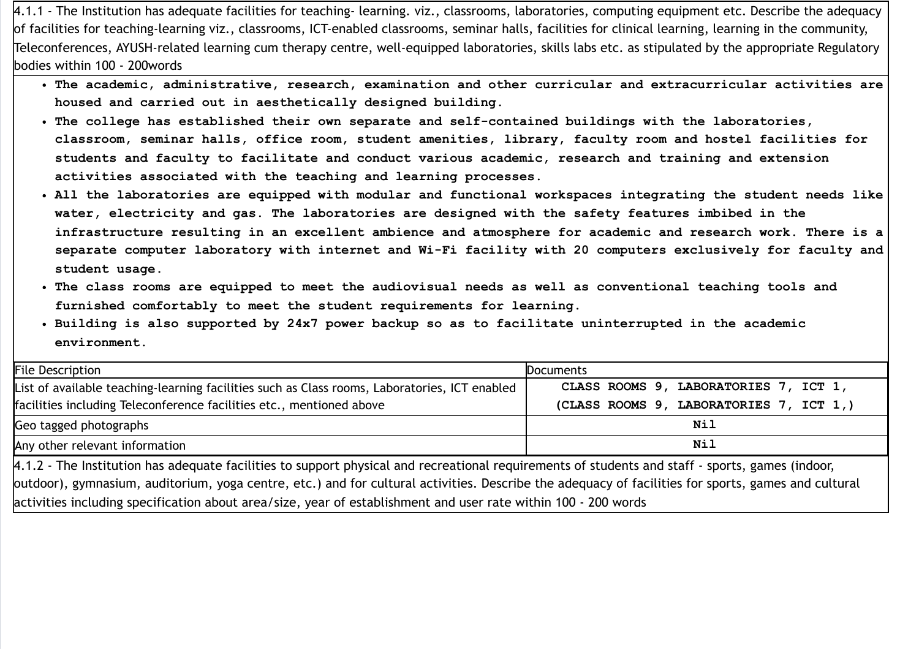4.1.1 - The Institution has adequate facilities for teaching- learning. viz., classrooms, laboratories, computing equipment etc. Describe the adequacy of facilities for teaching-learning viz., classrooms, ICT-enabled classrooms, seminar halls, facilities for clinical learning, learning in the community, Teleconferences, AYUSH-related learning cum therapy centre, well-equipped laboratories, skills labs etc. as stipulated by the appropriate Regulatory bodies within 100 - 200words

- **The academic, administrative, research, examination and other curricular and extracurricular activities are housed and carried out in aesthetically designed building.**
- **The college has established their own separate and self-contained buildings with the laboratories, classroom, seminar halls, office room, student amenities, library, faculty room and hostel facilities for students and faculty to facilitate and conduct various academic, research and training and extension activities associated with the teaching and learning processes.**
- **All the laboratories are equipped with modular and functional workspaces integrating the student needs like water, electricity and gas. The laboratories are designed with the safety features imbibed in the infrastructure resulting in an excellent ambience and atmosphere for academic and research work. There is a separate computer laboratory with internet and Wi-Fi facility with 20 computers exclusively for faculty and student usage.**
- **The class rooms are equipped to meet the audiovisual needs as well as conventional teaching tools and furnished comfortably to meet the student requirements for learning.**
- **Building is also supported by 24x7 power backup so as to facilitate uninterrupted in the academic environment.**

| File Description | Documents |
| --- | --- |
| List of available teaching-learning facilities such as Class rooms, Laboratories, ICT enabled facilities including Teleconference facilities etc., mentioned above | **CLASS ROOMS 9, LABORATORIES 7, ICT 1, (CLASS ROOMS 9, LABORATORIES 7, ICT 1,)** |
| Geo tagged photographs | **Nil** |
| Any other relevant information | **Nil** |

4.1.2 - The Institution has adequate facilities to support physical and recreational requirements of students and staff - sports, games (indoor, outdoor), gymnasium, auditorium, yoga centre, etc.) and for cultural activities. Describe the adequacy of facilities for sports, games and cultural activities including specification about area/size, year of establishment and user rate within 100 - 200 words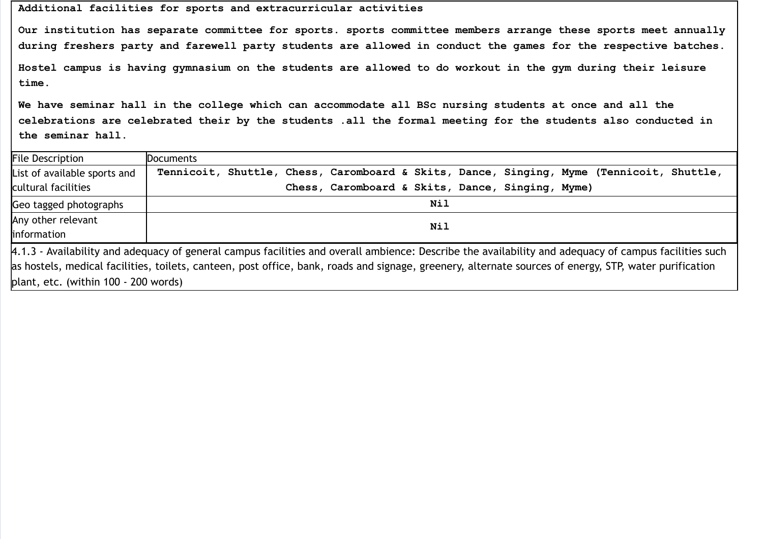**Additional facilities for sports and extracurricular activities**

**Our institution has separate committee for sports. sports committee members arrange these sports meet annually during freshers party and farewell party students are allowed in conduct the games for the respective batches.**

**Hostel campus is having gymnasium on the students are allowed to do workout in the gym during their leisure time.**

**We have seminar hall in the college which can accommodate all BSc nursing students at once and all the celebrations are celebrated their by the students .all the formal meeting for the students also conducted in the seminar hall.**

| File Description | Documents |
|---|---|
| List of available sports and cultural facilities | **Tennicoit, Shuttle, Chess, Caromboard & Skits, Dance, Singing, Myme (Tennicoit, Shuttle, Chess, Caromboard & Skits, Dance, Singing, Myme)** |
| Geo tagged photographs | **Nil** |
| Any other relevant information | **Nil** |

4.1.3 - Availability and adequacy of general campus facilities and overall ambience: Describe the availability and adequacy of campus facilities such as hostels, medical facilities, toilets, canteen, post office, bank, roads and signage, greenery, alternate sources of energy, STP, water purification plant, etc. (within 100 - 200 words)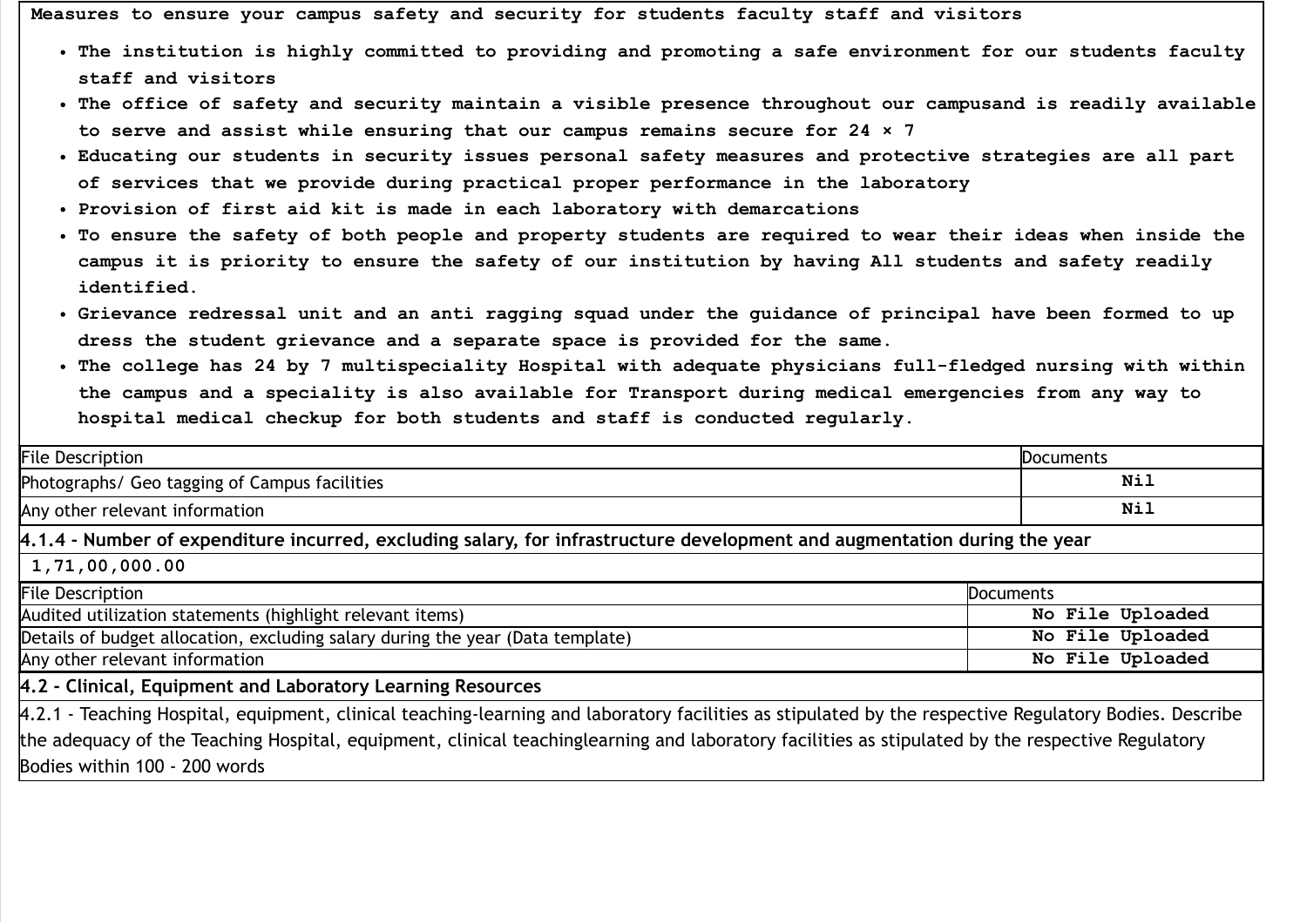**Measures to ensure your campus safety and security for students faculty staff and visitors**

- **The institution is highly committed to providing and promoting a safe environment for our students faculty staff and visitors**
- **The office of safety and security maintain a visible presence throughout our campusand is readily available to serve and assist while ensuring that our campus remains secure for 24 × 7**
- **Educating our students in security issues personal safety measures and protective strategies are all part of services that we provide during practical proper performance in the laboratory**
- **Provision of first aid kit is made in each laboratory with demarcations**
- **To ensure the safety of both people and property students are required to wear their ideas when inside the campus it is priority to ensure the safety of our institution by having All students and safety readily identified.**
- **Grievance redressal unit and an anti ragging squad under the guidance of principal have been formed to up dress the student grievance and a separate space is provided for the same.**
- **The college has 24 by 7 multispeciality Hospital with adequate physicians full-fledged nursing with within the campus and a speciality is also available for Transport during medical emergencies from any way to hospital medical checkup for both students and staff is conducted regularly.**

| File Description | Documents |
|---|---|
| Photographs/ Geo tagging of Campus facilities | **Nil** |
| Any other relevant information | **Nil** |

**4.1.4 - Number of expenditure incurred, excluding salary, for infrastructure development and augmentation during the year**

**1,71,00,000.00**

| File Description | Documents |
|---|---|
| Audited utilization statements (highlight relevant items) | **No File Uploaded** |
| Details of budget allocation, excluding salary during the year (Data template) | **No File Uploaded** |
| Any other relevant information | **No File Uploaded** |

**4.2 - Clinical, Equipment and Laboratory Learning Resources**

4.2.1 - Teaching Hospital, equipment, clinical teaching-learning and laboratory facilities as stipulated by the respective Regulatory Bodies. Describe the adequacy of the Teaching Hospital, equipment, clinical teachinglearning and laboratory facilities as stipulated by the respective Regulatory Bodies within 100 - 200 words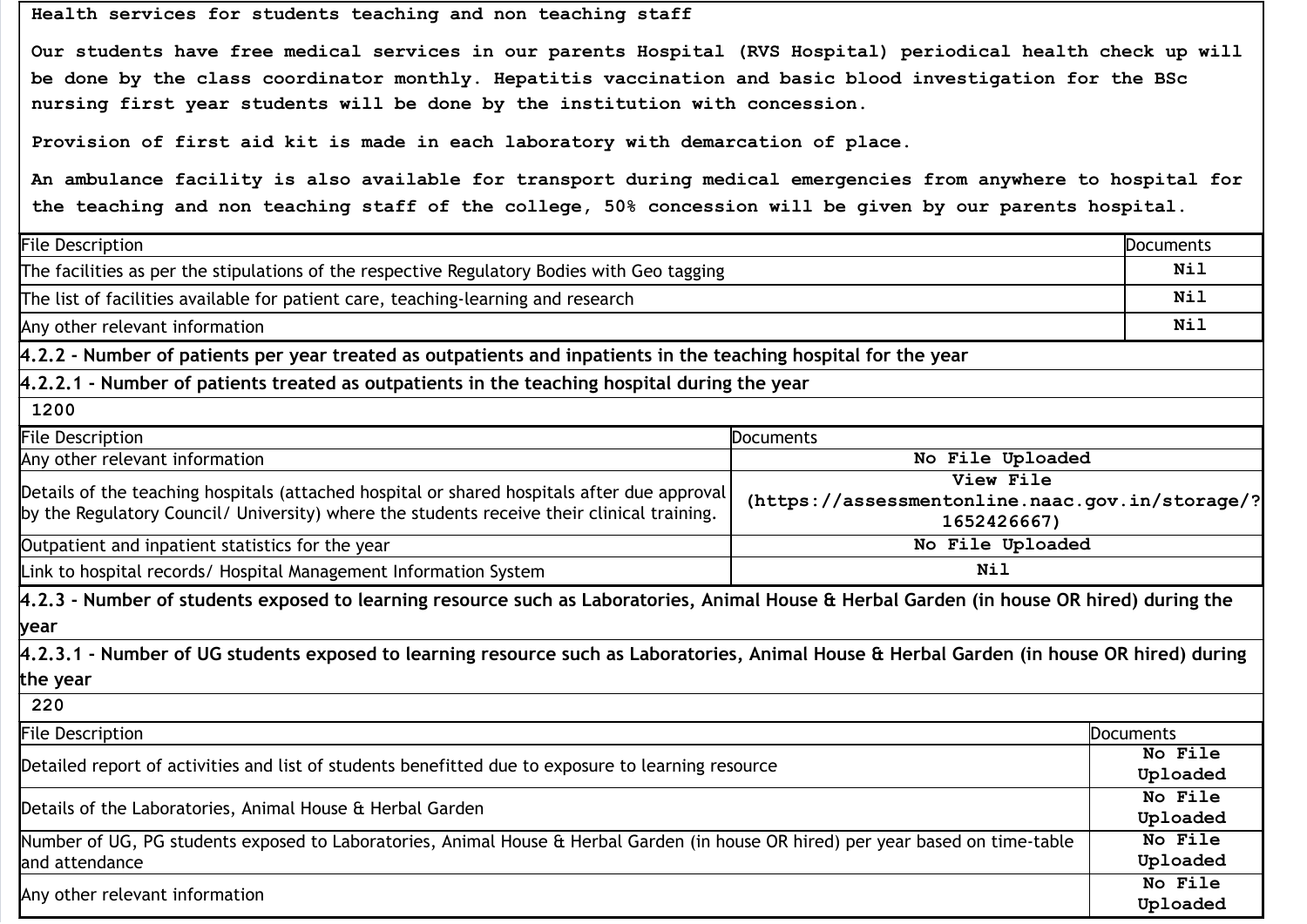Health services for students teaching and non teaching staff

Our students have free medical services in our parents Hospital (RVS Hospital) periodical health check up will be done by the class coordinator monthly. Hepatitis vaccination and basic blood investigation for the BSc nursing first year students will be done by the institution with concession.

Provision of first aid kit is made in each laboratory with demarcation of place.

An ambulance facility is also available for transport during medical emergencies from anywhere to hospital for the teaching and non teaching staff of the college, 50% concession will be given by our parents hospital.

| File Description | Documents |
|---|---|
| The facilities as per the stipulations of the respective Regulatory Bodies with Geo tagging | Nil |
| The list of facilities available for patient care, teaching-learning and research | Nil |
| Any other relevant information | Nil |

**4.2.2 - Number of patients per year treated as outpatients and inpatients in the teaching hospital for the year**

**4.2.2.1 - Number of patients treated as outpatients in the teaching hospital during the year**

1200

| File Description | Documents |
|---|---|
| Any other relevant information | No File Uploaded |
| Details of the teaching hospitals (attached hospital or shared hospitals after due approval by the Regulatory Council/ University) where the students receive their clinical training. | View File (https://assessmentonline.naac.gov.in/storage/?1652426667) |
| Outpatient and inpatient statistics for the year | No File Uploaded |
| Link to hospital records/ Hospital Management Information System | Nil |

**4.2.3 - Number of students exposed to learning resource such as Laboratories, Animal House & Herbal Garden (in house OR hired) during the year**

**4.2.3.1 - Number of UG students exposed to learning resource such as Laboratories, Animal House & Herbal Garden (in house OR hired) during the year**

220

| File Description | Documents |
|---|---|
| Detailed report of activities and list of students benefitted due to exposure to learning resource | No File Uploaded |
| Details of the Laboratories, Animal House & Herbal Garden | No File Uploaded |
| Number of UG, PG students exposed to Laboratories, Animal House & Herbal Garden (in house OR hired) per year based on time-table and attendance | No File Uploaded |
| Any other relevant information | No File Uploaded |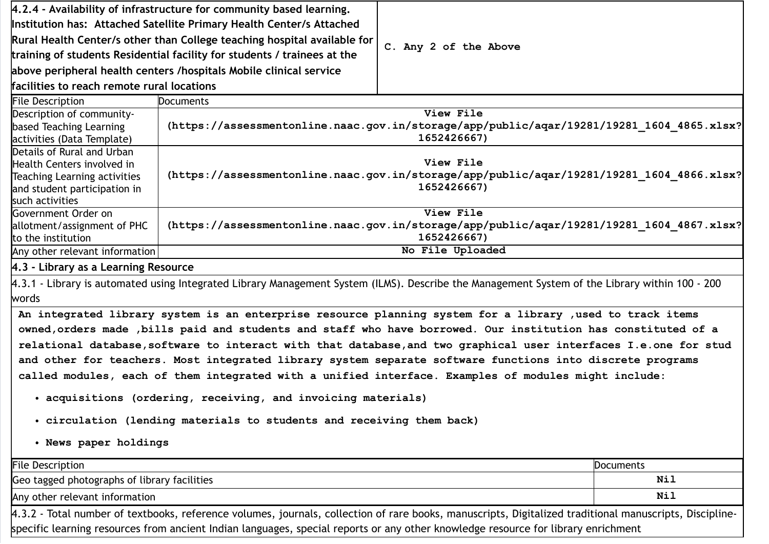| 4.2.4 - Availability of infrastructure for community based learning. Institution has: Attached Satellite Primary Health Center/s Attached Rural Health Center/s other than College teaching hospital available for training of students Residential facility for students / trainees at the above peripheral health centers /hospitals Mobile clinical service facilities to reach remote rural locations | C. Any 2 of the Above |
|---|---|

| File Description | Documents |
|---|---|
| Description of community-based Teaching Learning activities (Data Template) | View File (https://assessmentonline.naac.gov.in/storage/app/public/aqar/19281/19281_1604_4865.xlsx?1652426667) |
| Details of Rural and Urban Health Centers involved in Teaching Learning activities and student participation in such activities | View File (https://assessmentonline.naac.gov.in/storage/app/public/aqar/19281/19281_1604_4866.xlsx?1652426667) |
| Government Order on allotment/assignment of PHC to the institution | View File (https://assessmentonline.naac.gov.in/storage/app/public/aqar/19281/19281_1604_4867.xlsx?1652426667) |
| Any other relevant information | No File Uploaded |

## 4.3 - Library as a Learning Resource

4.3.1 - Library is automated using Integrated Library Management System (ILMS). Describe the Management System of the Library within 100 - 200 words

An integrated library system is an enterprise resource planning system for a library ,used to track items owned,orders made ,bills paid and students and staff who have borrowed. Our institution has constituted of a relational database,software to interact with that database,and two graphical user interfaces I.e.one for stud and other for teachers. Most integrated library system separate software functions into discrete programs called modules, each of them integrated with a unified interface. Examples of modules might include:

- acquisitions (ordering, receiving, and invoicing materials)
- circulation (lending materials to students and receiving them back)
- News paper holdings

| File Description | Documents |
|---|---|
| Geo tagged photographs of library facilities | Nil |
| Any other relevant information | Nil |

4.3.2 - Total number of textbooks, reference volumes, journals, collection of rare books, manuscripts, Digitalized traditional manuscripts, Discipline-specific learning resources from ancient Indian languages, special reports or any other knowledge resource for library enrichment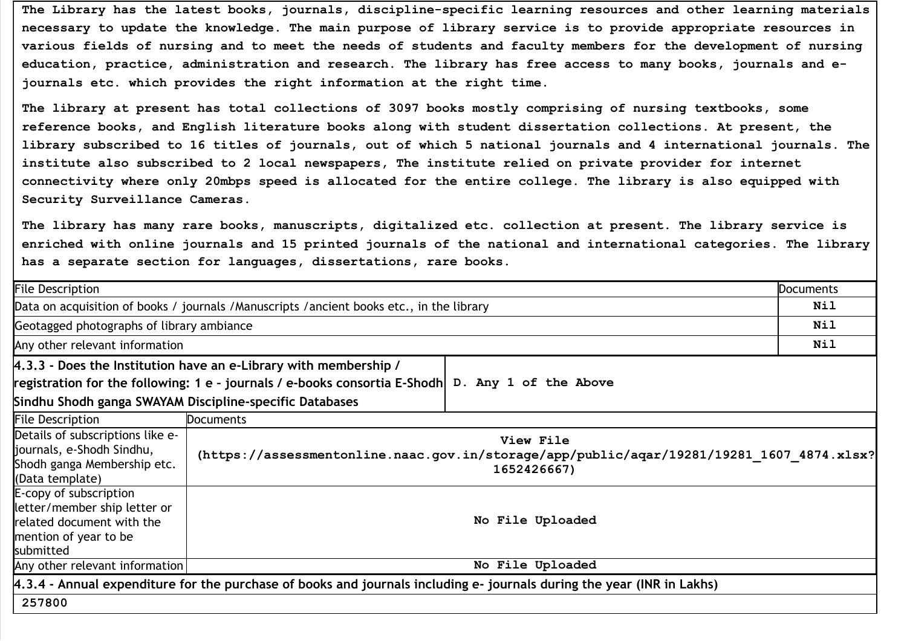The Library has the latest books, journals, discipline-specific learning resources and other learning materials necessary to update the knowledge. The main purpose of library service is to provide appropriate resources in various fields of nursing and to meet the needs of students and faculty members for the development of nursing education, practice, administration and research. The library has free access to many books, journals and e-journals etc. which provides the right information at the right time.

The library at present has total collections of 3097 books mostly comprising of nursing textbooks, some reference books, and English literature books along with student dissertation collections. At present, the library subscribed to 16 titles of journals, out of which 5 national journals and 4 international journals. The institute also subscribed to 2 local newspapers, The institute relied on private provider for internet connectivity where only 20mbps speed is allocated for the entire college. The library is also equipped with Security Surveillance Cameras.

The library has many rare books, manuscripts, digitalized etc. collection at present. The library service is enriched with online journals and 15 printed journals of the national and international categories. The library has a separate section for languages, dissertations, rare books.

| File Description | Documents |
|---|---|
| Data on acquisition of books / journals /Manuscripts /ancient books etc., in the library | Nil |
| Geotagged photographs of library ambiance | Nil |
| Any other relevant information | Nil |

| 4.3.3 - Does the Institution have an e-Library with membership / registration for the following: 1 e - journals / e-books consortia E-Shodh Sindhu Shodh ganga SWAYAM Discipline-specific Databases | D. Any 1 of the Above |
|---|---|

| File Description | Documents |
|---|---|
| Details of subscriptions like e-journals, e-Shodh Sindhu, Shodh ganga Membership etc. (Data template) | View File (https://assessmentonline.naac.gov.in/storage/app/public/aqar/19281/19281_1607_4874.xlsx?1652426667) |
| E-copy of subscription letter/member ship letter or related document with the mention of year to be submitted | No File Uploaded |
| Any other relevant information | No File Uploaded |

**4.3.4 - Annual expenditure for the purchase of books and journals including e- journals during the year (INR in Lakhs)**

257800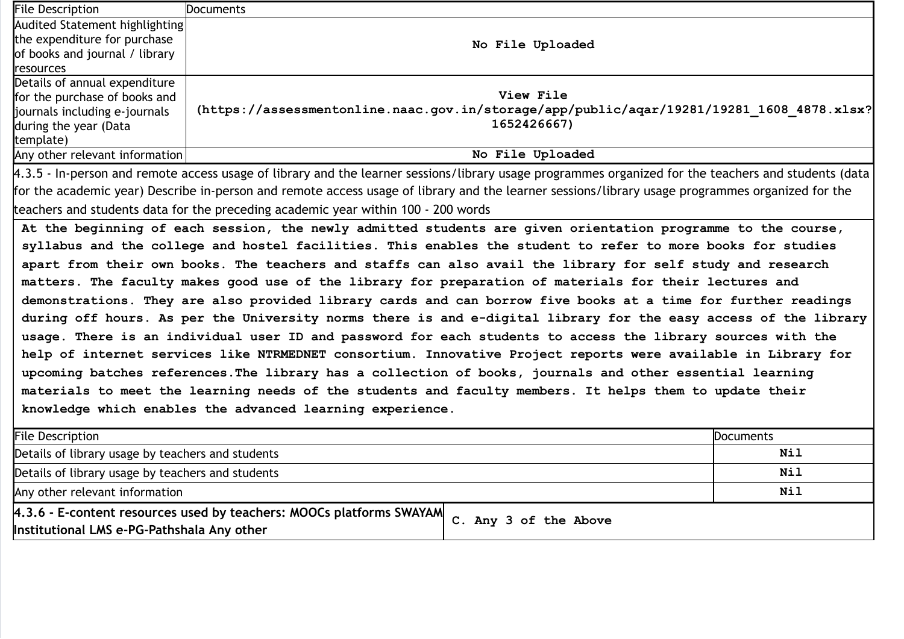| File Description | Documents |
| --- | --- |
| Audited Statement highlighting the expenditure for purchase of books and journal / library resources | **No File Uploaded** |
| Details of annual expenditure for the purchase of books and journals including e-journals during the year (Data template) | **View File (https://assessmentonline.naac.gov.in/storage/app/public/aqar/19281/19281_1608_4878.xlsx?1652426667)** |
| Any other relevant information | **No File Uploaded** |

4.3.5 - In-person and remote access usage of library and the learner sessions/library usage programmes organized for the teachers and students (data for the academic year) Describe in-person and remote access usage of library and the learner sessions/library usage programmes organized for the teachers and students data for the preceding academic year within 100 - 200 words

**At the beginning of each session, the newly admitted students are given orientation programme to the course, syllabus and the college and hostel facilities. This enables the student to refer to more books for studies apart from their own books. The teachers and staffs can also avail the library for self study and research matters. The faculty makes good use of the library for preparation of materials for their lectures and demonstrations. They are also provided library cards and can borrow five books at a time for further readings during off hours. As per the University norms there is and e-digital library for the easy access of the library usage. There is an individual user ID and password for each students to access the library sources with the help of internet services like NTRMEDNET consortium. Innovative Project reports were available in Library for upcoming batches references.The library has a collection of books, journals and other essential learning materials to meet the learning needs of the students and faculty members. It helps them to update their knowledge which enables the advanced learning experience.**

| File Description | Documents |
| --- | --- |
| Details of library usage by teachers and students | **Nil** |
| Details of library usage by teachers and students | **Nil** |
| Any other relevant information | **Nil** |

| **4.3.6 - E-content resources used by teachers: MOOCs platforms SWAYAM Institutional LMS e-PG-Pathshala Any other** | **C. Any 3 of the Above** |
| --- | --- |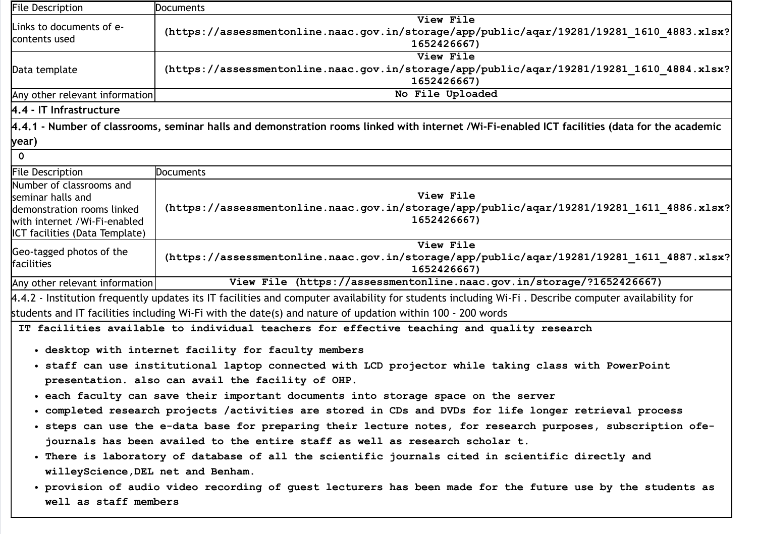| File Description | Documents |
| --- | --- |
| Links to documents of e-contents used | View File (https://assessmentonline.naac.gov.in/storage/app/public/aqar/19281/19281_1610_4883.xlsx?1652426667) |
| Data template | View File (https://assessmentonline.naac.gov.in/storage/app/public/aqar/19281/19281_1610_4884.xlsx?1652426667) |
| Any other relevant information | No File Uploaded |

**4.4 - IT Infrastructure**

**4.4.1 - Number of classrooms, seminar halls and demonstration rooms linked with internet /Wi-Fi-enabled ICT facilities (data for the academic year)**

0

| File Description | Documents |
| --- | --- |
| Number of classrooms and seminar halls and demonstration rooms linked with internet /Wi-Fi-enabled ICT facilities (Data Template) | View File (https://assessmentonline.naac.gov.in/storage/app/public/aqar/19281/19281_1611_4886.xlsx?1652426667) |
| Geo-tagged photos of the facilities | View File (https://assessmentonline.naac.gov.in/storage/app/public/aqar/19281/19281_1611_4887.xlsx?1652426667) |
| Any other relevant information | View File (https://assessmentonline.naac.gov.in/storage/?1652426667) |

4.4.2 - Institution frequently updates its IT facilities and computer availability for students including Wi-Fi . Describe computer availability for students and IT facilities including Wi-Fi with the date(s) and nature of updation within 100 - 200 words

**IT facilities available to individual teachers for effective teaching and quality research**

- **desktop with internet facility for faculty members**
- **staff can use institutional laptop connected with LCD projector while taking class with PowerPoint presentation. also can avail the facility of OHP.**
- **each faculty can save their important documents into storage space on the server**
- **completed research projects /activities are stored in CDs and DVDs for life longer retrieval process**
- **steps can use the e-data base for preparing their lecture notes, for research purposes, subscription ofe-journals has been availed to the entire staff as well as research scholar t.**
- **There is laboratory of database of all the scientific journals cited in scientific directly and willeyScience,DEL net and Benham.**
- **provision of audio video recording of guest lecturers has been made for the future use by the students as well as staff members**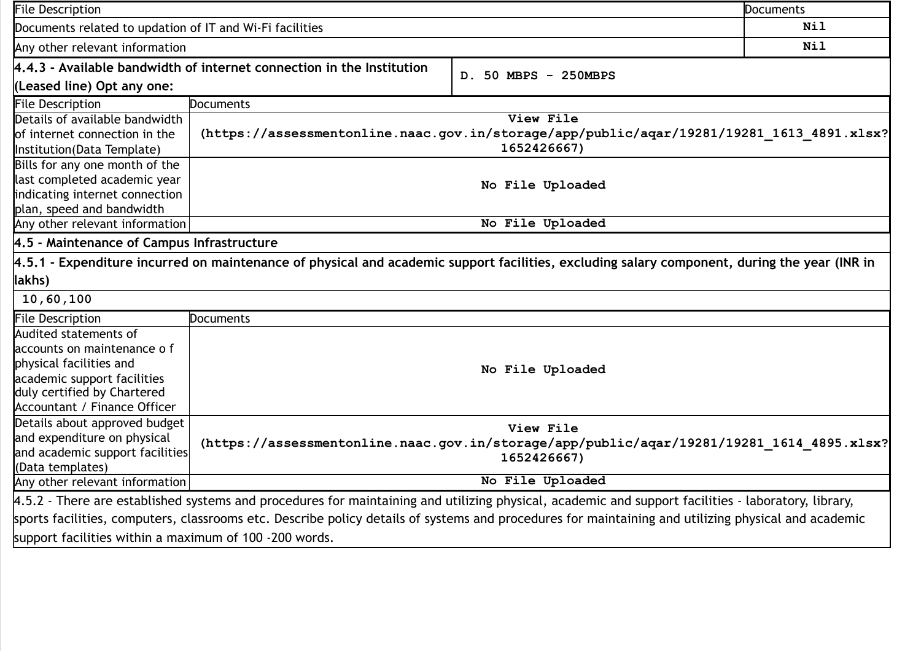| File Description | Documents |
|---|---|
| Documents related to updation of IT and Wi-Fi facilities | Nil |
| Any other relevant information | Nil |

| 4.4.3 - Available bandwidth of internet connection in the Institution (Leased line) Opt any one: | D. 50 MBPS - 250MBPS |
|---|---|

| File Description | Documents |
|---|---|
| Details of available bandwidth of internet connection in the Institution(Data Template) | View File (https://assessmentonline.naac.gov.in/storage/app/public/aqar/19281/19281_1613_4891.xlsx?1652426667) |
| Bills for any one month of the last completed academic year indicating internet connection plan, speed and bandwidth | No File Uploaded |
| Any other relevant information | No File Uploaded |

**4.5 - Maintenance of Campus Infrastructure**

**4.5.1 - Expenditure incurred on maintenance of physical and academic support facilities, excluding salary component, during the year (INR in lakhs)**

10,60,100

| File Description | Documents |
|---|---|
| Audited statements of accounts on maintenance o f physical facilities and academic support facilities duly certified by Chartered Accountant / Finance Officer | No File Uploaded |
| Details about approved budget and expenditure on physical and academic support facilities (Data templates) | View File (https://assessmentonline.naac.gov.in/storage/app/public/aqar/19281/19281_1614_4895.xlsx?1652426667) |
| Any other relevant information | No File Uploaded |

4.5.2 - There are established systems and procedures for maintaining and utilizing physical, academic and support facilities - laboratory, library, sports facilities, computers, classrooms etc. Describe policy details of systems and procedures for maintaining and utilizing physical and academic support facilities within a maximum of 100 -200 words.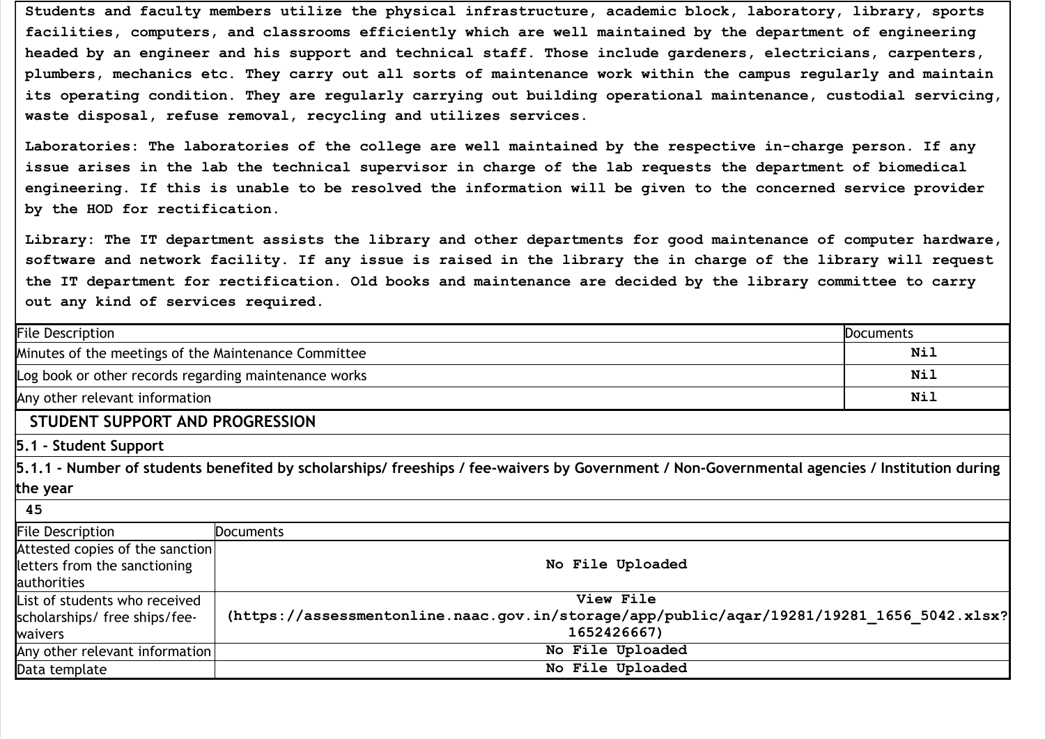Students and faculty members utilize the physical infrastructure, academic block, laboratory, library, sports facilities, computers, and classrooms efficiently which are well maintained by the department of engineering headed by an engineer and his support and technical staff. Those include gardeners, electricians, carpenters, plumbers, mechanics etc. They carry out all sorts of maintenance work within the campus regularly and maintain its operating condition. They are regularly carrying out building operational maintenance, custodial servicing, waste disposal, refuse removal, recycling and utilizes services.

Laboratories: The laboratories of the college are well maintained by the respective in-charge person. If any issue arises in the lab the technical supervisor in charge of the lab requests the department of biomedical engineering. If this is unable to be resolved the information will be given to the concerned service provider by the HOD for rectification.

Library: The IT department assists the library and other departments for good maintenance of computer hardware, software and network facility. If any issue is raised in the library the in charge of the library will request the IT department for rectification. Old books and maintenance are decided by the library committee to carry out any kind of services required.

| File Description | Documents |
|---|---|
| Minutes of the meetings of the Maintenance Committee | Nil |
| Log book or other records regarding maintenance works | Nil |
| Any other relevant information | Nil |

## STUDENT SUPPORT AND PROGRESSION

### 5.1 - Student Support

**5.1.1 - Number of students benefited by scholarships/ freeships / fee-waivers by Government / Non-Governmental agencies / Institution during the year**

45

| File Description | Documents |
|---|---|
| Attested copies of the sanction letters from the sanctioning authorities | No File Uploaded |
| List of students who received scholarships/ free ships/fee-waivers | View File (https://assessmentonline.naac.gov.in/storage/app/public/aqar/19281/19281_1656_5042.xlsx?1652426667) |
| Any other relevant information | No File Uploaded |
| Data template | No File Uploaded |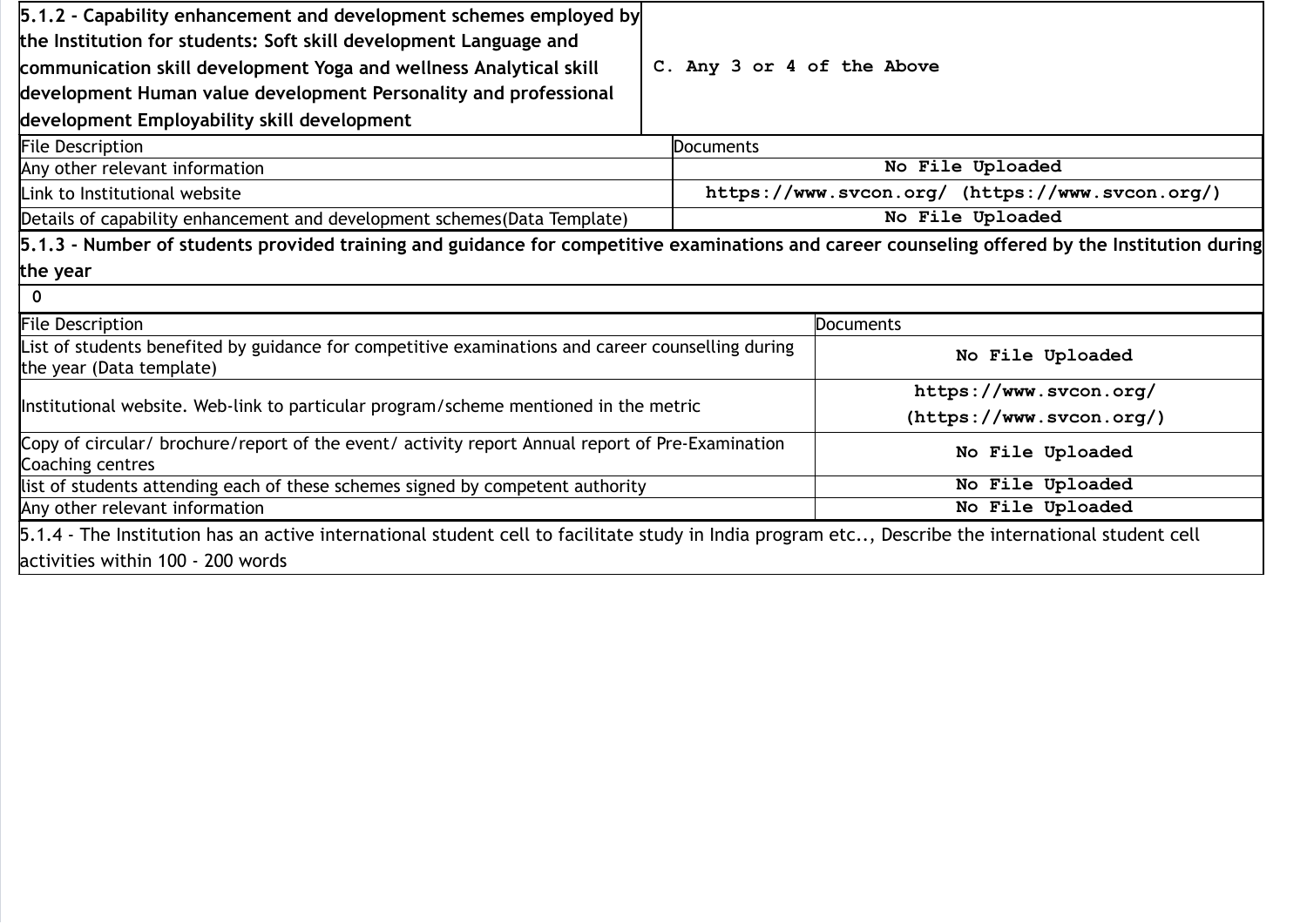| 5.1.2 - Capability enhancement and development schemes employed by the Institution for students: Soft skill development Language and communication skill development Yoga and wellness Analytical skill development Human value development Personality and professional development Employability skill development | C. Any 3 or 4 of the Above |
|---|---|

| File Description | Documents |
|---|---|
| Any other relevant information | No File Uploaded |
| Link to Institutional website | https://www.svcon.org/ (https://www.svcon.org/) |
| Details of capability enhancement and development schemes(Data Template) | No File Uploaded |

**5.1.3 - Number of students provided training and guidance for competitive examinations and career counseling offered by the Institution during the year**

0

| File Description | Documents |
|---|---|
| List of students benefited by guidance for competitive examinations and career counselling during the year (Data template) | No File Uploaded |
| Institutional website. Web-link to particular program/scheme mentioned in the metric | https://www.svcon.org/ (https://www.svcon.org/) |
| Copy of circular/ brochure/report of the event/ activity report Annual report of Pre-Examination Coaching centres | No File Uploaded |
| list of students attending each of these schemes signed by competent authority | No File Uploaded |
| Any other relevant information | No File Uploaded |

5.1.4 - The Institution has an active international student cell to facilitate study in India program etc.., Describe the international student cell activities within 100 - 200 words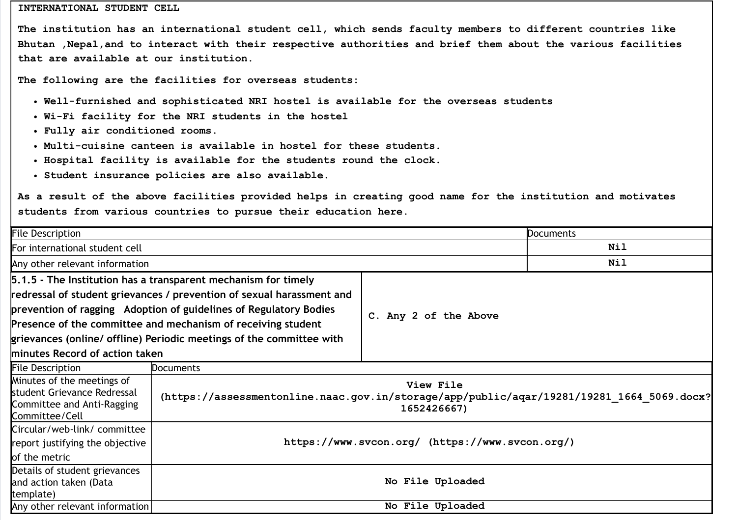**INTERNATIONAL STUDENT CELL**

**The institution has an international student cell, which sends faculty members to different countries like Bhutan ,Nepal,and to interact with their respective authorities and brief them about the various facilities that are available at our institution.**

**The following are the facilities for overseas students:**

- **Well-furnished and sophisticated NRI hostel is available for the overseas students**
- **Wi-Fi facility for the NRI students in the hostel**
- **Fully air conditioned rooms.**
- **Multi-cuisine canteen is available in hostel for these students.**
- **Hospital facility is available for the students round the clock.**
- **Student insurance policies are also available.**

**As a result of the above facilities provided helps in creating good name for the institution and motivates students from various countries to pursue their education here.**

| File Description | Documents |
|---|---|
| For international student cell | **Nil** |
| Any other relevant information | **Nil** |

| **5.1.5 - The Institution has a transparent mechanism for timely redressal of student grievances / prevention of sexual harassment and prevention of ragging Adoption of guidelines of Regulatory Bodies Presence of the committee and mechanism of receiving student grievances (online/ offline) Periodic meetings of the committee with minutes Record of action taken** | **C. Any 2 of the Above** |
|---|---|

| File Description | Documents |
|---|---|
| Minutes of the meetings of student Grievance Redressal Committee and Anti-Ragging Committee/Cell | **View File (https://assessmentonline.naac.gov.in/storage/app/public/aqar/19281/19281_1664_5069.docx?1652426667)** |
| Circular/web-link/ committee report justifying the objective of the metric | **https://www.svcon.org/ (https://www.svcon.org/)** |
| Details of student grievances and action taken (Data template) | **No File Uploaded** |
| Any other relevant information | **No File Uploaded** |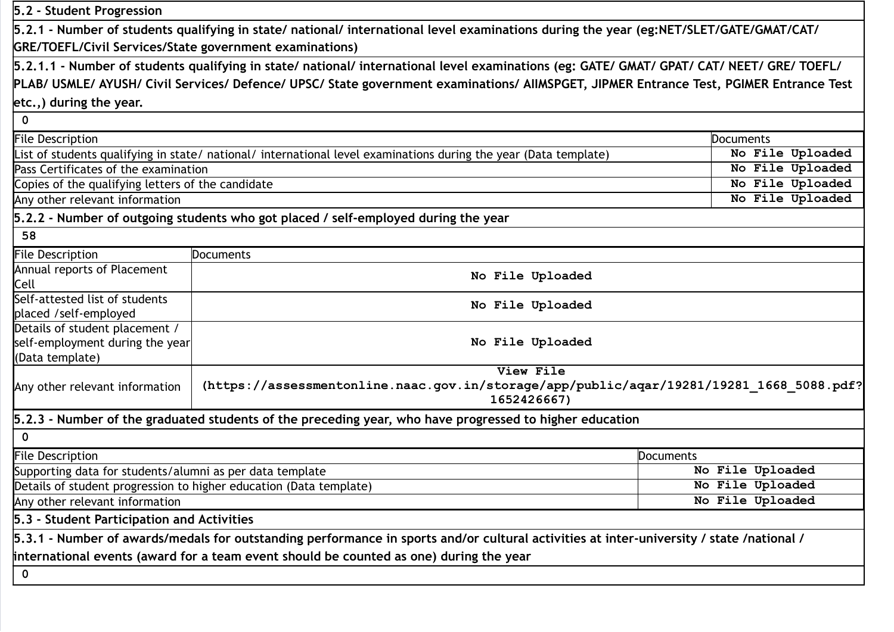**5.2 - Student Progression**

**5.2.1 - Number of students qualifying in state/ national/ international level examinations during the year (eg:NET/SLET/GATE/GMAT/CAT/ GRE/TOEFL/Civil Services/State government examinations)**

**5.2.1.1 - Number of students qualifying in state/ national/ international level examinations (eg: GATE/ GMAT/ GPAT/ CAT/ NEET/ GRE/ TOEFL/ PLAB/ USMLE/ AYUSH/ Civil Services/ Defence/ UPSC/ State government examinations/ AIIMSPGET, JIPMER Entrance Test, PGIMER Entrance Test etc.,) during the year.**

0

| File Description | Documents |
|---|---|
| List of students qualifying in state/ national/ international level examinations during the year (Data template) | No File Uploaded |
| Pass Certificates of the examination | No File Uploaded |
| Copies of the qualifying letters of the candidate | No File Uploaded |
| Any other relevant information | No File Uploaded |

**5.2.2 - Number of outgoing students who got placed / self-employed during the year**

58

| File Description | Documents |
|---|---|
| Annual reports of Placement Cell | No File Uploaded |
| Self-attested list of students placed /self-employed | No File Uploaded |
| Details of student placement / self-employment during the year (Data template) | No File Uploaded |
| Any other relevant information | View File (https://assessmentonline.naac.gov.in/storage/app/public/aqar/19281/19281_1668_5088.pdf?1652426667) |

**5.2.3 - Number of the graduated students of the preceding year, who have progressed to higher education**

0

| File Description | Documents |
|---|---|
| Supporting data for students/alumni as per data template | No File Uploaded |
| Details of student progression to higher education (Data template) | No File Uploaded |
| Any other relevant information | No File Uploaded |

**5.3 - Student Participation and Activities**

**5.3.1 - Number of awards/medals for outstanding performance in sports and/or cultural activities at inter-university / state /national / international events (award for a team event should be counted as one) during the year**

0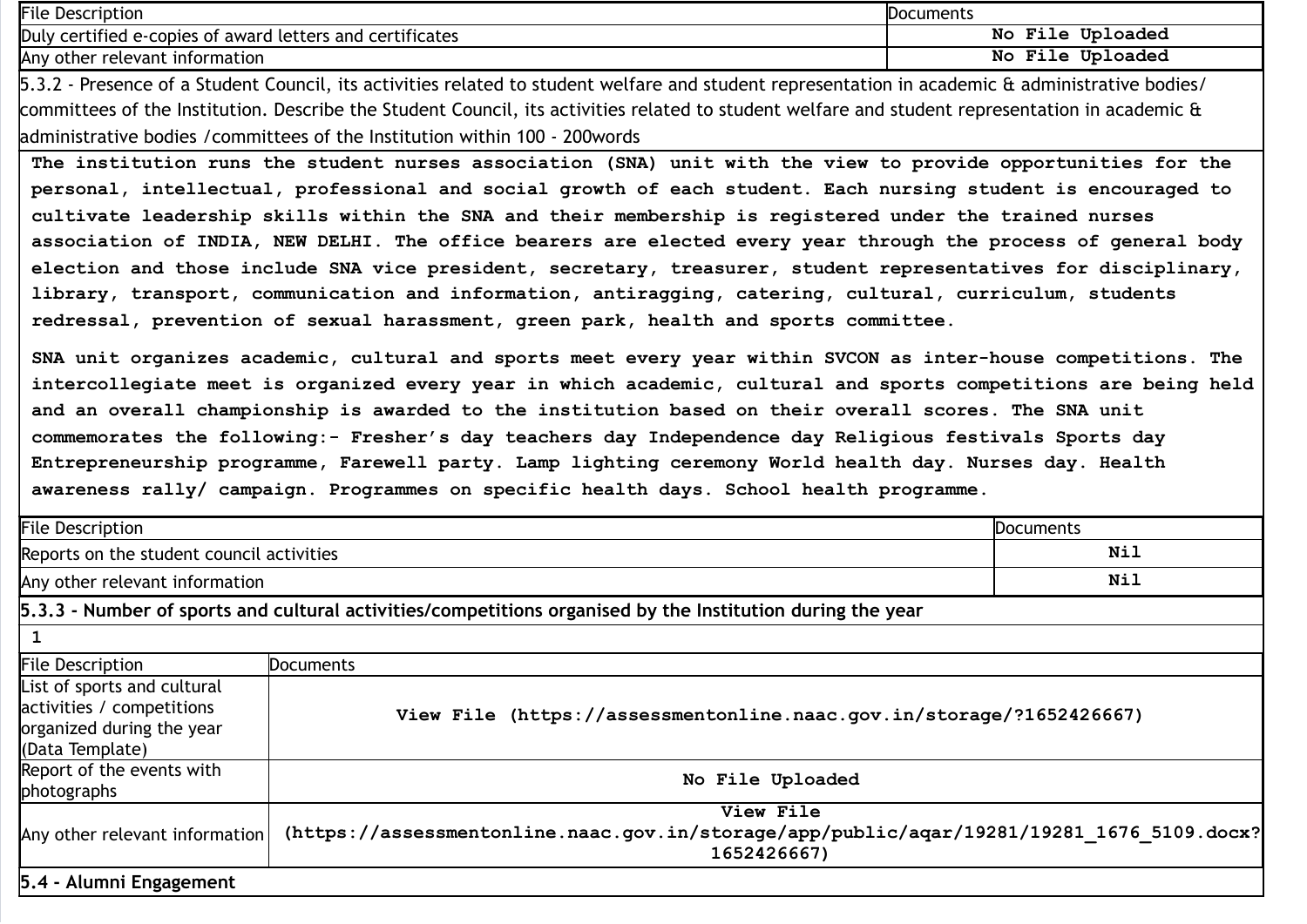| File Description | Documents |
| --- | --- |
| Duly certified e-copies of award letters and certificates | No File Uploaded |
| Any other relevant information | No File Uploaded |

5.3.2 - Presence of a Student Council, its activities related to student welfare and student representation in academic & administrative bodies/ committees of the Institution. Describe the Student Council, its activities related to student welfare and student representation in academic & administrative bodies /committees of the Institution within 100 - 200words

The institution runs the student nurses association (SNA) unit with the view to provide opportunities for the personal, intellectual, professional and social growth of each student. Each nursing student is encouraged to cultivate leadership skills within the SNA and their membership is registered under the trained nurses association of INDIA, NEW DELHI. The office bearers are elected every year through the process of general body election and those include SNA vice president, secretary, treasurer, student representatives for disciplinary, library, transport, communication and information, antiragging, catering, cultural, curriculum, students redressal, prevention of sexual harassment, green park, health and sports committee.

SNA unit organizes academic, cultural and sports meet every year within SVCON as inter-house competitions. The intercollegiate meet is organized every year in which academic, cultural and sports competitions are being held and an overall championship is awarded to the institution based on their overall scores. The SNA unit commemorates the following:- Fresher's day teachers day Independence day Religious festivals Sports day Entrepreneurship programme, Farewell party. Lamp lighting ceremony World health day. Nurses day. Health awareness rally/ campaign. Programmes on specific health days. School health programme.

| File Description | Documents |
| --- | --- |
| Reports on the student council activities | Nil |
| Any other relevant information | Nil |

**5.3.3 - Number of sports and cultural activities/competitions organised by the Institution during the year**

1

| File Description | Documents |
| --- | --- |
| List of sports and cultural activities / competitions organized during the year (Data Template) | View File (https://assessmentonline.naac.gov.in/storage/?1652426667) |
| Report of the events with photographs | No File Uploaded |
| Any other relevant information | View File (https://assessmentonline.naac.gov.in/storage/app/public/aqar/19281/19281_1676_5109.docx?1652426667) |

**5.4 - Alumni Engagement**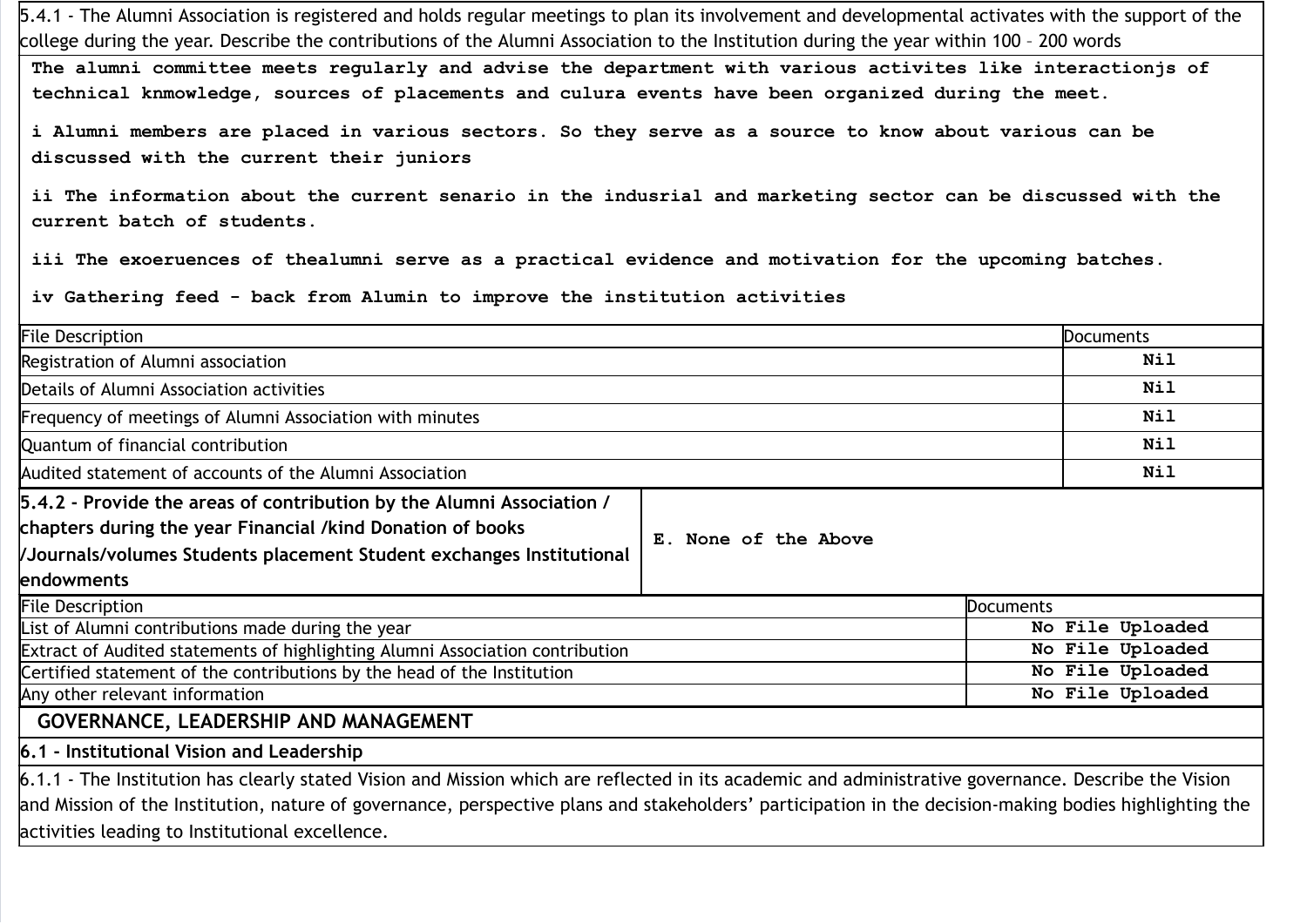5.4.1 - The Alumni Association is registered and holds regular meetings to plan its involvement and developmental activates with the support of the college during the year. Describe the contributions of the Alumni Association to the Institution during the year within 100 – 200 words

The alumni committee meets regularly and advise the department with various activites like interactionjs of technical knmowledge, sources of placements and culura events have been organized during the meet.

i Alumni members are placed in various sectors. So they serve as a source to know about various can be discussed with the current their juniors

ii The information about the current senario in the indusrial and marketing sector can be discussed with the current batch of students.

iii The exoeruences of thealumni serve as a practical evidence and motivation for the upcoming batches.

iv Gathering feed - back from Alumin to improve the institution activities

| File Description | Documents |
|---|---|
| Registration of Alumni association | Nil |
| Details of Alumni Association activities | Nil |
| Frequency of meetings of Alumni Association with minutes | Nil |
| Quantum of financial contribution | Nil |
| Audited statement of accounts of the Alumni Association | Nil |

| **5.4.2 - Provide the areas of contribution by the Alumni Association / chapters during the year Financial /kind Donation of books /Journals/volumes Students placement Student exchanges Institutional endowments** | E. None of the Above |
|---|---|

| File Description | Documents |
|---|---|
| List of Alumni contributions made during the year | No File Uploaded |
| Extract of Audited statements of highlighting Alumni Association contribution | No File Uploaded |
| Certified statement of the contributions by the head of the Institution | No File Uploaded |
| Any other relevant information | No File Uploaded |

## GOVERNANCE, LEADERSHIP AND MANAGEMENT

### 6.1 - Institutional Vision and Leadership

6.1.1 - The Institution has clearly stated Vision and Mission which are reflected in its academic and administrative governance. Describe the Vision and Mission of the Institution, nature of governance, perspective plans and stakeholders' participation in the decision-making bodies highlighting the activities leading to Institutional excellence.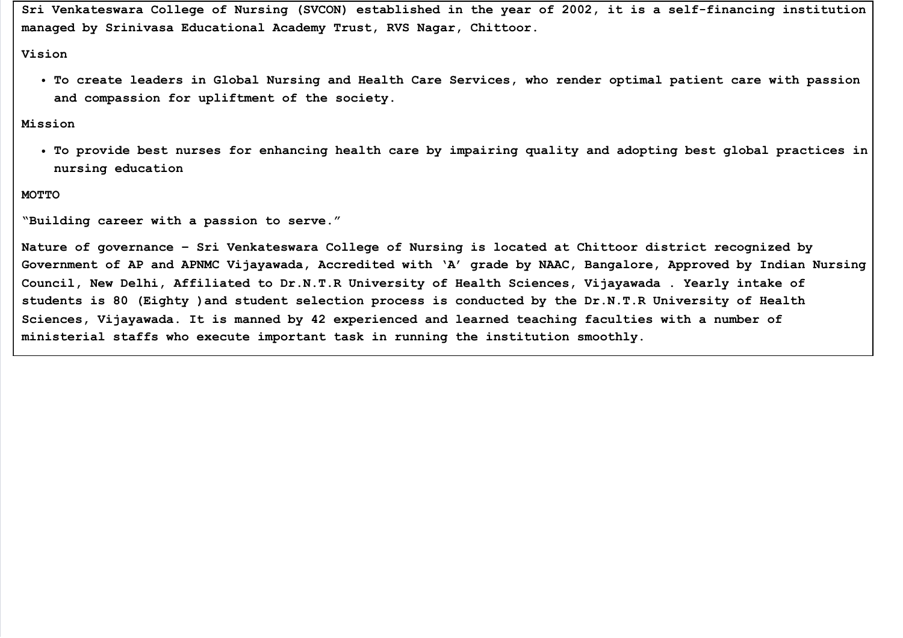Sri Venkateswara College of Nursing (SVCON) established in the year of 2002, it is a self-financing institution managed by Srinivasa Educational Academy Trust, RVS Nagar, Chittoor.

Vision

- To create leaders in Global Nursing and Health Care Services, who render optimal patient care with passion and compassion for upliftment of the society.

Mission

- To provide best nurses for enhancing health care by impairing quality and adopting best global practices in nursing education

MOTTO

"Building career with a passion to serve."

Nature of governance – Sri Venkateswara College of Nursing is located at Chittoor district recognized by Government of AP and APNMC Vijayawada, Accredited with 'A' grade by NAAC, Bangalore, Approved by Indian Nursing Council, New Delhi, Affiliated to Dr.N.T.R University of Health Sciences, Vijayawada . Yearly intake of students is 80 (Eighty )and student selection process is conducted by the Dr.N.T.R University of Health Sciences, Vijayawada. It is manned by 42 experienced and learned teaching faculties with a number of ministerial staffs who execute important task in running the institution smoothly.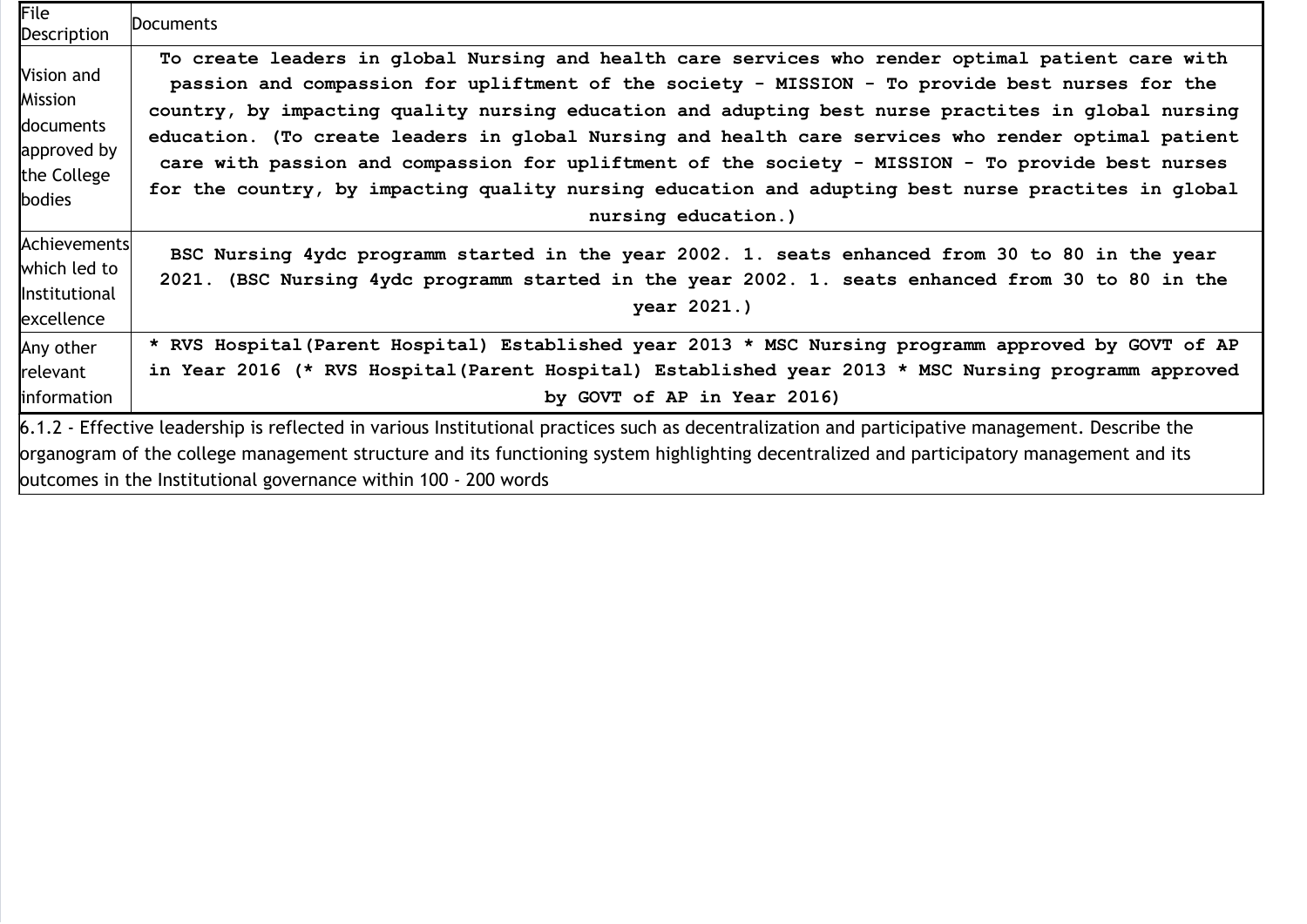| File Description | Documents |
|---|---|
| Vision and Mission documents approved by the College bodies | **To create leaders in global Nursing and health care services who render optimal patient care with passion and compassion for upliftment of the society - MISSION - To provide best nurses for the country, by impacting quality nursing education and adupting best nurse practites in global nursing education. (To create leaders in global Nursing and health care services who render optimal patient care with passion and compassion for upliftment of the society - MISSION - To provide best nurses for the country, by impacting quality nursing education and adupting best nurse practites in global nursing education.)** |
| Achievements which led to Institutional excellence | **BSC Nursing 4ydc programm started in the year 2002. 1. seats enhanced from 30 to 80 in the year 2021. (BSC Nursing 4ydc programm started in the year 2002. 1. seats enhanced from 30 to 80 in the year 2021.)** |
| Any other relevant information | **\* RVS Hospital(Parent Hospital) Established year 2013 \* MSC Nursing programm approved by GOVT of AP in Year 2016 (\* RVS Hospital(Parent Hospital) Established year 2013 \* MSC Nursing programm approved by GOVT of AP in Year 2016)** |

6.1.2 - Effective leadership is reflected in various Institutional practices such as decentralization and participative management. Describe the organogram of the college management structure and its functioning system highlighting decentralized and participatory management and its outcomes in the Institutional governance within 100 - 200 words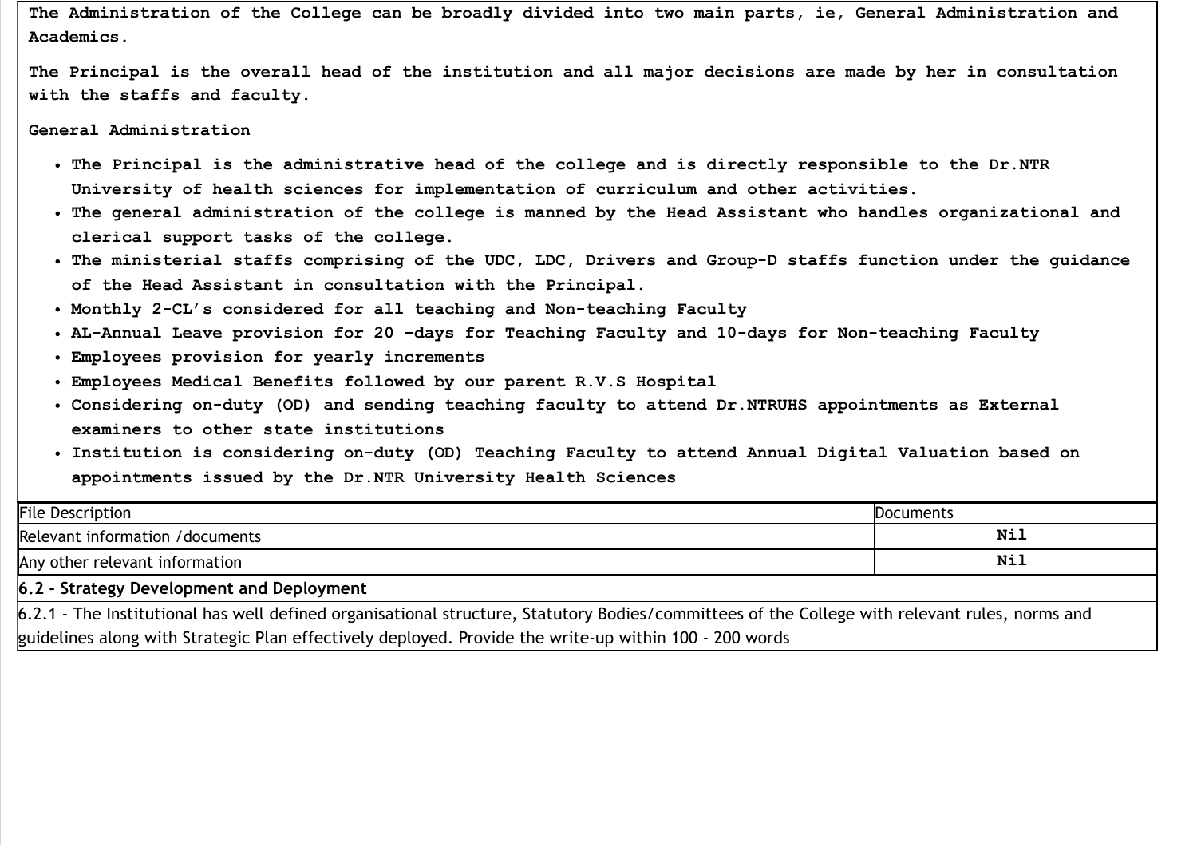The Administration of the College can be broadly divided into two main parts, ie, General Administration and Academics.

The Principal is the overall head of the institution and all major decisions are made by her in consultation with the staffs and faculty.

General Administration

- The Principal is the administrative head of the college and is directly responsible to the Dr.NTR University of health sciences for implementation of curriculum and other activities.
- The general administration of the college is manned by the Head Assistant who handles organizational and clerical support tasks of the college.
- The ministerial staffs comprising of the UDC, LDC, Drivers and Group-D staffs function under the guidance of the Head Assistant in consultation with the Principal.
- Monthly 2-CL's considered for all teaching and Non-teaching Faculty
- AL-Annual Leave provision for 20 -days for Teaching Faculty and 10-days for Non-teaching Faculty
- Employees provision for yearly increments
- Employees Medical Benefits followed by our parent R.V.S Hospital
- Considering on-duty (OD) and sending teaching faculty to attend Dr.NTRUHS appointments as External examiners to other state institutions
- Institution is considering on-duty (OD) Teaching Faculty to attend Annual Digital Valuation based on appointments issued by the Dr.NTR University Health Sciences

| File Description | Documents |
|---|---|
| Relevant information /documents | Nil |
| Any other relevant information | Nil |

**6.2 - Strategy Development and Deployment**

6.2.1 - The Institutional has well defined organisational structure, Statutory Bodies/committees of the College with relevant rules, norms and guidelines along with Strategic Plan effectively deployed. Provide the write-up within 100 - 200 words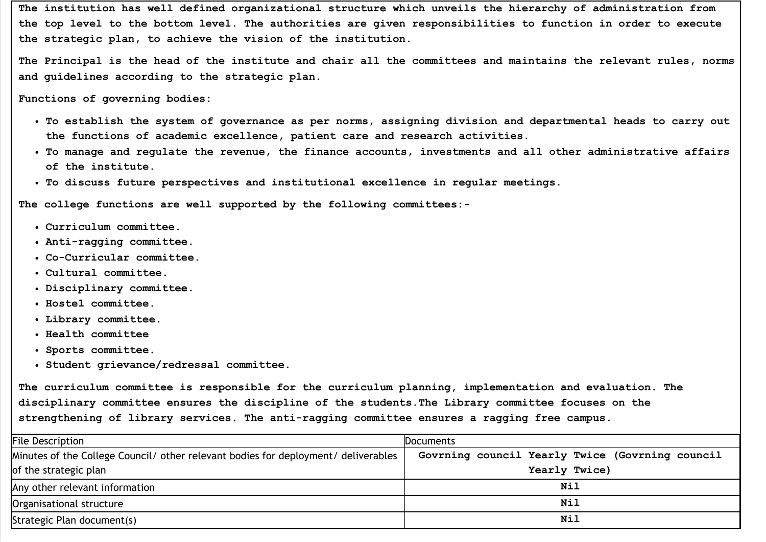The institution has well defined organizational structure which unveils the hierarchy of administration from the top level to the bottom level. The authorities are given responsibilities to function in order to execute the strategic plan, to achieve the vision of the institution.

The Principal is the head of the institute and chair all the committees and maintains the relevant rules, norms and guidelines according to the strategic plan.

Functions of governing bodies:

- To establish the system of governance as per norms, assigning division and departmental heads to carry out the functions of academic excellence, patient care and research activities.
- To manage and regulate the revenue, the finance accounts, investments and all other administrative affairs of the institute.
- To discuss future perspectives and institutional excellence in regular meetings.

The college functions are well supported by the following committees:-

- Curriculum committee.
- Anti-ragging committee.
- Co-Curricular committee.
- Cultural committee.
- Disciplinary committee.
- Hostel committee.
- Library committee.
- Health committee
- Sports committee.
- Student grievance/redressal committee.

The curriculum committee is responsible for the curriculum planning, implementation and evaluation. The disciplinary committee ensures the discipline of the students.The Library committee focuses on the strengthening of library services. The anti-ragging committee ensures a ragging free campus.

| File Description | Documents |
| --- | --- |
| Minutes of the College Council/ other relevant bodies for deployment/ deliverables of the strategic plan | Govrning council Yearly Twice (Govrning council Yearly Twice) |
| Any other relevant information | Nil |
| Organisational structure | Nil |
| Strategic Plan document(s) | Nil |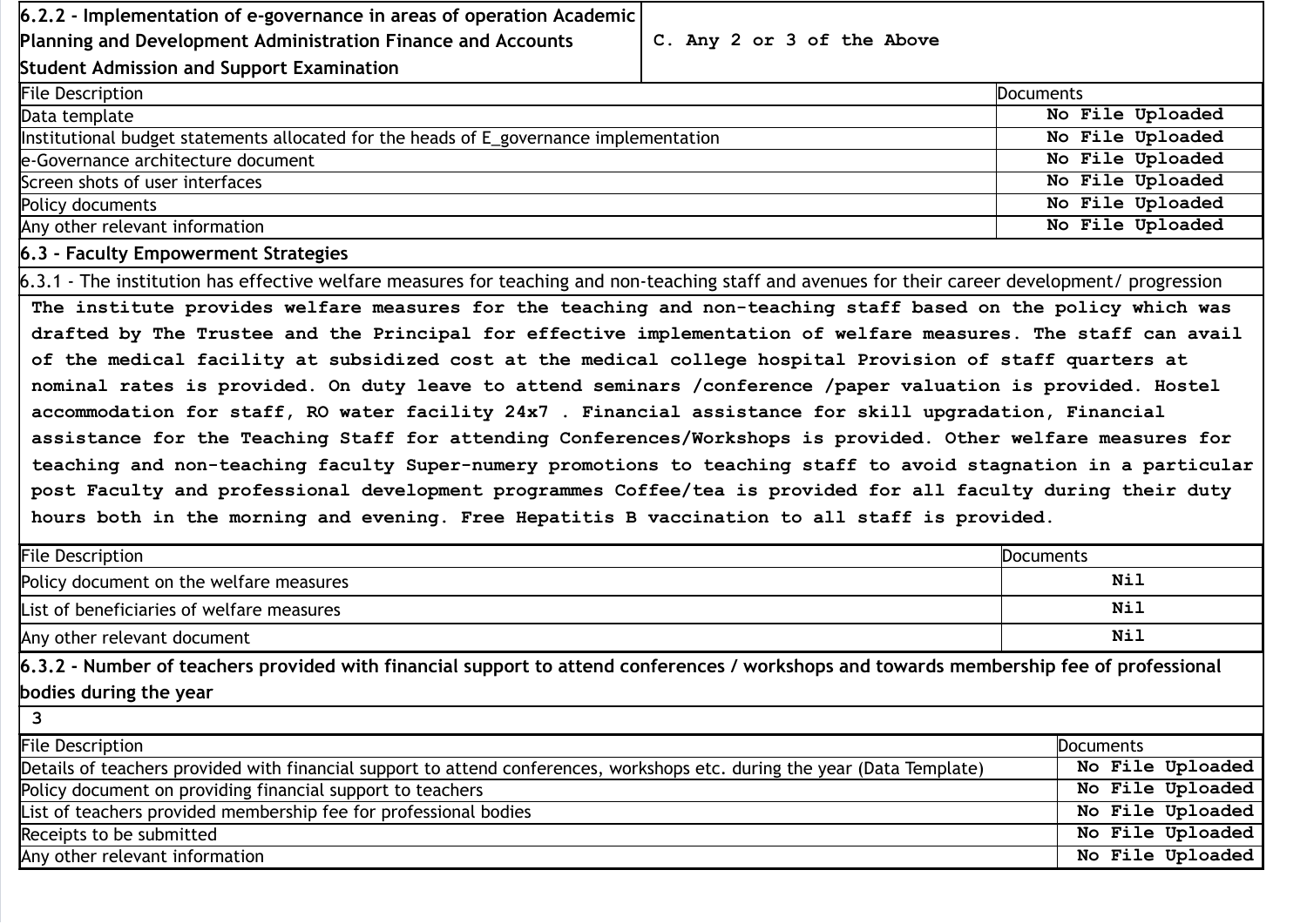| **6.2.2 - Implementation of e-governance in areas of operation Academic Planning and Development Administration Finance and Accounts Student Admission and Support Examination** | C. Any 2 or 3 of the Above |
|---|---|

| File Description | Documents |
|---|---|
| Data template | No File Uploaded |
| Institutional budget statements allocated for the heads of E_governance implementation | No File Uploaded |
| e-Governance architecture document | No File Uploaded |
| Screen shots of user interfaces | No File Uploaded |
| Policy documents | No File Uploaded |
| Any other relevant information | No File Uploaded |

**6.3 - Faculty Empowerment Strategies**

6.3.1 - The institution has effective welfare measures for teaching and non-teaching staff and avenues for their career development/ progression

The institute provides welfare measures for the teaching and non-teaching staff based on the policy which was drafted by The Trustee and the Principal for effective implementation of welfare measures. The staff can avail of the medical facility at subsidized cost at the medical college hospital Provision of staff quarters at nominal rates is provided. On duty leave to attend seminars /conference /paper valuation is provided. Hostel accommodation for staff, RO water facility 24x7 . Financial assistance for skill upgradation, Financial assistance for the Teaching Staff for attending Conferences/Workshops is provided. Other welfare measures for teaching and non-teaching faculty Super-numery promotions to teaching staff to avoid stagnation in a particular post Faculty and professional development programmes Coffee/tea is provided for all faculty during their duty hours both in the morning and evening. Free Hepatitis B vaccination to all staff is provided.

| File Description | Documents |
|---|---|
| Policy document on the welfare measures | Nil |
| List of beneficiaries of welfare measures | Nil |
| Any other relevant document | Nil |

**6.3.2 - Number of teachers provided with financial support to attend conferences / workshops and towards membership fee of professional bodies during the year**

3

| File Description | Documents |
|---|---|
| Details of teachers provided with financial support to attend conferences, workshops etc. during the year (Data Template) | No File Uploaded |
| Policy document on providing financial support to teachers | No File Uploaded |
| List of teachers provided membership fee for professional bodies | No File Uploaded |
| Receipts to be submitted | No File Uploaded |
| Any other relevant information | No File Uploaded |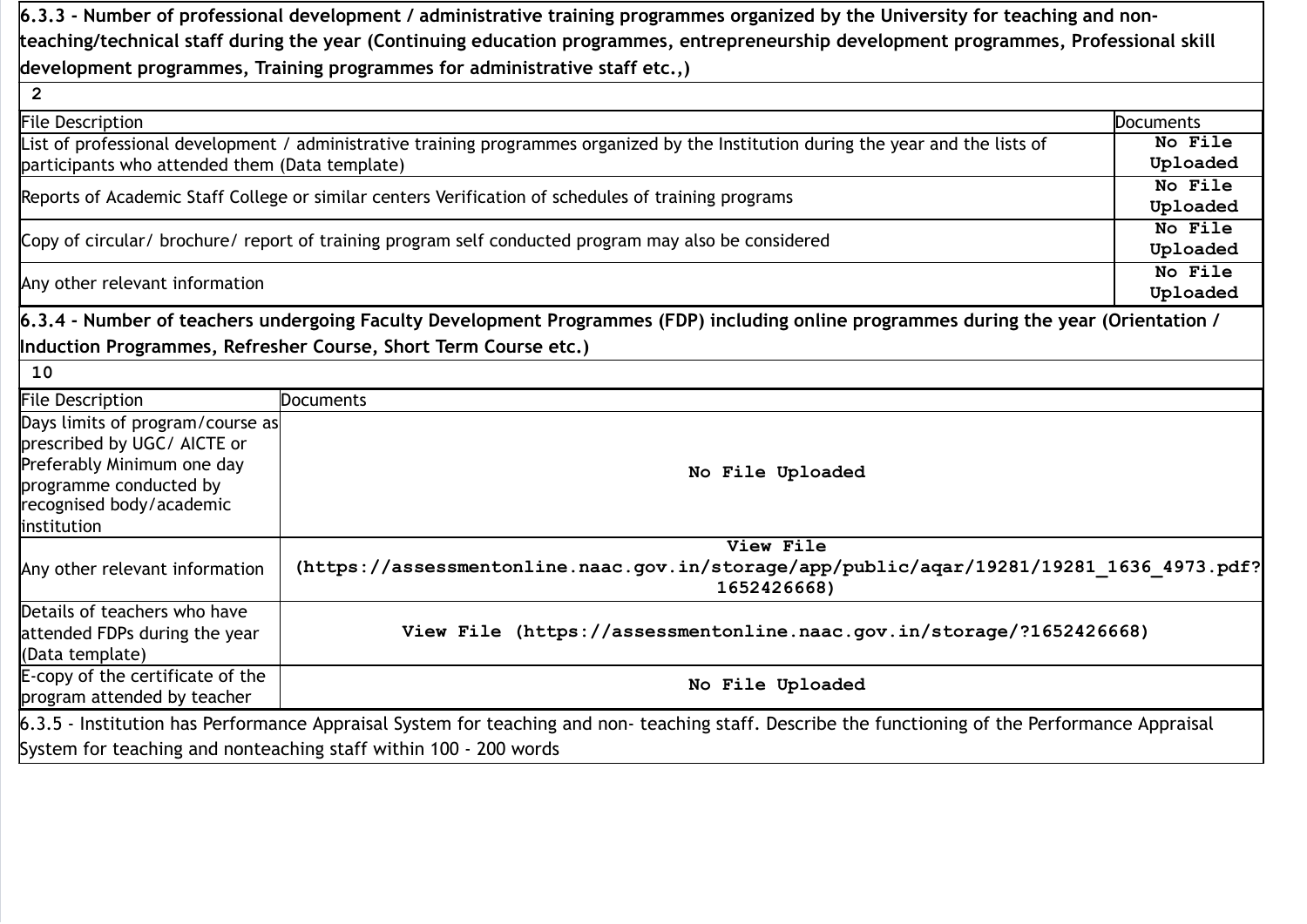**6.3.3 - Number of professional development / administrative training programmes organized by the University for teaching and non-teaching/technical staff during the year (Continuing education programmes, entrepreneurship development programmes, Professional skill development programmes, Training programmes for administrative staff etc.,)**

2

| File Description | Documents |
|---|---|
| List of professional development / administrative training programmes organized by the Institution during the year and the lists of participants who attended them (Data template) | No File Uploaded |
| Reports of Academic Staff College or similar centers Verification of schedules of training programs | No File Uploaded |
| Copy of circular/ brochure/ report of training program self conducted program may also be considered | No File Uploaded |
| Any other relevant information | No File Uploaded |

**6.3.4 - Number of teachers undergoing Faculty Development Programmes (FDP) including online programmes during the year (Orientation / Induction Programmes, Refresher Course, Short Term Course etc.)**

10

| File Description | Documents |
|---|---|
| Days limits of program/course as prescribed by UGC/ AICTE or Preferably Minimum one day programme conducted by recognised body/academic institution | No File Uploaded |
| Any other relevant information | View File (https://assessmentonline.naac.gov.in/storage/app/public/aqar/19281/19281_1636_4973.pdf?1652426668) |
| Details of teachers who have attended FDPs during the year (Data template) | View File (https://assessmentonline.naac.gov.in/storage/?1652426668) |
| E-copy of the certificate of the program attended by teacher | No File Uploaded |

6.3.5 - Institution has Performance Appraisal System for teaching and non- teaching staff. Describe the functioning of the Performance Appraisal System for teaching and nonteaching staff within 100 - 200 words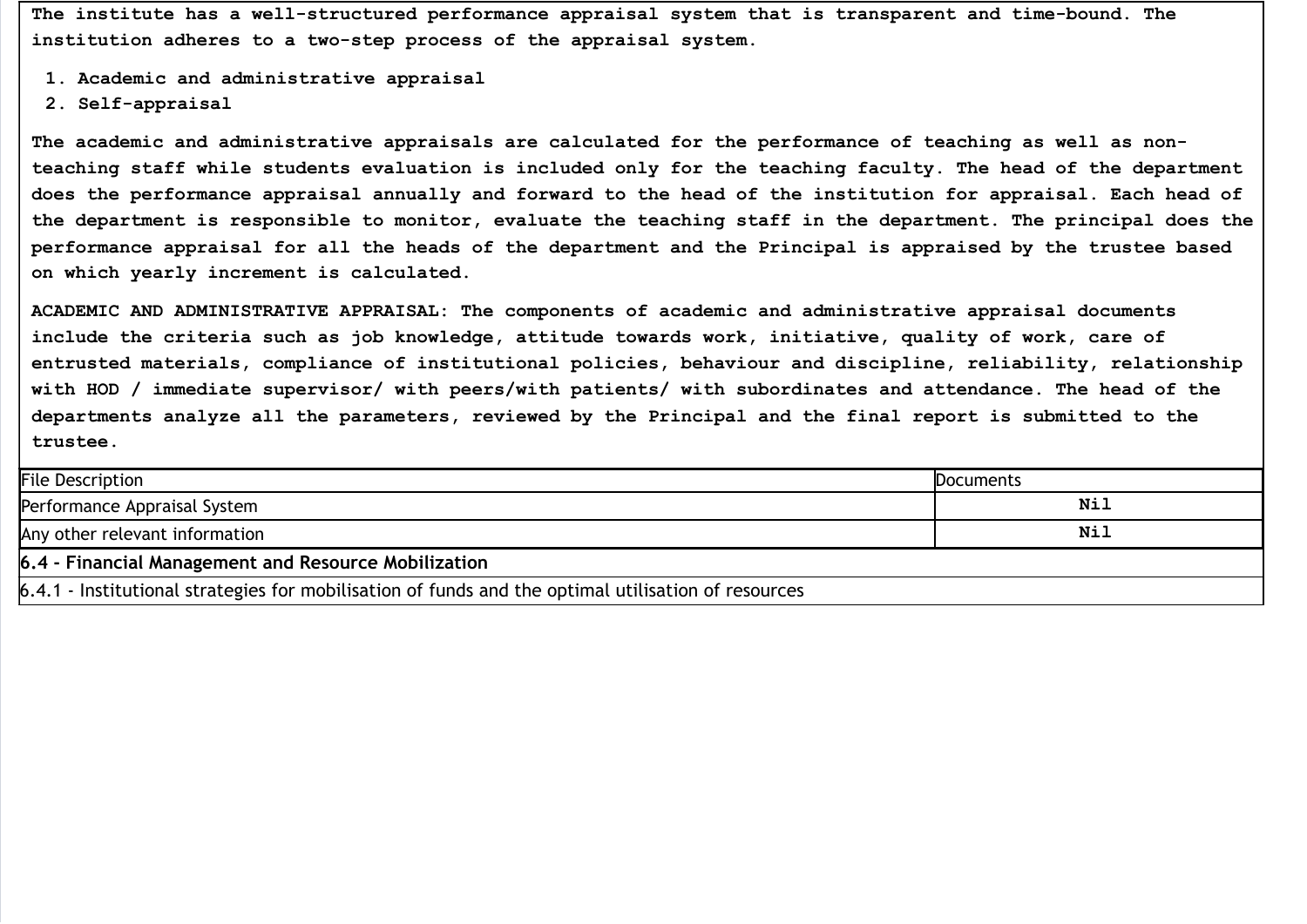The institute has a well-structured performance appraisal system that is transparent and time-bound. The institution adheres to a two-step process of the appraisal system.

1. Academic and administrative appraisal
2. Self-appraisal

The academic and administrative appraisals are calculated for the performance of teaching as well as non-teaching staff while students evaluation is included only for the teaching faculty. The head of the department does the performance appraisal annually and forward to the head of the institution for appraisal. Each head of the department is responsible to monitor, evaluate the teaching staff in the department. The principal does the performance appraisal for all the heads of the department and the Principal is appraised by the trustee based on which yearly increment is calculated.

ACADEMIC AND ADMINISTRATIVE APPRAISAL: The components of academic and administrative appraisal documents include the criteria such as job knowledge, attitude towards work, initiative, quality of work, care of entrusted materials, compliance of institutional policies, behaviour and discipline, reliability, relationship with HOD / immediate supervisor/ with peers/with patients/ with subordinates and attendance. The head of the departments analyze all the parameters, reviewed by the Principal and the final report is submitted to the trustee.

| File Description | Documents |
| --- | --- |
| Performance Appraisal System | Nil |
| Any other relevant information | Nil |

**6.4 - Financial Management and Resource Mobilization**

6.4.1 - Institutional strategies for mobilisation of funds and the optimal utilisation of resources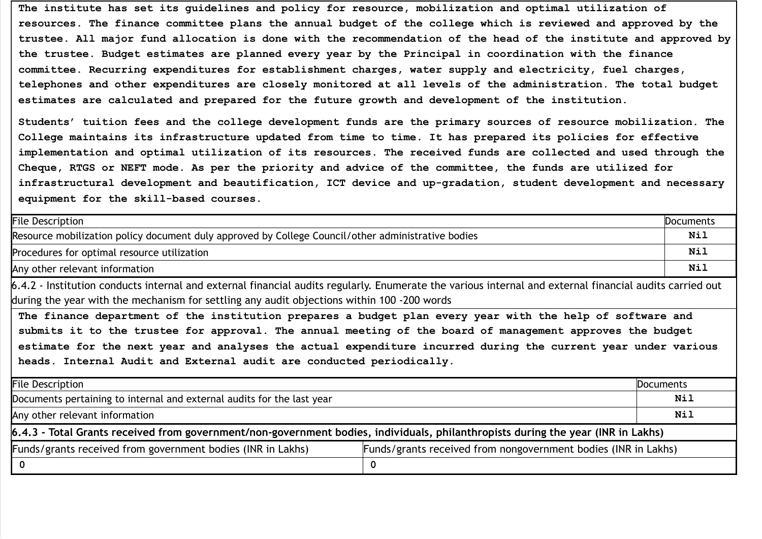**The institute has set its guidelines and policy for resource, mobilization and optimal utilization of resources. The finance committee plans the annual budget of the college which is reviewed and approved by the trustee. All major fund allocation is done with the recommendation of the head of the institute and approved by the trustee. Budget estimates are planned every year by the Principal in coordination with the finance committee. Recurring expenditures for establishment charges, water supply and electricity, fuel charges, telephones and other expenditures are closely monitored at all levels of the administration. The total budget estimates are calculated and prepared for the future growth and development of the institution.**

**Students' tuition fees and the college development funds are the primary sources of resource mobilization. The College maintains its infrastructure updated from time to time. It has prepared its policies for effective implementation and optimal utilization of its resources. The received funds are collected and used through the Cheque, RTGS or NEFT mode. As per the priority and advice of the committee, the funds are utilized for infrastructural development and beautification, ICT device and up-gradation, student development and necessary equipment for the skill-based courses.**

| File Description | Documents |
|---|---|
| Resource mobilization policy document duly approved by College Council/other administrative bodies | **Nil** |
| Procedures for optimal resource utilization | **Nil** |
| Any other relevant information | **Nil** |

6.4.2 - Institution conducts internal and external financial audits regularly. Enumerate the various internal and external financial audits carried out during the year with the mechanism for settling any audit objections within 100 -200 words

**The finance department of the institution prepares a budget plan every year with the help of software and submits it to the trustee for approval. The annual meeting of the board of management approves the budget estimate for the next year and analyses the actual expenditure incurred during the current year under various heads. Internal Audit and External audit are conducted periodically.**

| File Description | Documents |
|---|---|
| Documents pertaining to internal and external audits for the last year | **Nil** |
| Any other relevant information | **Nil** |

**6.4.3 - Total Grants received from government/non-government bodies, individuals, philanthropists during the year (INR in Lakhs)**

| Funds/grants received from government bodies (INR in Lakhs) | Funds/grants received from nongovernment bodies (INR in Lakhs) |
|---|---|
| 0 | 0 |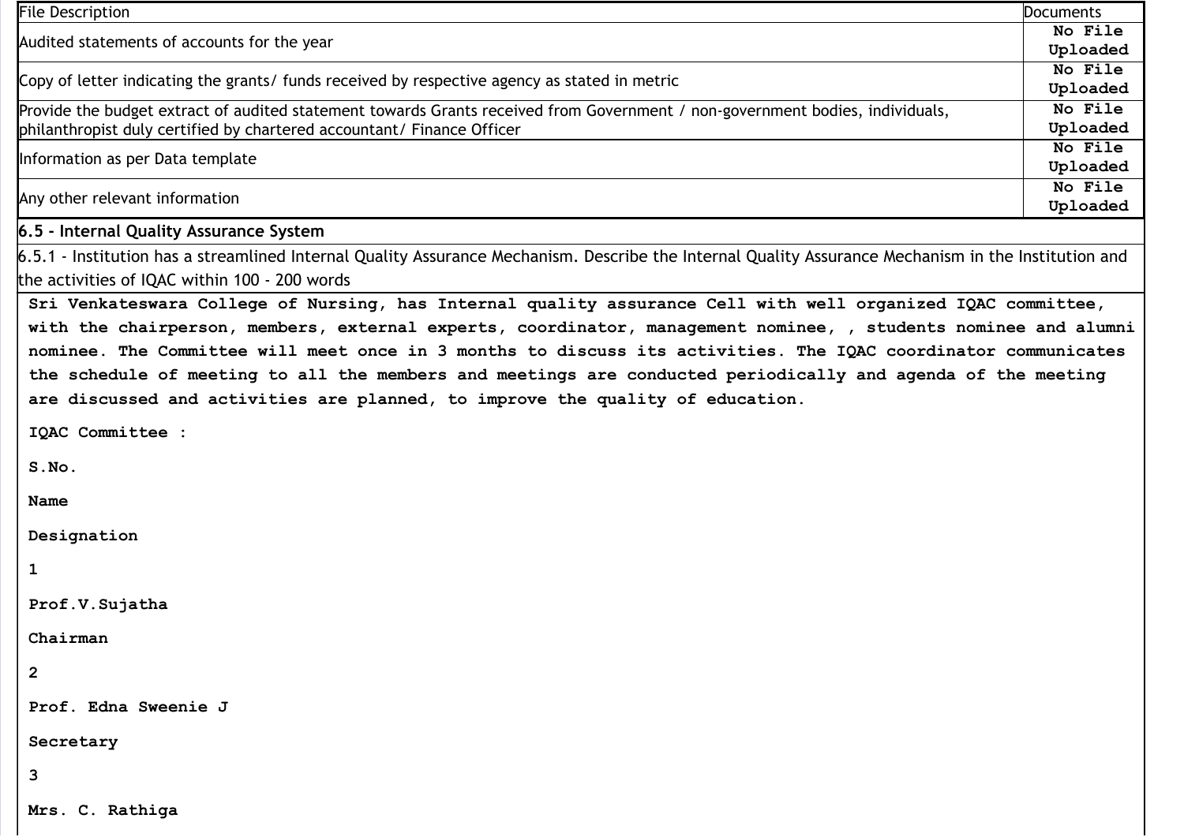| File Description | Documents |
|---|---|
| Audited statements of accounts for the year | No File Uploaded |
| Copy of letter indicating the grants/ funds received by respective agency as stated in metric | No File Uploaded |
| Provide the budget extract of audited statement towards Grants received from Government / non-government bodies, individuals, philanthropist duly certified by chartered accountant/ Finance Officer | No File Uploaded |
| Information as per Data template | No File Uploaded |
| Any other relevant information | No File Uploaded |

**6.5 - Internal Quality Assurance System**

6.5.1 - Institution has a streamlined Internal Quality Assurance Mechanism. Describe the Internal Quality Assurance Mechanism in the Institution and the activities of IQAC within 100 - 200 words

**Sri Venkateswara College of Nursing, has Internal quality assurance Cell with well organized IQAC committee, with the chairperson, members, external experts, coordinator, management nominee, , students nominee and alumni nominee. The Committee will meet once in 3 months to discuss its activities. The IQAC coordinator communicates the schedule of meeting to all the members and meetings are conducted periodically and agenda of the meeting are discussed and activities are planned, to improve the quality of education.**

**IQAC Committee :**

**S.No.**

**Name**

**Designation**

**1**

**Prof.V.Sujatha**

**Chairman**

**2**

**Prof. Edna Sweenie J**

**Secretary**

**3**

**Mrs. C. Rathiga**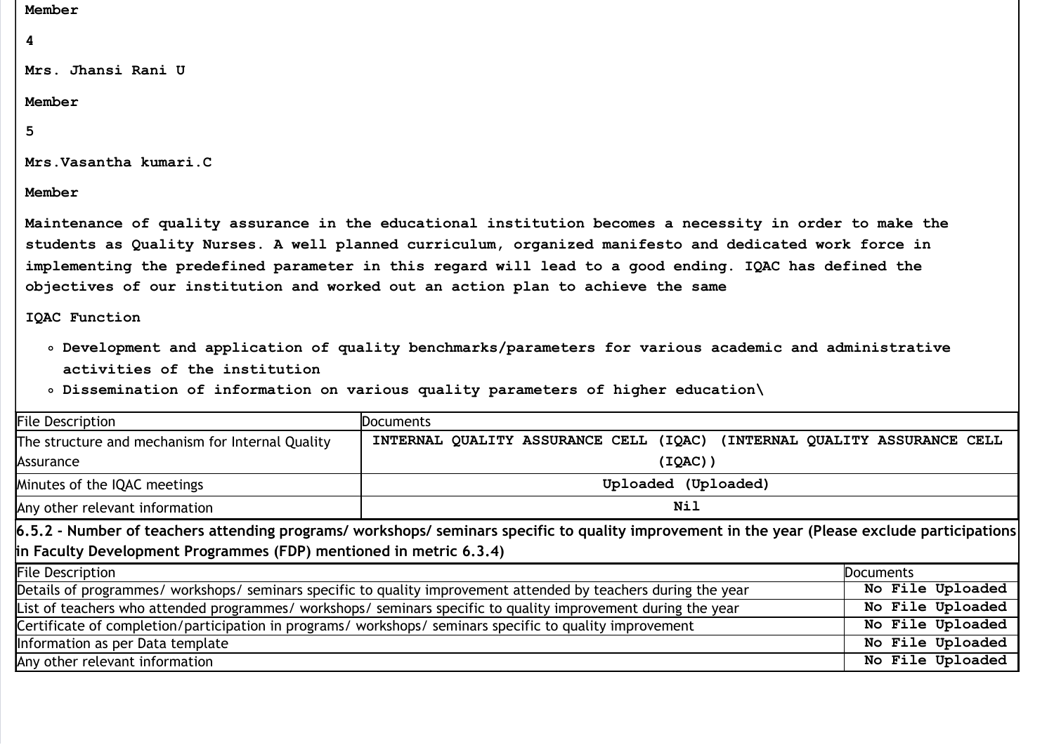**Member**

**4**

**Mrs. Jhansi Rani U**

**Member**

**5**

**Mrs.Vasantha kumari.C**

**Member**

**Maintenance of quality assurance in the educational institution becomes a necessity in order to make the students as Quality Nurses. A well planned curriculum, organized manifesto and dedicated work force in implementing the predefined parameter in this regard will lead to a good ending. IQAC has defined the objectives of our institution and worked out an action plan to achieve the same**

**IQAC Function**

- **Development and application of quality benchmarks/parameters for various academic and administrative activities of the institution**
- **Dissemination of information on various quality parameters of higher education\**

| File Description | Documents |
|---|---|
| The structure and mechanism for Internal Quality Assurance | **INTERNAL QUALITY ASSURANCE CELL (IQAC) (INTERNAL QUALITY ASSURANCE CELL (IQAC))** |
| Minutes of the IQAC meetings | **Uploaded (Uploaded)** |
| Any other relevant information | **Nil** |

**6.5.2 - Number of teachers attending programs/ workshops/ seminars specific to quality improvement in the year (Please exclude participations in Faculty Development Programmes (FDP) mentioned in metric 6.3.4)**

| File Description | Documents |
|---|---|
| Details of programmes/ workshops/ seminars specific to quality improvement attended by teachers during the year | **No File Uploaded** |
| List of teachers who attended programmes/ workshops/ seminars specific to quality improvement during the year | **No File Uploaded** |
| Certificate of completion/participation in programs/ workshops/ seminars specific to quality improvement | **No File Uploaded** |
| Information as per Data template | **No File Uploaded** |
| Any other relevant information | **No File Uploaded** |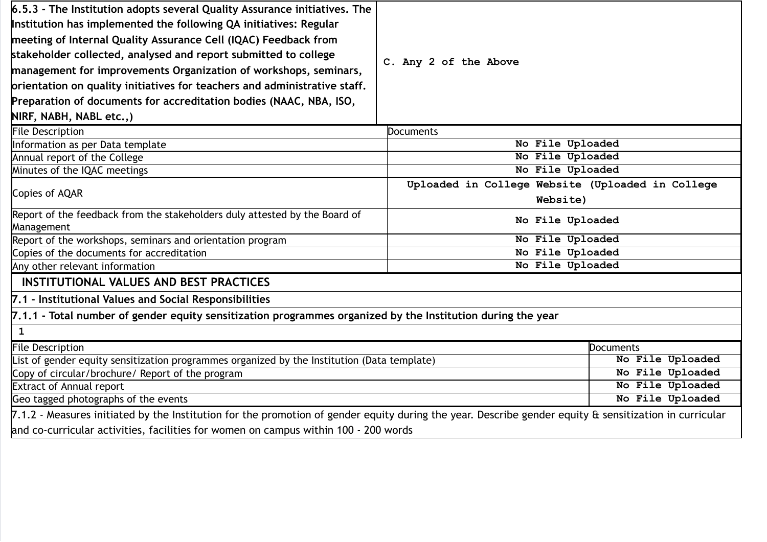| **6.5.3 - The Institution adopts several Quality Assurance initiatives. The Institution has implemented the following QA initiatives: Regular meeting of Internal Quality Assurance Cell (IQAC) Feedback from stakeholder collected, analysed and report submitted to college management for improvements Organization of workshops, seminars, orientation on quality initiatives for teachers and administrative staff. Preparation of documents for accreditation bodies (NAAC, NBA, ISO, NIRF, NABH, NABL etc.,)** | C. Any 2 of the Above |
|---|---|

| File Description | Documents |
|---|---|
| Information as per Data template | No File Uploaded |
| Annual report of the College | No File Uploaded |
| Minutes of the IQAC meetings | No File Uploaded |
| Copies of AQAR | Uploaded in College Website (Uploaded in College Website) |
| Report of the feedback from the stakeholders duly attested by the Board of Management | No File Uploaded |
| Report of the workshops, seminars and orientation program | No File Uploaded |
| Copies of the documents for accreditation | No File Uploaded |
| Any other relevant information | No File Uploaded |

## INSTITUTIONAL VALUES AND BEST PRACTICES

### 7.1 - Institutional Values and Social Responsibilities

**7.1.1 - Total number of gender equity sensitization programmes organized by the Institution during the year**

1

| File Description | Documents |
|---|---|
| List of gender equity sensitization programmes organized by the Institution (Data template) | No File Uploaded |
| Copy of circular/brochure/ Report of the program | No File Uploaded |
| Extract of Annual report | No File Uploaded |
| Geo tagged photographs of the events | No File Uploaded |

7.1.2 - Measures initiated by the Institution for the promotion of gender equity during the year. Describe gender equity & sensitization in curricular and co-curricular activities, facilities for women on campus within 100 - 200 words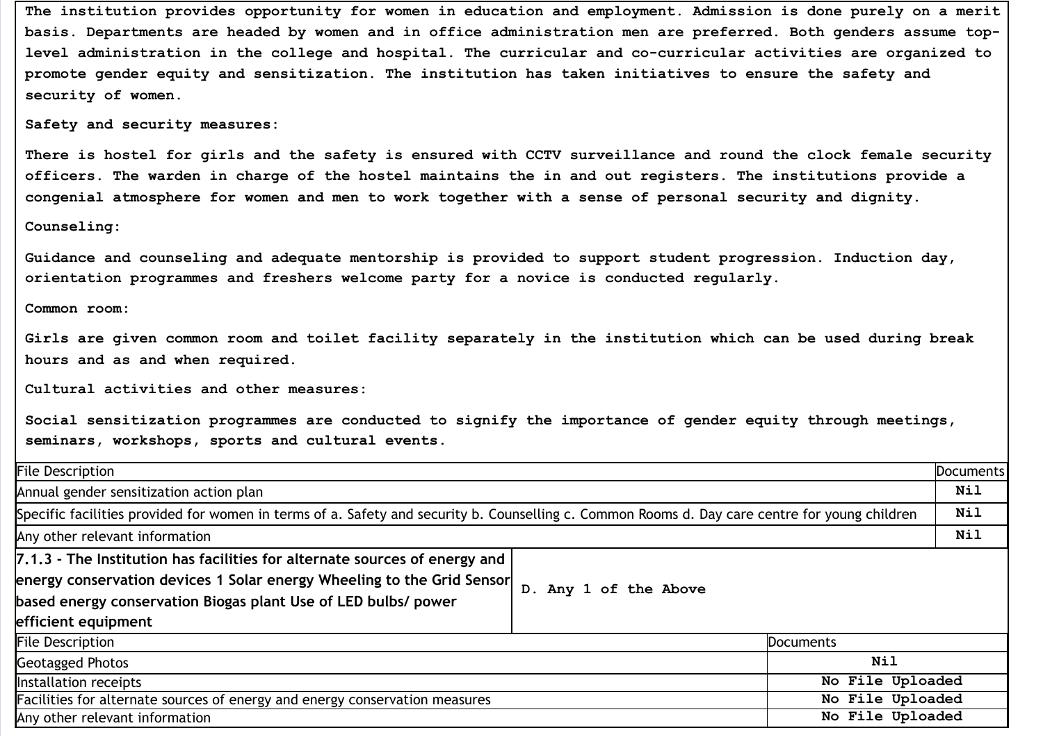The institution provides opportunity for women in education and employment. Admission is done purely on a merit basis. Departments are headed by women and in office administration men are preferred. Both genders assume top-level administration in the college and hospital. The curricular and co-curricular activities are organized to promote gender equity and sensitization. The institution has taken initiatives to ensure the safety and security of women.

Safety and security measures:

There is hostel for girls and the safety is ensured with CCTV surveillance and round the clock female security officers. The warden in charge of the hostel maintains the in and out registers. The institutions provide a congenial atmosphere for women and men to work together with a sense of personal security and dignity.

Counseling:

Guidance and counseling and adequate mentorship is provided to support student progression. Induction day, orientation programmes and freshers welcome party for a novice is conducted regularly.

Common room:

Girls are given common room and toilet facility separately in the institution which can be used during break hours and as and when required.

Cultural activities and other measures:

Social sensitization programmes are conducted to signify the importance of gender equity through meetings, seminars, workshops, sports and cultural events.

| File Description | Documents |
|---|---|
| Annual gender sensitization action plan | Nil |
| Specific facilities provided for women in terms of a. Safety and security b. Counselling c. Common Rooms d. Day care centre for young children | Nil |
| Any other relevant information | Nil |

| 7.1.3 - The Institution has facilities for alternate sources of energy and energy conservation devices 1 Solar energy Wheeling to the Grid Sensor based energy conservation Biogas plant Use of LED bulbs/ power efficient equipment | D. Any 1 of the Above |
|---|---|

| File Description | Documents |
|---|---|
| Geotagged Photos | Nil |
| Installation receipts | No File Uploaded |
| Facilities for alternate sources of energy and energy conservation measures | No File Uploaded |
| Any other relevant information | No File Uploaded |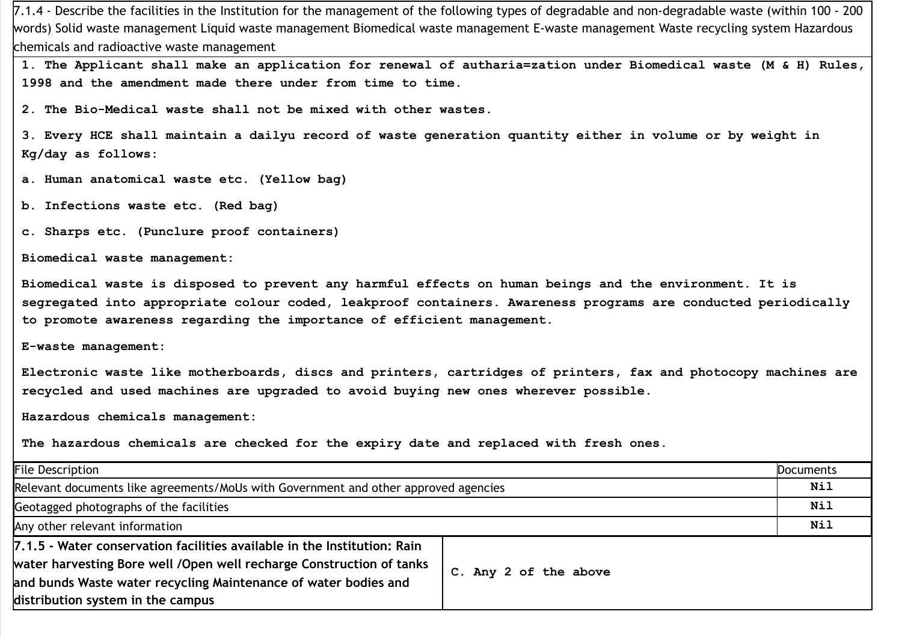| 7.1.4 - Describe the facilities in the Institution for the management of the following types of degradable and non-degradable waste (within 100 - 200 words) Solid waste management Liquid waste management Biomedical waste management E-waste management Waste recycling system Hazardous chemicals and radioactive waste management |
|---|

1. The Applicant shall make an application for renewal of autharia=zation under Biomedical waste (M & H) Rules, 1998 and the amendment made there under from time to time.

2. The Bio-Medical waste shall not be mixed with other wastes.

3. Every HCE shall maintain a dailyu record of waste generation quantity either in volume or by weight in Kg/day as follows:

a. Human anatomical waste etc. (Yellow bag)

b. Infections waste etc. (Red bag)

c. Sharps etc. (Punclure proof containers)

Biomedical waste management:

Biomedical waste is disposed to prevent any harmful effects on human beings and the environment. It is segregated into appropriate colour coded, leakproof containers. Awareness programs are conducted periodically to promote awareness regarding the importance of efficient management.

E-waste management:

Electronic waste like motherboards, discs and printers, cartridges of printers, fax and photocopy machines are recycled and used machines are upgraded to avoid buying new ones wherever possible.

Hazardous chemicals management:

The hazardous chemicals are checked for the expiry date and replaced with fresh ones.

| File Description | Documents |
|---|---|
| Relevant documents like agreements/MoUs with Government and other approved agencies | Nil |
| Geotagged photographs of the facilities | Nil |
| Any other relevant information | Nil |

| 7.1.5 - Water conservation facilities available in the Institution: Rain water harvesting Bore well /Open well recharge Construction of tanks and bunds Waste water recycling Maintenance of water bodies and distribution system in the campus | C. Any 2 of the above |
|---|---|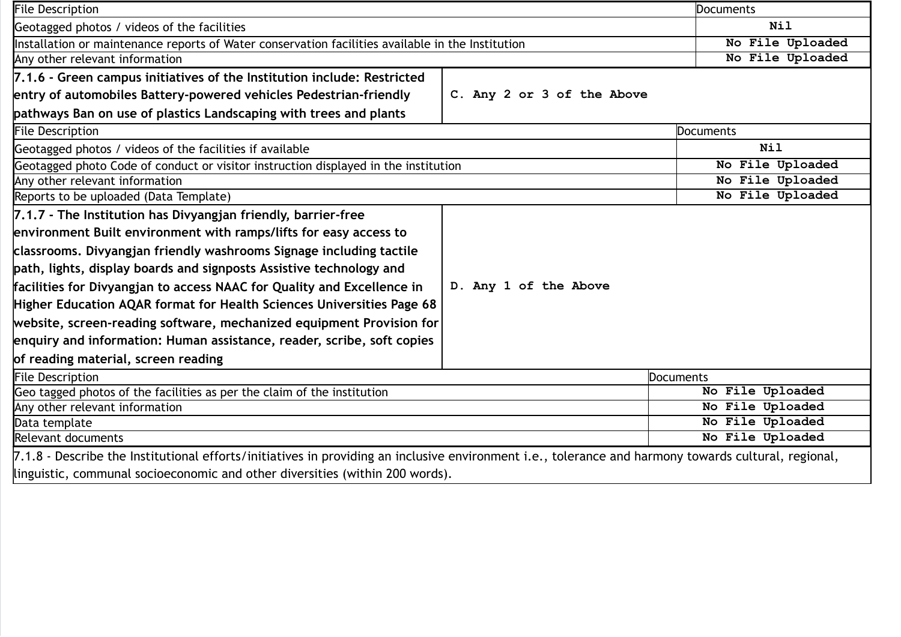| File Description | Documents |
|---|---|
| Geotagged photos / videos of the facilities | Nil |
| Installation or maintenance reports of Water conservation facilities available in the Institution | No File Uploaded |
| Any other relevant information | No File Uploaded |

| **7.1.6 - Green campus initiatives of the Institution include: Restricted entry of automobiles Battery-powered vehicles Pedestrian-friendly pathways Ban on use of plastics Landscaping with trees and plants** | C. Any 2 or 3 of the Above |
|---|---|

| File Description | Documents |
|---|---|
| Geotagged photos / videos of the facilities if available | Nil |
| Geotagged photo Code of conduct or visitor instruction displayed in the institution | No File Uploaded |
| Any other relevant information | No File Uploaded |
| Reports to be uploaded (Data Template) | No File Uploaded |

| **7.1.7 - The Institution has Divyangjan friendly, barrier-free environment Built environment with ramps/lifts for easy access to classrooms. Divyangjan friendly washrooms Signage including tactile path, lights, display boards and signposts Assistive technology and facilities for Divyangjan to access NAAC for Quality and Excellence in Higher Education AQAR format for Health Sciences Universities Page 68 website, screen-reading software, mechanized equipment Provision for enquiry and information: Human assistance, reader, scribe, soft copies of reading material, screen reading** | D. Any 1 of the Above |
|---|---|

| File Description | Documents |
|---|---|
| Geo tagged photos of the facilities as per the claim of the institution | No File Uploaded |
| Any other relevant information | No File Uploaded |
| Data template | No File Uploaded |
| Relevant documents | No File Uploaded |

7.1.8 - Describe the Institutional efforts/initiatives in providing an inclusive environment i.e., tolerance and harmony towards cultural, regional, linguistic, communal socioeconomic and other diversities (within 200 words).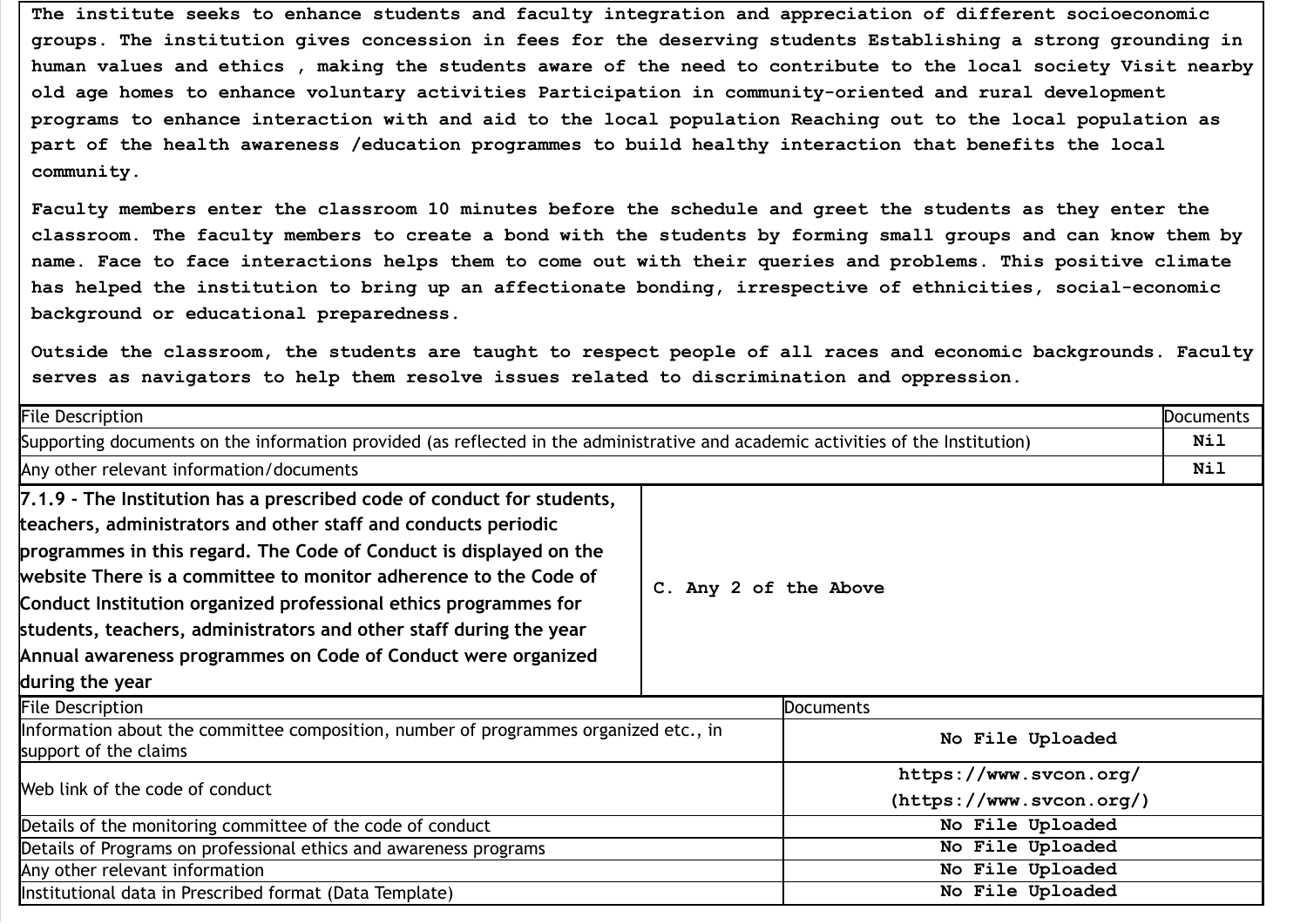The institute seeks to enhance students and faculty integration and appreciation of different socioeconomic groups. The institution gives concession in fees for the deserving students Establishing a strong grounding in human values and ethics , making the students aware of the need to contribute to the local society Visit nearby old age homes to enhance voluntary activities Participation in community-oriented and rural development programs to enhance interaction with and aid to the local population Reaching out to the local population as part of the health awareness /education programmes to build healthy interaction that benefits the local community.

Faculty members enter the classroom 10 minutes before the schedule and greet the students as they enter the classroom. The faculty members to create a bond with the students by forming small groups and can know them by name. Face to face interactions helps them to come out with their queries and problems. This positive climate has helped the institution to bring up an affectionate bonding, irrespective of ethnicities, social-economic background or educational preparedness.

Outside the classroom, the students are taught to respect people of all races and economic backgrounds. Faculty serves as navigators to help them resolve issues related to discrimination and oppression.

| File Description | Documents |
|---|---|
| Supporting documents on the information provided (as reflected in the administrative and academic activities of the Institution) | Nil |
| Any other relevant information/documents | Nil |

| **7.1.9 - The Institution has a prescribed code of conduct for students, teachers, administrators and other staff and conducts periodic programmes in this regard. The Code of Conduct is displayed on the website There is a committee to monitor adherence to the Code of Conduct Institution organized professional ethics programmes for students, teachers, administrators and other staff during the year Annual awareness programmes on Code of Conduct were organized during the year** | C. Any 2 of the Above |
|---|---|

| File Description | Documents |
|---|---|
| Information about the committee composition, number of programmes organized etc., in support of the claims | No File Uploaded |
| Web link of the code of conduct | https://www.svcon.org/ (https://www.svcon.org/) |
| Details of the monitoring committee of the code of conduct | No File Uploaded |
| Details of Programs on professional ethics and awareness programs | No File Uploaded |
| Any other relevant information | No File Uploaded |
| Institutional data in Prescribed format (Data Template) | No File Uploaded |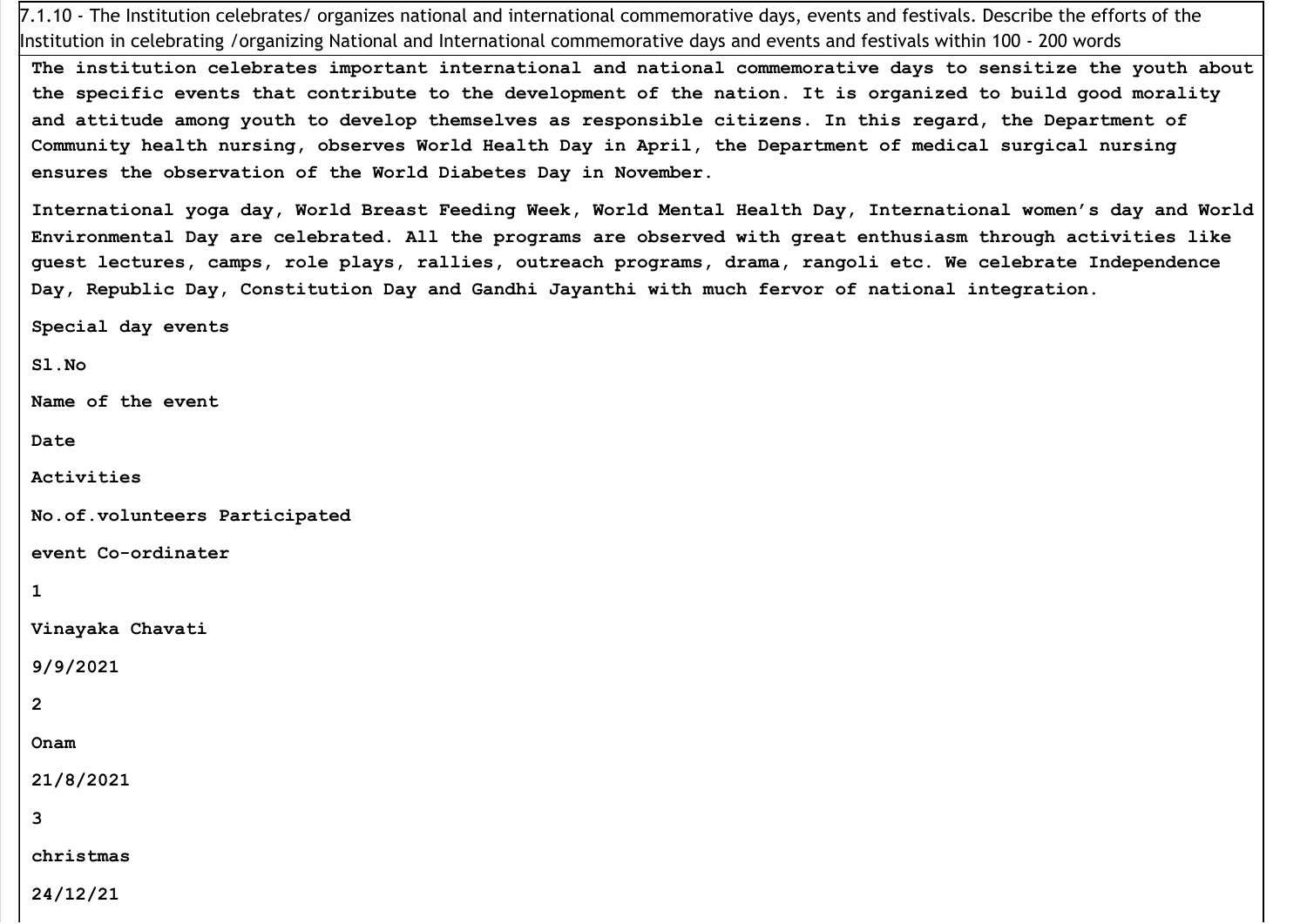7.1.10 - The Institution celebrates/ organizes national and international commemorative days, events and festivals. Describe the efforts of the Institution in celebrating /organizing National and International commemorative days and events and festivals within 100 - 200 words

The institution celebrates important international and national commemorative days to sensitize the youth about the specific events that contribute to the development of the nation. It is organized to build good morality and attitude among youth to develop themselves as responsible citizens. In this regard, the Department of Community health nursing, observes World Health Day in April, the Department of medical surgical nursing ensures the observation of the World Diabetes Day in November.

International yoga day, World Breast Feeding Week, World Mental Health Day, International women's day and World Environmental Day are celebrated. All the programs are observed with great enthusiasm through activities like guest lectures, camps, role plays, rallies, outreach programs, drama, rangoli etc. We celebrate Independence Day, Republic Day, Constitution Day and Gandhi Jayanthi with much fervor of national integration.

Special day events

Sl.No

Name of the event

Date

Activities

No.of.volunteers Participated

event Co-ordinater

1

Vinayaka Chavati

9/9/2021

2

Onam

21/8/2021

3

christmas

24/12/21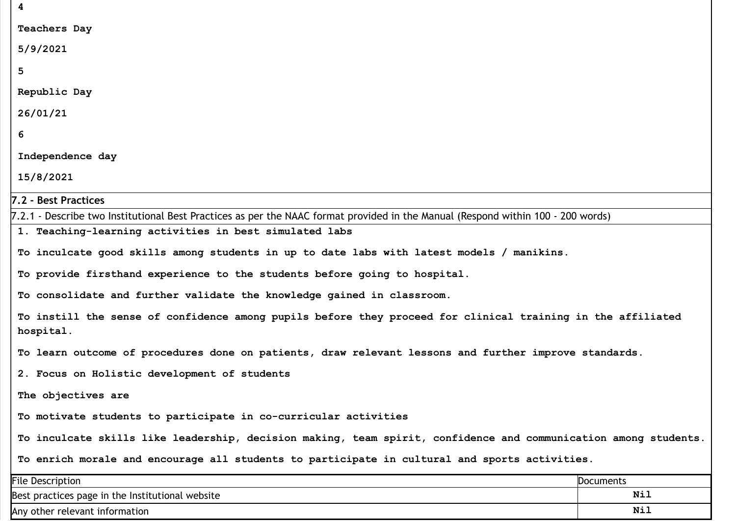4

**Teachers Day**

**5/9/2021**

**5**

**Republic Day**

**26/01/21**

**6**

**Independence day**

**15/8/2021**

### 7.2 - Best Practices

7.2.1 - Describe two Institutional Best Practices as per the NAAC format provided in the Manual (Respond within 100 - 200 words)

**1. Teaching-learning activities in best simulated labs**

**To inculcate good skills among students in up to date labs with latest models / manikins.**

**To provide firsthand experience to the students before going to hospital.**

**To consolidate and further validate the knowledge gained in classroom.**

**To instill the sense of confidence among pupils before they proceed for clinical training in the affiliated hospital.**

**To learn outcome of procedures done on patients, draw relevant lessons and further improve standards.**

**2. Focus on Holistic development of students**

**The objectives are**

**To motivate students to participate in co-curricular activities**

**To inculcate skills like leadership, decision making, team spirit, confidence and communication among students.**

**To enrich morale and encourage all students to participate in cultural and sports activities.**

| File Description | Documents |
| --- | --- |
| Best practices page in the Institutional website | Nil |
| Any other relevant information | Nil |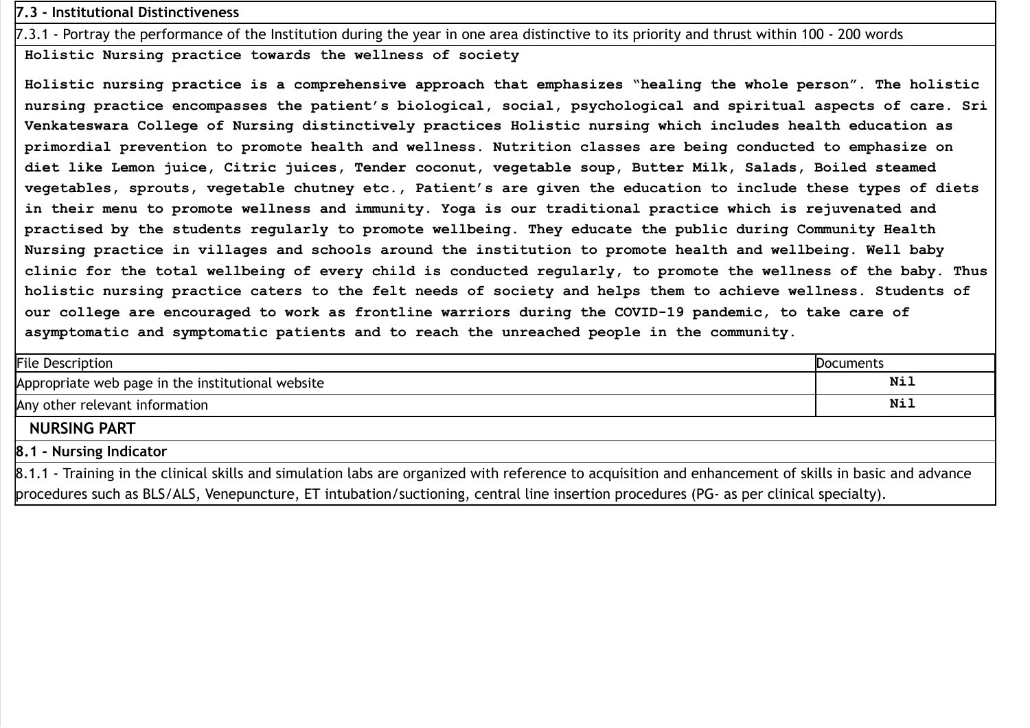**7.3 - Institutional Distinctiveness**

7.3.1 - Portray the performance of the Institution during the year in one area distinctive to its priority and thrust within 100 - 200 words

**Holistic Nursing practice towards the wellness of society**

**Holistic nursing practice is a comprehensive approach that emphasizes "healing the whole person". The holistic nursing practice encompasses the patient's biological, social, psychological and spiritual aspects of care. Sri Venkateswara College of Nursing distinctively practices Holistic nursing which includes health education as primordial prevention to promote health and wellness. Nutrition classes are being conducted to emphasize on diet like Lemon juice, Citric juices, Tender coconut, vegetable soup, Butter Milk, Salads, Boiled steamed vegetables, sprouts, vegetable chutney etc., Patient's are given the education to include these types of diets in their menu to promote wellness and immunity. Yoga is our traditional practice which is rejuvenated and practised by the students regularly to promote wellbeing. They educate the public during Community Health Nursing practice in villages and schools around the institution to promote health and wellbeing. Well baby clinic for the total wellbeing of every child is conducted regularly, to promote the wellness of the baby. Thus holistic nursing practice caters to the felt needs of society and helps them to achieve wellness. Students of our college are encouraged to work as frontline warriors during the COVID-19 pandemic, to take care of asymptomatic and symptomatic patients and to reach the unreached people in the community.**

| File Description | Documents |
|---|---|
| Appropriate web page in the institutional website | **Nil** |
| Any other relevant information | **Nil** |

## NURSING PART

**8.1 - Nursing Indicator**

8.1.1 - Training in the clinical skills and simulation labs are organized with reference to acquisition and enhancement of skills in basic and advance procedures such as BLS/ALS, Venepuncture, ET intubation/suctioning, central line insertion procedures (PG- as per clinical specialty).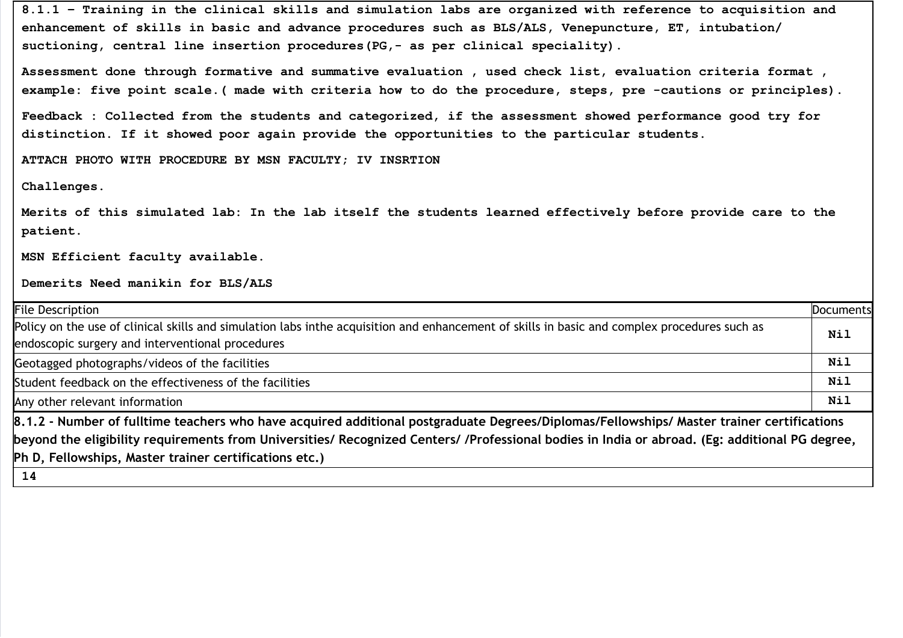**8.1.1 – Training in the clinical skills and simulation labs are organized with reference to acquisition and enhancement of skills in basic and advance procedures such as BLS/ALS, Venepuncture, ET, intubation/ suctioning, central line insertion procedures(PG,- as per clinical speciality).**

**Assessment done through formative and summative evaluation , used check list, evaluation criteria format , example: five point scale.( made with criteria how to do the procedure, steps, pre -cautions or principles).**

**Feedback : Collected from the students and categorized, if the assessment showed performance good try for distinction. If it showed poor again provide the opportunities to the particular students.**

**ATTACH PHOTO WITH PROCEDURE BY MSN FACULTY; IV INSRTION**

**Challenges.**

**Merits of this simulated lab: In the lab itself the students learned effectively before provide care to the patient.**

**MSN Efficient faculty available.**

**Demerits Need manikin for BLS/ALS**

| File Description | Documents |
|---|---|
| Policy on the use of clinical skills and simulation labs inthe acquisition and enhancement of skills in basic and complex procedures such as endoscopic surgery and interventional procedures | Nil |
| Geotagged photographs/videos of the facilities | Nil |
| Student feedback on the effectiveness of the facilities | Nil |
| Any other relevant information | Nil |

**8.1.2 - Number of fulltime teachers who have acquired additional postgraduate Degrees/Diplomas/Fellowships/ Master trainer certifications beyond the eligibility requirements from Universities/ Recognized Centers/ /Professional bodies in India or abroad. (Eg: additional PG degree, Ph D, Fellowships, Master trainer certifications etc.)**

14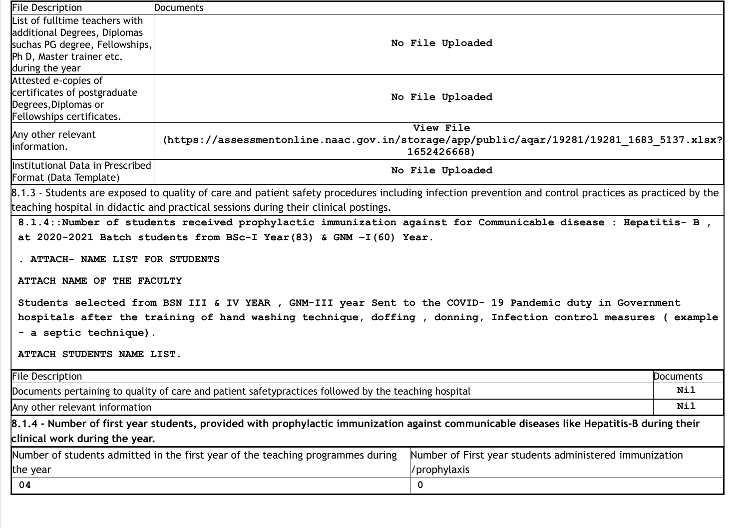| File Description | Documents |
|---|---|
| List of fulltime teachers with additional Degrees, Diplomas suchas PG degree, Fellowships, Ph D, Master trainer etc. during the year | No File Uploaded |
| Attested e-copies of certificates of postgraduate Degrees,Diplomas or Fellowships certificates. | No File Uploaded |
| Any other relevant information. | View File (https://assessmentonline.naac.gov.in/storage/app/public/aqar/19281/19281_1683_5137.xlsx?1652426668) |
| Institutional Data in Prescribed Format (Data Template) | No File Uploaded |

8.1.3 - Students are exposed to quality of care and patient safety procedures including infection prevention and control practices as practiced by the teaching hospital in didactic and practical sessions during their clinical postings.

**8.1.4::Number of students received prophylactic immunization against for Communicable disease : Hepatitis- B , at 2020-2021 Batch students from BSc-I Year(83) & GNM –I(60) Year.**

**. ATTACH- NAME LIST FOR STUDENTS**

**ATTACH NAME OF THE FACULTY**

**Students selected from BSN III & IV YEAR , GNM-III year Sent to the COVID- 19 Pandemic duty in Government hospitals after the training of hand washing technique, doffing , donning, Infection control measures ( example - a septic technique).**

**ATTACH STUDENTS NAME LIST.**

| File Description | Documents |
|---|---|
| Documents pertaining to quality of care and patient safetypractices followed by the teaching hospital | Nil |
| Any other relevant information | Nil |

**8.1.4 - Number of first year students, provided with prophylactic immunization against communicable diseases like Hepatitis-B during their clinical work during the year.**

| Number of students admitted in the first year of the teaching programmes during the year | Number of First year students administered immunization /prophylaxis |
|---|---|
| 04 | 0 |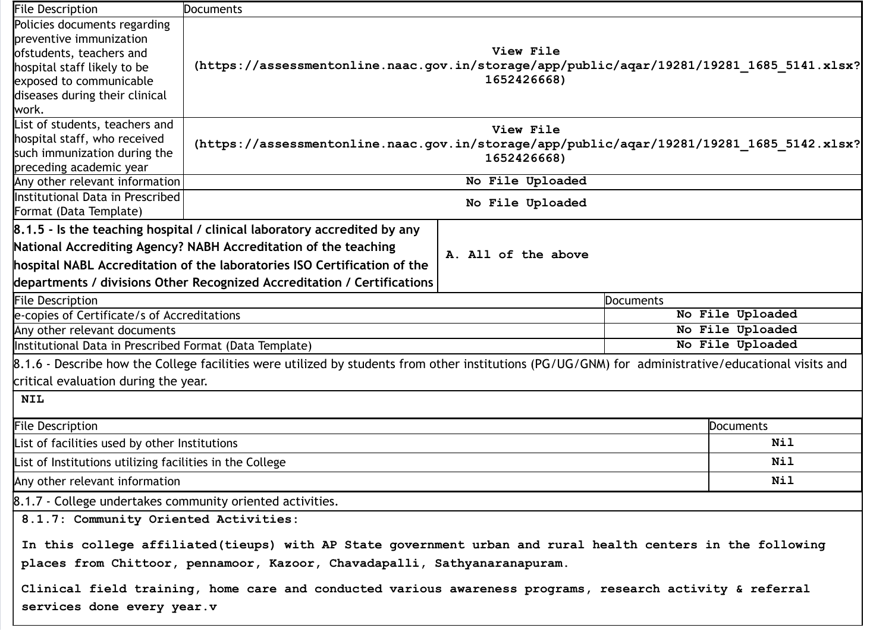| File Description | Documents |
|---|---|
| Policies documents regarding preventive immunization ofstudents, teachers and hospital staff likely to be exposed to communicable diseases during their clinical work. | View File (https://assessmentonline.naac.gov.in/storage/app/public/aqar/19281/19281_1685_5141.xlsx?1652426668) |
| List of students, teachers and hospital staff, who received such immunization during the preceding academic year | View File (https://assessmentonline.naac.gov.in/storage/app/public/aqar/19281/19281_1685_5142.xlsx?1652426668) |
| Any other relevant information | No File Uploaded |
| Institutional Data in Prescribed Format (Data Template) | No File Uploaded |

| **8.1.5 - Is the teaching hospital / clinical laboratory accredited by any National Accrediting Agency? NABH Accreditation of the teaching hospital NABL Accreditation of the laboratories ISO Certification of the departments / divisions Other Recognized Accreditation / Certifications** | A. All of the above |
|---|---|

| File Description | Documents |
|---|---|
| e-copies of Certificate/s of Accreditations | No File Uploaded |
| Any other relevant documents | No File Uploaded |
| Institutional Data in Prescribed Format (Data Template) | No File Uploaded |

8.1.6 - Describe how the College facilities were utilized by students from other institutions (PG/UG/GNM) for administrative/educational visits and critical evaluation during the year.

NIL

| File Description | Documents |
|---|---|
| List of facilities used by other Institutions | Nil |
| List of Institutions utilizing facilities in the College | Nil |
| Any other relevant information | Nil |

8.1.7 - College undertakes community oriented activities.

**8.1.7: Community Oriented Activities:**

In this college affiliated(tieups) with AP State government urban and rural health centers in the following places from Chittoor, pennamoor, Kazoor, Chavadapalli, Sathyanaranapuram.

Clinical field training, home care and conducted various awareness programs, research activity & referral services done every year.v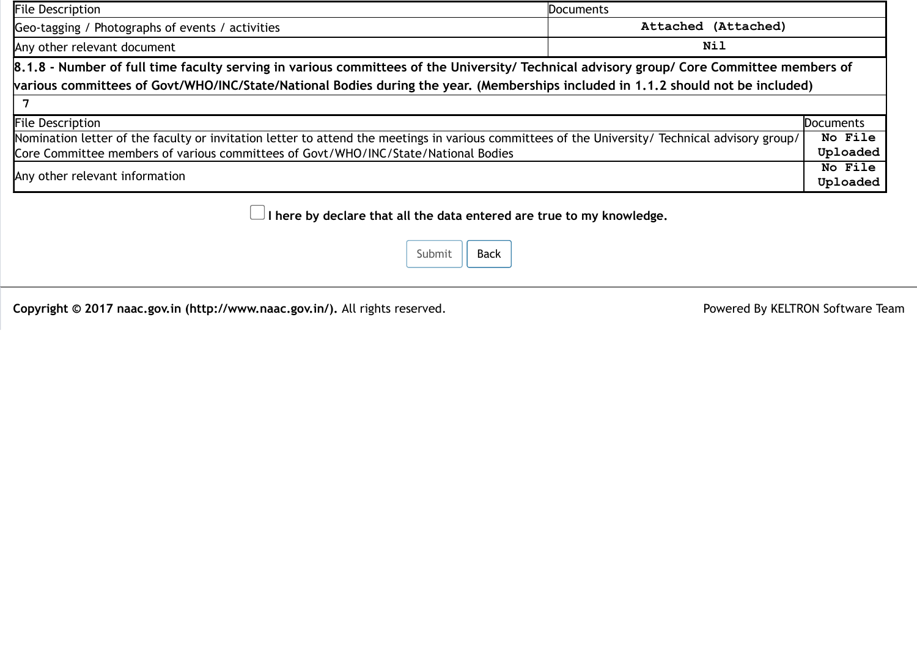| File Description | Documents |
|---|---|
| Geo-tagging / Photographs of events / activities | Attached (Attached) |
| Any other relevant document | Nil |

**8.1.8 - Number of full time faculty serving in various committees of the University/ Technical advisory group/ Core Committee members of various committees of Govt/WHO/INC/State/National Bodies during the year. (Memberships included in 1.1.2 should not be included)**

7

| File Description | Documents |
|---|---|
| Nomination letter of the faculty or invitation letter to attend the meetings in various committees of the University/ Technical advisory group/ Core Committee members of various committees of Govt/WHO/INC/State/National Bodies | No File Uploaded |
| Any other relevant information | No File Uploaded |

I here by declare that all the data entered are true to my knowledge.

Submit Back

**Copyright © 2017 naac.gov.in (http://www.naac.gov.in/).** All rights reserved.

Powered By KELTRON Software Team